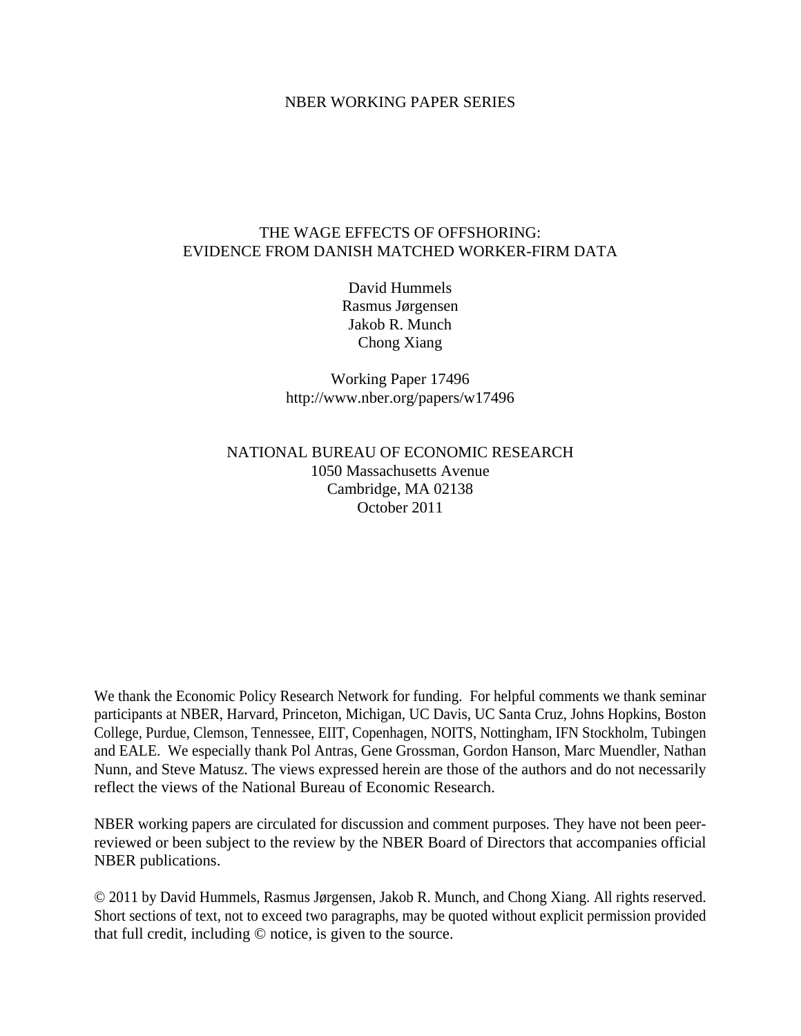NBER WORKING PAPER SERIES

# THE WAGE EFFECTS OF OFFSHORING: EVIDENCE FROM DANISH MATCHED WORKER-FIRM DATA

David Hummels
Rasmus Jørgensen
Jakob R. Munch
Chong Xiang

Working Paper 17496
http://www.nber.org/papers/w17496

NATIONAL BUREAU OF ECONOMIC RESEARCH
1050 Massachusetts Avenue
Cambridge, MA 02138
October 2011

We thank the Economic Policy Research Network for funding. For helpful comments we thank seminar participants at NBER, Harvard, Princeton, Michigan, UC Davis, UC Santa Cruz, Johns Hopkins, Boston College, Purdue, Clemson, Tennessee, EIIT, Copenhagen, NOITS, Nottingham, IFN Stockholm, Tubingen and EALE. We especially thank Pol Antras, Gene Grossman, Gordon Hanson, Marc Muendler, Nathan Nunn, and Steve Matusz. The views expressed herein are those of the authors and do not necessarily reflect the views of the National Bureau of Economic Research.

NBER working papers are circulated for discussion and comment purposes. They have not been peer-reviewed or been subject to the review by the NBER Board of Directors that accompanies official NBER publications.

© 2011 by David Hummels, Rasmus Jørgensen, Jakob R. Munch, and Chong Xiang. All rights reserved. Short sections of text, not to exceed two paragraphs, may be quoted without explicit permission provided that full credit, including © notice, is given to the source.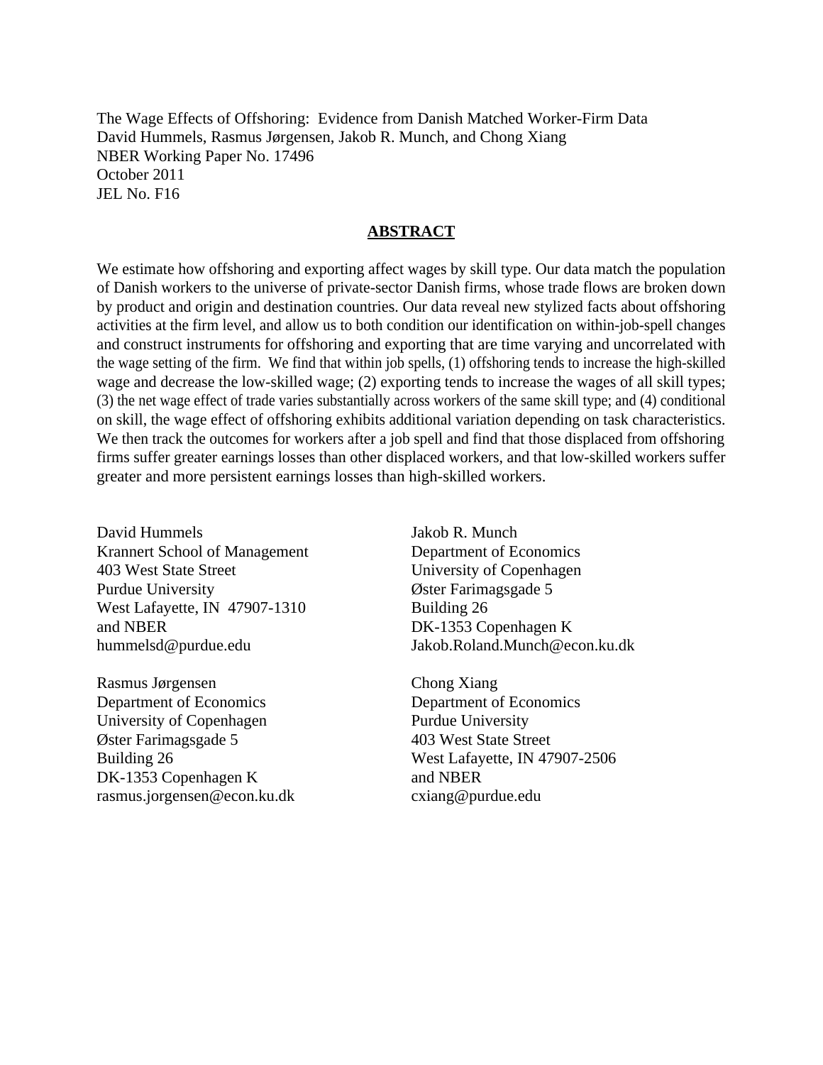The Wage Effects of Offshoring: Evidence from Danish Matched Worker-Firm Data
David Hummels, Rasmus Jørgensen, Jakob R. Munch, and Chong Xiang
NBER Working Paper No. 17496
October 2011
JEL No. F16

## ABSTRACT

We estimate how offshoring and exporting affect wages by skill type. Our data match the population of Danish workers to the universe of private-sector Danish firms, whose trade flows are broken down by product and origin and destination countries. Our data reveal new stylized facts about offshoring activities at the firm level, and allow us to both condition our identification on within-job-spell changes and construct instruments for offshoring and exporting that are time varying and uncorrelated with the wage setting of the firm. We find that within job spells, (1) offshoring tends to increase the high-skilled wage and decrease the low-skilled wage; (2) exporting tends to increase the wages of all skill types; (3) the net wage effect of trade varies substantially across workers of the same skill type; and (4) conditional on skill, the wage effect of offshoring exhibits additional variation depending on task characteristics. We then track the outcomes for workers after a job spell and find that those displaced from offshoring firms suffer greater earnings losses than other displaced workers, and that low-skilled workers suffer greater and more persistent earnings losses than high-skilled workers.

David Hummels
Krannert School of Management
403 West State Street
Purdue University
West Lafayette, IN 47907-1310
and NBER
hummelsd@purdue.edu

Rasmus Jørgensen
Department of Economics
University of Copenhagen
Øster Farimagsgade 5
Building 26
DK-1353 Copenhagen K
rasmus.jorgensen@econ.ku.dk

Jakob R. Munch
Department of Economics
University of Copenhagen
Øster Farimagsgade 5
Building 26
DK-1353 Copenhagen K
Jakob.Roland.Munch@econ.ku.dk

Chong Xiang
Department of Economics
Purdue University
403 West State Street
West Lafayette, IN 47907-2506
and NBER
cxiang@purdue.edu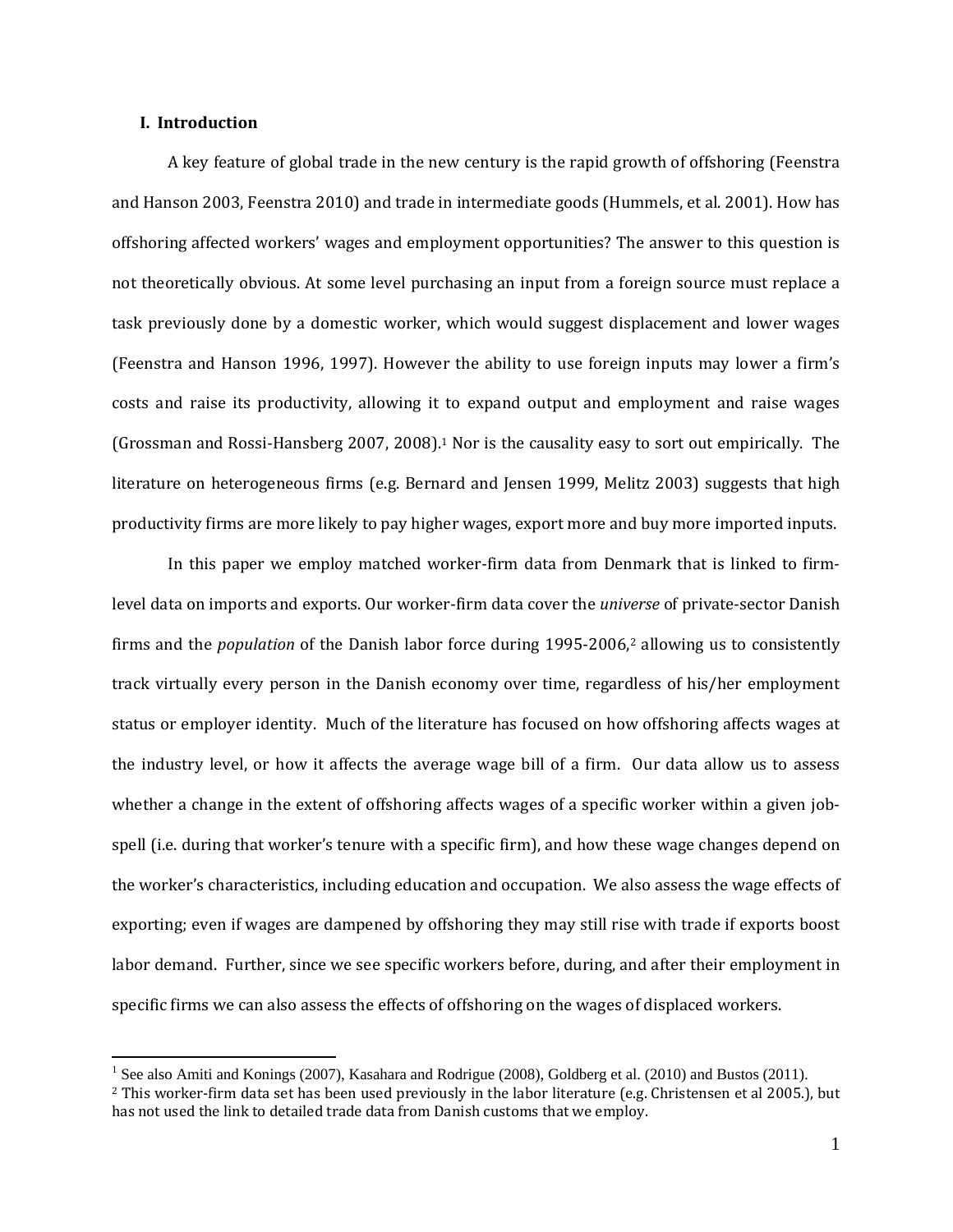## I. Introduction

A key feature of global trade in the new century is the rapid growth of offshoring (Feenstra and Hanson 2003, Feenstra 2010) and trade in intermediate goods (Hummels, et al. 2001). How has offshoring affected workers' wages and employment opportunities? The answer to this question is not theoretically obvious. At some level purchasing an input from a foreign source must replace a task previously done by a domestic worker, which would suggest displacement and lower wages (Feenstra and Hanson 1996, 1997). However the ability to use foreign inputs may lower a firm's costs and raise its productivity, allowing it to expand output and employment and raise wages (Grossman and Rossi-Hansberg 2007, 2008).[1] Nor is the causality easy to sort out empirically. The literature on heterogeneous firms (e.g. Bernard and Jensen 1999, Melitz 2003) suggests that high productivity firms are more likely to pay higher wages, export more and buy more imported inputs.

In this paper we employ matched worker-firm data from Denmark that is linked to firm-level data on imports and exports. Our worker-firm data cover the *universe* of private-sector Danish firms and the *population* of the Danish labor force during 1995-2006,[2] allowing us to consistently track virtually every person in the Danish economy over time, regardless of his/her employment status or employer identity. Much of the literature has focused on how offshoring affects wages at the industry level, or how it affects the average wage bill of a firm. Our data allow us to assess whether a change in the extent of offshoring affects wages of a specific worker within a given job-spell (i.e. during that worker's tenure with a specific firm), and how these wage changes depend on the worker's characteristics, including education and occupation. We also assess the wage effects of exporting; even if wages are dampened by offshoring they may still rise with trade if exports boost labor demand. Further, since we see specific workers before, during, and after their employment in specific firms we can also assess the effects of offshoring on the wages of displaced workers.

[1] See also Amiti and Konings (2007), Kasahara and Rodrigue (2008), Goldberg et al. (2010) and Bustos (2011).

[2] This worker-firm data set has been used previously in the labor literature (e.g. Christensen et al 2005.), but has not used the link to detailed trade data from Danish customs that we employ.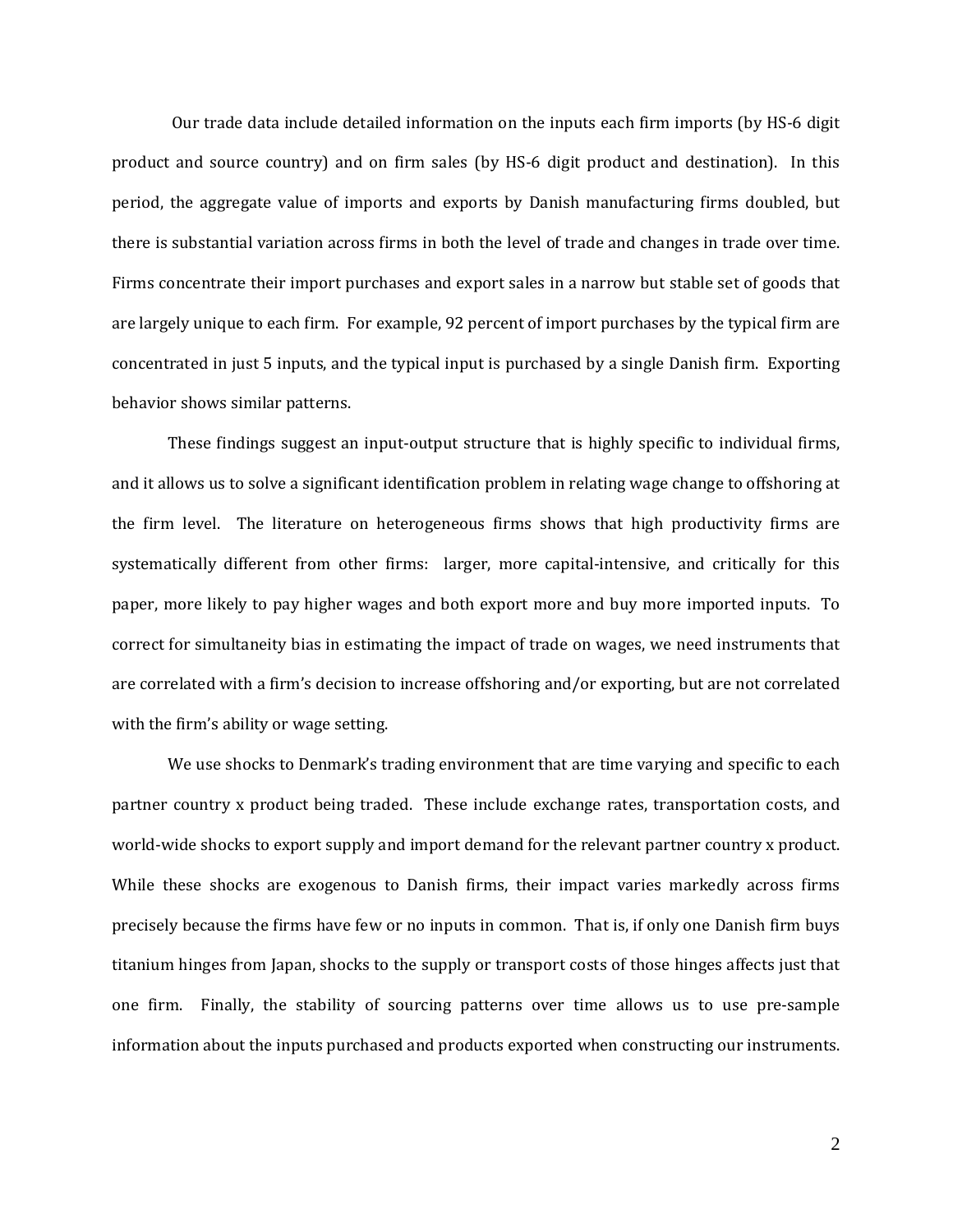Our trade data include detailed information on the inputs each firm imports (by HS-6 digit product and source country) and on firm sales (by HS-6 digit product and destination). In this period, the aggregate value of imports and exports by Danish manufacturing firms doubled, but there is substantial variation across firms in both the level of trade and changes in trade over time. Firms concentrate their import purchases and export sales in a narrow but stable set of goods that are largely unique to each firm. For example, 92 percent of import purchases by the typical firm are concentrated in just 5 inputs, and the typical input is purchased by a single Danish firm. Exporting behavior shows similar patterns.

These findings suggest an input-output structure that is highly specific to individual firms, and it allows us to solve a significant identification problem in relating wage change to offshoring at the firm level. The literature on heterogeneous firms shows that high productivity firms are systematically different from other firms: larger, more capital-intensive, and critically for this paper, more likely to pay higher wages and both export more and buy more imported inputs. To correct for simultaneity bias in estimating the impact of trade on wages, we need instruments that are correlated with a firm's decision to increase offshoring and/or exporting, but are not correlated with the firm's ability or wage setting.

We use shocks to Denmark's trading environment that are time varying and specific to each partner country x product being traded. These include exchange rates, transportation costs, and world-wide shocks to export supply and import demand for the relevant partner country x product. While these shocks are exogenous to Danish firms, their impact varies markedly across firms precisely because the firms have few or no inputs in common. That is, if only one Danish firm buys titanium hinges from Japan, shocks to the supply or transport costs of those hinges affects just that one firm. Finally, the stability of sourcing patterns over time allows us to use pre-sample information about the inputs purchased and products exported when constructing our instruments.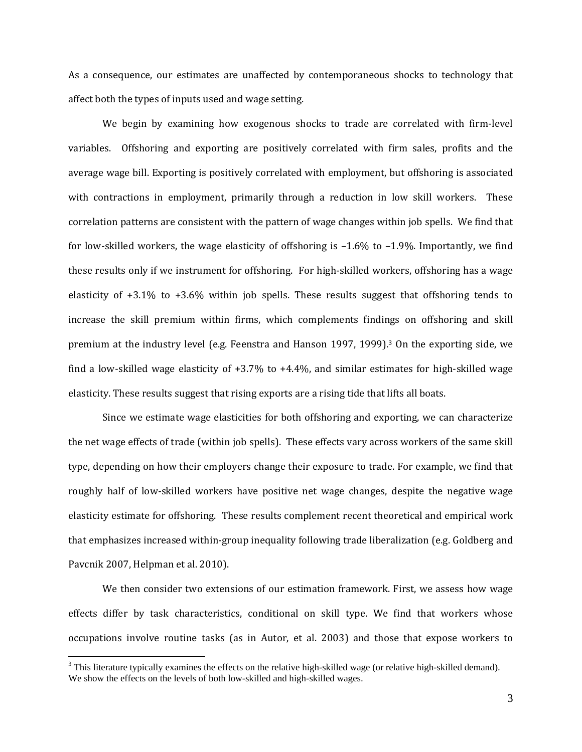As a consequence, our estimates are unaffected by contemporaneous shocks to technology that affect both the types of inputs used and wage setting.

We begin by examining how exogenous shocks to trade are correlated with firm-level variables. Offshoring and exporting are positively correlated with firm sales, profits and the average wage bill. Exporting is positively correlated with employment, but offshoring is associated with contractions in employment, primarily through a reduction in low skill workers. These correlation patterns are consistent with the pattern of wage changes within job spells. We find that for low-skilled workers, the wage elasticity of offshoring is –1.6% to –1.9%. Importantly, we find these results only if we instrument for offshoring. For high-skilled workers, offshoring has a wage elasticity of +3.1% to +3.6% within job spells. These results suggest that offshoring tends to increase the skill premium within firms, which complements findings on offshoring and skill premium at the industry level (e.g. Feenstra and Hanson 1997, 1999).[3] On the exporting side, we find a low-skilled wage elasticity of +3.7% to +4.4%, and similar estimates for high-skilled wage elasticity. These results suggest that rising exports are a rising tide that lifts all boats.

Since we estimate wage elasticities for both offshoring and exporting, we can characterize the net wage effects of trade (within job spells). These effects vary across workers of the same skill type, depending on how their employers change their exposure to trade. For example, we find that roughly half of low-skilled workers have positive net wage changes, despite the negative wage elasticity estimate for offshoring. These results complement recent theoretical and empirical work that emphasizes increased within-group inequality following trade liberalization (e.g. Goldberg and Pavcnik 2007, Helpman et al. 2010).

We then consider two extensions of our estimation framework. First, we assess how wage effects differ by task characteristics, conditional on skill type. We find that workers whose occupations involve routine tasks (as in Autor, et al. 2003) and those that expose workers to

[3] This literature typically examines the effects on the relative high-skilled wage (or relative high-skilled demand). We show the effects on the levels of both low-skilled and high-skilled wages.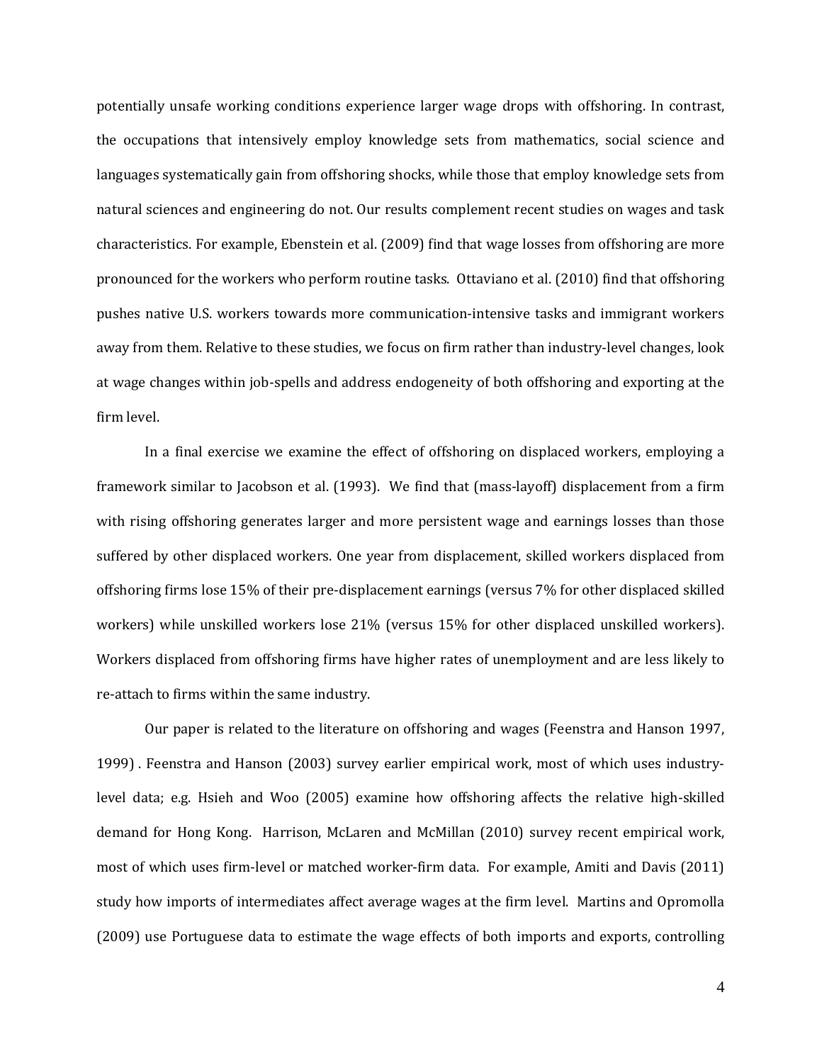potentially unsafe working conditions experience larger wage drops with offshoring. In contrast, the occupations that intensively employ knowledge sets from mathematics, social science and languages systematically gain from offshoring shocks, while those that employ knowledge sets from natural sciences and engineering do not. Our results complement recent studies on wages and task characteristics. For example, Ebenstein et al. (2009) find that wage losses from offshoring are more pronounced for the workers who perform routine tasks. Ottaviano et al. (2010) find that offshoring pushes native U.S. workers towards more communication-intensive tasks and immigrant workers away from them. Relative to these studies, we focus on firm rather than industry-level changes, look at wage changes within job-spells and address endogeneity of both offshoring and exporting at the firm level.

In a final exercise we examine the effect of offshoring on displaced workers, employing a framework similar to Jacobson et al. (1993). We find that (mass-layoff) displacement from a firm with rising offshoring generates larger and more persistent wage and earnings losses than those suffered by other displaced workers. One year from displacement, skilled workers displaced from offshoring firms lose 15% of their pre-displacement earnings (versus 7% for other displaced skilled workers) while unskilled workers lose 21% (versus 15% for other displaced unskilled workers). Workers displaced from offshoring firms have higher rates of unemployment and are less likely to re-attach to firms within the same industry.

Our paper is related to the literature on offshoring and wages (Feenstra and Hanson 1997, 1999) . Feenstra and Hanson (2003) survey earlier empirical work, most of which uses industry-level data; e.g. Hsieh and Woo (2005) examine how offshoring affects the relative high-skilled demand for Hong Kong. Harrison, McLaren and McMillan (2010) survey recent empirical work, most of which uses firm-level or matched worker-firm data. For example, Amiti and Davis (2011) study how imports of intermediates affect average wages at the firm level. Martins and Opromolla (2009) use Portuguese data to estimate the wage effects of both imports and exports, controlling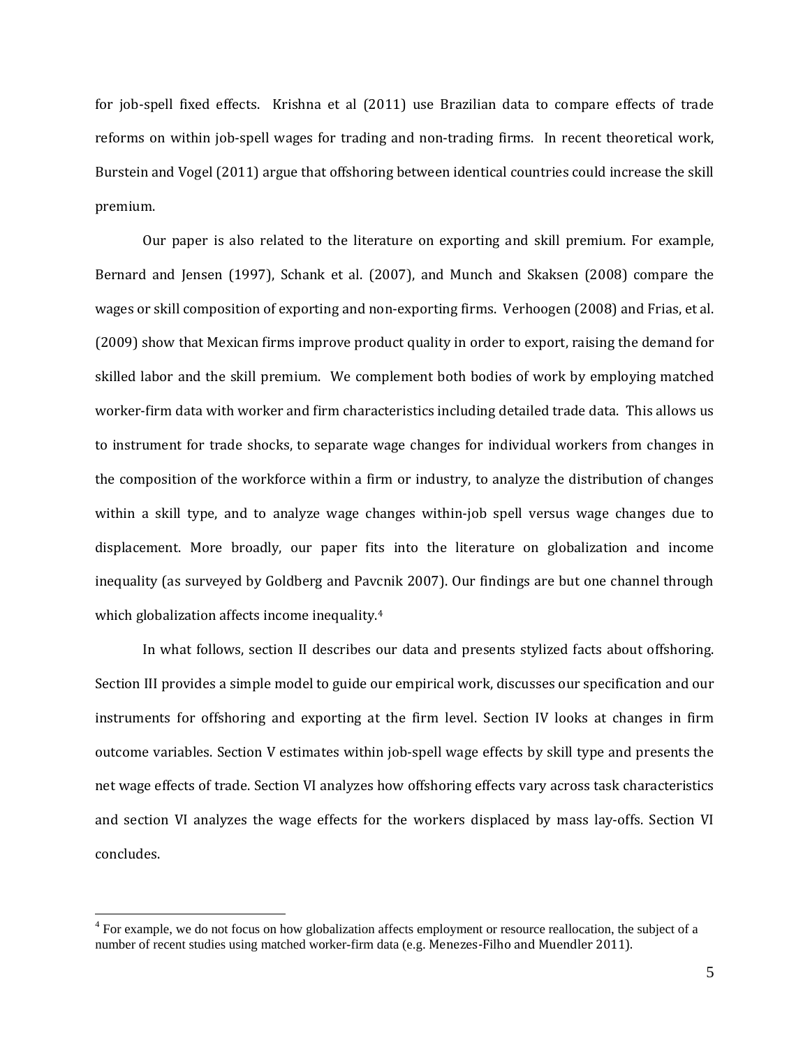for job-spell fixed effects. Krishna et al (2011) use Brazilian data to compare effects of trade reforms on within job-spell wages for trading and non-trading firms. In recent theoretical work, Burstein and Vogel (2011) argue that offshoring between identical countries could increase the skill premium.

Our paper is also related to the literature on exporting and skill premium. For example, Bernard and Jensen (1997), Schank et al. (2007), and Munch and Skaksen (2008) compare the wages or skill composition of exporting and non-exporting firms. Verhoogen (2008) and Frias, et al. (2009) show that Mexican firms improve product quality in order to export, raising the demand for skilled labor and the skill premium. We complement both bodies of work by employing matched worker-firm data with worker and firm characteristics including detailed trade data. This allows us to instrument for trade shocks, to separate wage changes for individual workers from changes in the composition of the workforce within a firm or industry, to analyze the distribution of changes within a skill type, and to analyze wage changes within-job spell versus wage changes due to displacement. More broadly, our paper fits into the literature on globalization and income inequality (as surveyed by Goldberg and Pavcnik 2007). Our findings are but one channel through which globalization affects income inequality.[4]

In what follows, section II describes our data and presents stylized facts about offshoring. Section III provides a simple model to guide our empirical work, discusses our specification and our instruments for offshoring and exporting at the firm level. Section IV looks at changes in firm outcome variables. Section V estimates within job-spell wage effects by skill type and presents the net wage effects of trade. Section VI analyzes how offshoring effects vary across task characteristics and section VI analyzes the wage effects for the workers displaced by mass lay-offs. Section VI concludes.

[4] For example, we do not focus on how globalization affects employment or resource reallocation, the subject of a number of recent studies using matched worker-firm data (e.g. Menezes-Filho and Muendler 2011).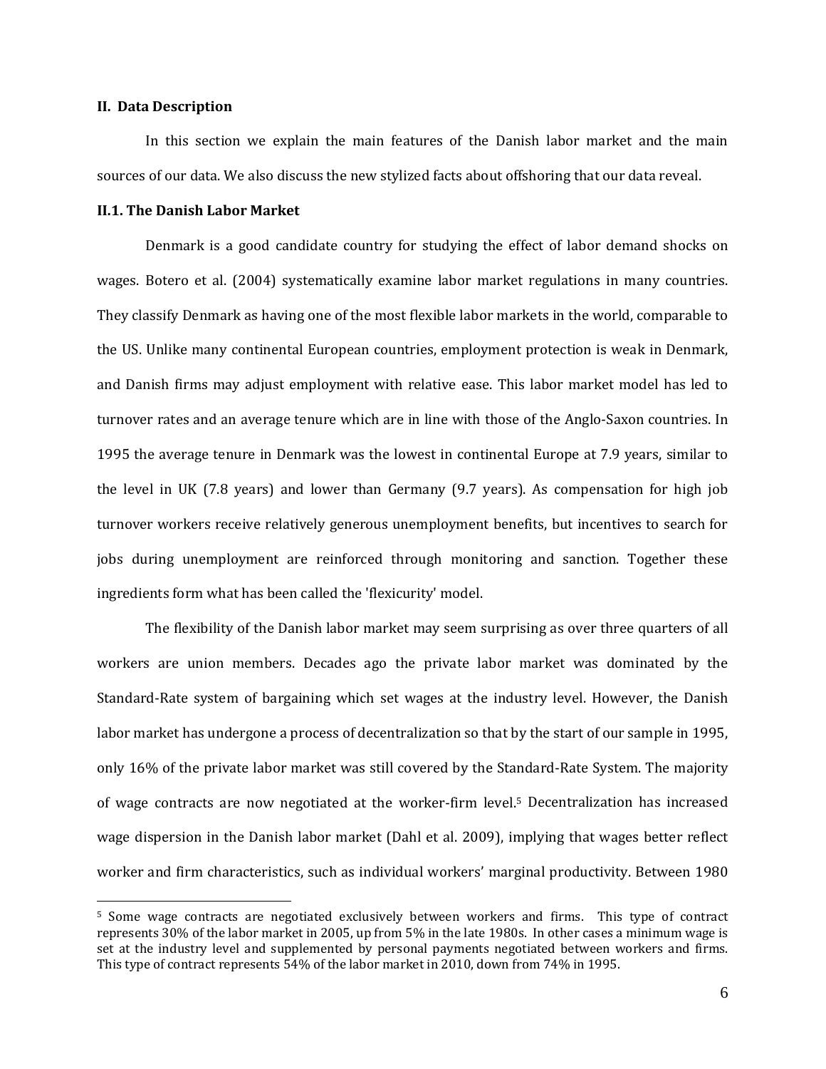## II. Data Description

In this section we explain the main features of the Danish labor market and the main sources of our data. We also discuss the new stylized facts about offshoring that our data reveal.

### II.1. The Danish Labor Market

Denmark is a good candidate country for studying the effect of labor demand shocks on wages. Botero et al. (2004) systematically examine labor market regulations in many countries. They classify Denmark as having one of the most flexible labor markets in the world, comparable to the US. Unlike many continental European countries, employment protection is weak in Denmark, and Danish firms may adjust employment with relative ease. This labor market model has led to turnover rates and an average tenure which are in line with those of the Anglo-Saxon countries. In 1995 the average tenure in Denmark was the lowest in continental Europe at 7.9 years, similar to the level in UK (7.8 years) and lower than Germany (9.7 years). As compensation for high job turnover workers receive relatively generous unemployment benefits, but incentives to search for jobs during unemployment are reinforced through monitoring and sanction. Together these ingredients form what has been called the 'flexicurity' model.

The flexibility of the Danish labor market may seem surprising as over three quarters of all workers are union members. Decades ago the private labor market was dominated by the Standard-Rate system of bargaining which set wages at the industry level. However, the Danish labor market has undergone a process of decentralization so that by the start of our sample in 1995, only 16% of the private labor market was still covered by the Standard-Rate System. The majority of wage contracts are now negotiated at the worker-firm level.[5] Decentralization has increased wage dispersion in the Danish labor market (Dahl et al. 2009), implying that wages better reflect worker and firm characteristics, such as individual workers' marginal productivity. Between 1980

[5] Some wage contracts are negotiated exclusively between workers and firms. This type of contract represents 30% of the labor market in 2005, up from 5% in the late 1980s. In other cases a minimum wage is set at the industry level and supplemented by personal payments negotiated between workers and firms. This type of contract represents 54% of the labor market in 2010, down from 74% in 1995.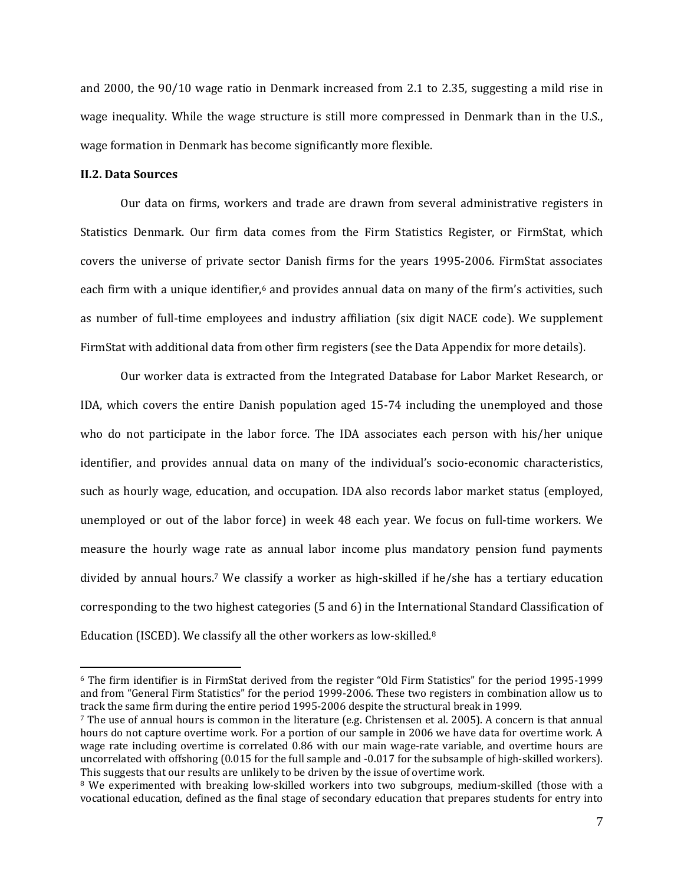and 2000, the 90/10 wage ratio in Denmark increased from 2.1 to 2.35, suggesting a mild rise in wage inequality. While the wage structure is still more compressed in Denmark than in the U.S., wage formation in Denmark has become significantly more flexible.

### II.2. Data Sources

Our data on firms, workers and trade are drawn from several administrative registers in Statistics Denmark. Our firm data comes from the Firm Statistics Register, or FirmStat, which covers the universe of private sector Danish firms for the years 1995-2006. FirmStat associates each firm with a unique identifier,[6] and provides annual data on many of the firm's activities, such as number of full-time employees and industry affiliation (six digit NACE code). We supplement FirmStat with additional data from other firm registers (see the Data Appendix for more details).

Our worker data is extracted from the Integrated Database for Labor Market Research, or IDA, which covers the entire Danish population aged 15-74 including the unemployed and those who do not participate in the labor force. The IDA associates each person with his/her unique identifier, and provides annual data on many of the individual's socio-economic characteristics, such as hourly wage, education, and occupation. IDA also records labor market status (employed, unemployed or out of the labor force) in week 48 each year. We focus on full-time workers. We measure the hourly wage rate as annual labor income plus mandatory pension fund payments divided by annual hours.[7] We classify a worker as high-skilled if he/she has a tertiary education corresponding to the two highest categories (5 and 6) in the International Standard Classification of Education (ISCED). We classify all the other workers as low-skilled.[8]

---

[6] The firm identifier is in FirmStat derived from the register "Old Firm Statistics" for the period 1995-1999 and from "General Firm Statistics" for the period 1999-2006. These two registers in combination allow us to track the same firm during the entire period 1995-2006 despite the structural break in 1999.

[7] The use of annual hours is common in the literature (e.g. Christensen et al. 2005). A concern is that annual hours do not capture overtime work. For a portion of our sample in 2006 we have data for overtime work. A wage rate including overtime is correlated 0.86 with our main wage-rate variable, and overtime hours are uncorrelated with offshoring (0.015 for the full sample and -0.017 for the subsample of high-skilled workers). This suggests that our results are unlikely to be driven by the issue of overtime work.

[8] We experimented with breaking low-skilled workers into two subgroups, medium-skilled (those with a vocational education, defined as the final stage of secondary education that prepares students for entry into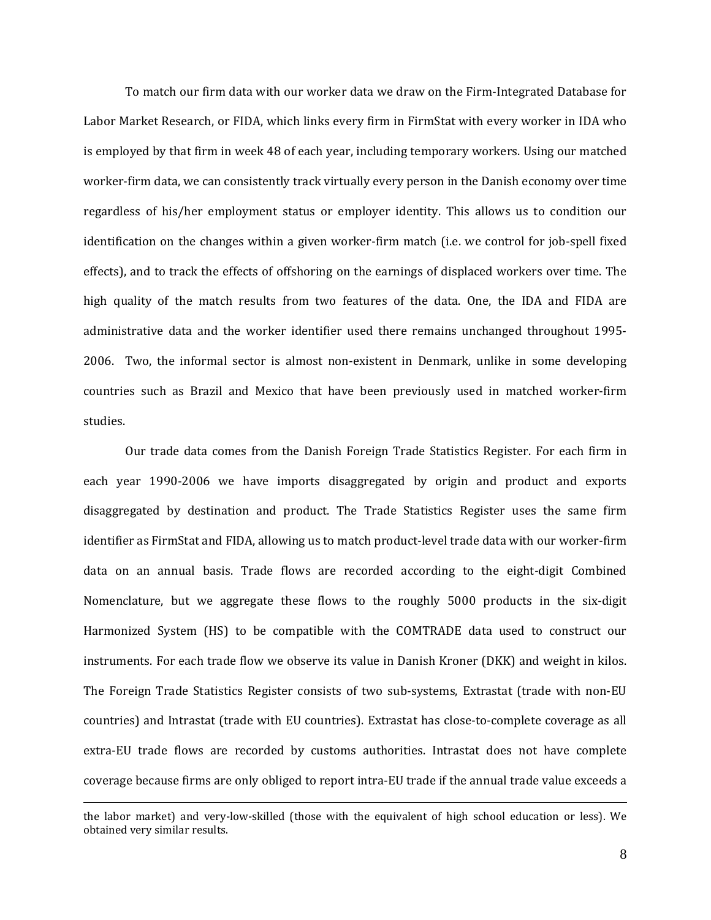To match our firm data with our worker data we draw on the Firm-Integrated Database for Labor Market Research, or FIDA, which links every firm in FirmStat with every worker in IDA who is employed by that firm in week 48 of each year, including temporary workers. Using our matched worker-firm data, we can consistently track virtually every person in the Danish economy over time regardless of his/her employment status or employer identity. This allows us to condition our identification on the changes within a given worker-firm match (i.e. we control for job-spell fixed effects), and to track the effects of offshoring on the earnings of displaced workers over time. The high quality of the match results from two features of the data. One, the IDA and FIDA are administrative data and the worker identifier used there remains unchanged throughout 1995-2006. Two, the informal sector is almost non-existent in Denmark, unlike in some developing countries such as Brazil and Mexico that have been previously used in matched worker-firm studies.

Our trade data comes from the Danish Foreign Trade Statistics Register. For each firm in each year 1990-2006 we have imports disaggregated by origin and product and exports disaggregated by destination and product. The Trade Statistics Register uses the same firm identifier as FirmStat and FIDA, allowing us to match product-level trade data with our worker-firm data on an annual basis. Trade flows are recorded according to the eight-digit Combined Nomenclature, but we aggregate these flows to the roughly 5000 products in the six-digit Harmonized System (HS) to be compatible with the COMTRADE data used to construct our instruments. For each trade flow we observe its value in Danish Kroner (DKK) and weight in kilos. The Foreign Trade Statistics Register consists of two sub-systems, Extrastat (trade with non-EU countries) and Intrastat (trade with EU countries). Extrastat has close-to-complete coverage as all extra-EU trade flows are recorded by customs authorities. Intrastat does not have complete coverage because firms are only obliged to report intra-EU trade if the annual trade value exceeds a

---

the labor market) and very-low-skilled (those with the equivalent of high school education or less). We obtained very similar results.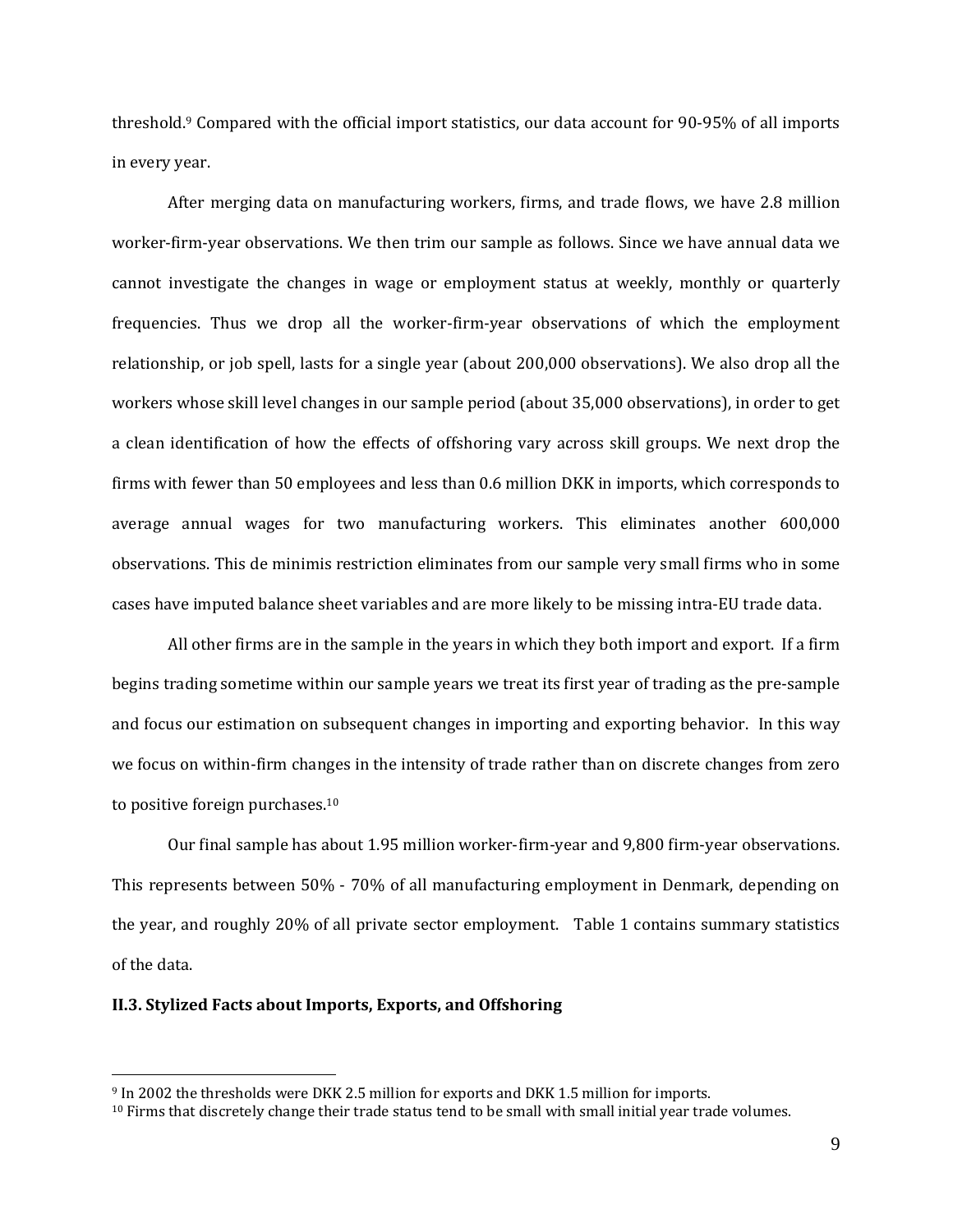threshold.[9] Compared with the official import statistics, our data account for 90-95% of all imports in every year.

After merging data on manufacturing workers, firms, and trade flows, we have 2.8 million worker-firm-year observations. We then trim our sample as follows. Since we have annual data we cannot investigate the changes in wage or employment status at weekly, monthly or quarterly frequencies. Thus we drop all the worker-firm-year observations of which the employment relationship, or job spell, lasts for a single year (about 200,000 observations). We also drop all the workers whose skill level changes in our sample period (about 35,000 observations), in order to get a clean identification of how the effects of offshoring vary across skill groups. We next drop the firms with fewer than 50 employees and less than 0.6 million DKK in imports, which corresponds to average annual wages for two manufacturing workers. This eliminates another 600,000 observations. This de minimis restriction eliminates from our sample very small firms who in some cases have imputed balance sheet variables and are more likely to be missing intra-EU trade data.

All other firms are in the sample in the years in which they both import and export. If a firm begins trading sometime within our sample years we treat its first year of trading as the pre-sample and focus our estimation on subsequent changes in importing and exporting behavior. In this way we focus on within-firm changes in the intensity of trade rather than on discrete changes from zero to positive foreign purchases.[10]

Our final sample has about 1.95 million worker-firm-year and 9,800 firm-year observations. This represents between 50% - 70% of all manufacturing employment in Denmark, depending on the year, and roughly 20% of all private sector employment. Table 1 contains summary statistics of the data.

### II.3. Stylized Facts about Imports, Exports, and Offshoring

[9] In 2002 the thresholds were DKK 2.5 million for exports and DKK 1.5 million for imports.

[10] Firms that discretely change their trade status tend to be small with small initial year trade volumes.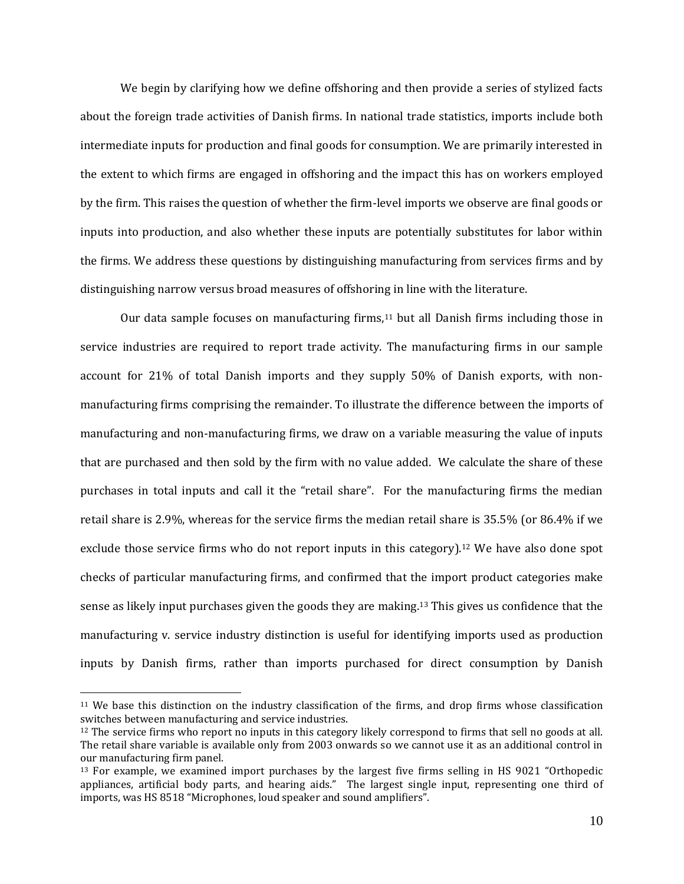We begin by clarifying how we define offshoring and then provide a series of stylized facts about the foreign trade activities of Danish firms. In national trade statistics, imports include both intermediate inputs for production and final goods for consumption. We are primarily interested in the extent to which firms are engaged in offshoring and the impact this has on workers employed by the firm. This raises the question of whether the firm-level imports we observe are final goods or inputs into production, and also whether these inputs are potentially substitutes for labor within the firms. We address these questions by distinguishing manufacturing from services firms and by distinguishing narrow versus broad measures of offshoring in line with the literature.

Our data sample focuses on manufacturing firms,[11] but all Danish firms including those in service industries are required to report trade activity. The manufacturing firms in our sample account for 21% of total Danish imports and they supply 50% of Danish exports, with non-manufacturing firms comprising the remainder. To illustrate the difference between the imports of manufacturing and non-manufacturing firms, we draw on a variable measuring the value of inputs that are purchased and then sold by the firm with no value added. We calculate the share of these purchases in total inputs and call it the "retail share". For the manufacturing firms the median retail share is 2.9%, whereas for the service firms the median retail share is 35.5% (or 86.4% if we exclude those service firms who do not report inputs in this category).[12] We have also done spot checks of particular manufacturing firms, and confirmed that the import product categories make sense as likely input purchases given the goods they are making.[13] This gives us confidence that the manufacturing v. service industry distinction is useful for identifying imports used as production inputs by Danish firms, rather than imports purchased for direct consumption by Danish

---

[11] We base this distinction on the industry classification of the firms, and drop firms whose classification switches between manufacturing and service industries.

[12] The service firms who report no inputs in this category likely correspond to firms that sell no goods at all. The retail share variable is available only from 2003 onwards so we cannot use it as an additional control in our manufacturing firm panel.

[13] For example, we examined import purchases by the largest five firms selling in HS 9021 "Orthopedic appliances, artificial body parts, and hearing aids." The largest single input, representing one third of imports, was HS 8518 "Microphones, loud speaker and sound amplifiers".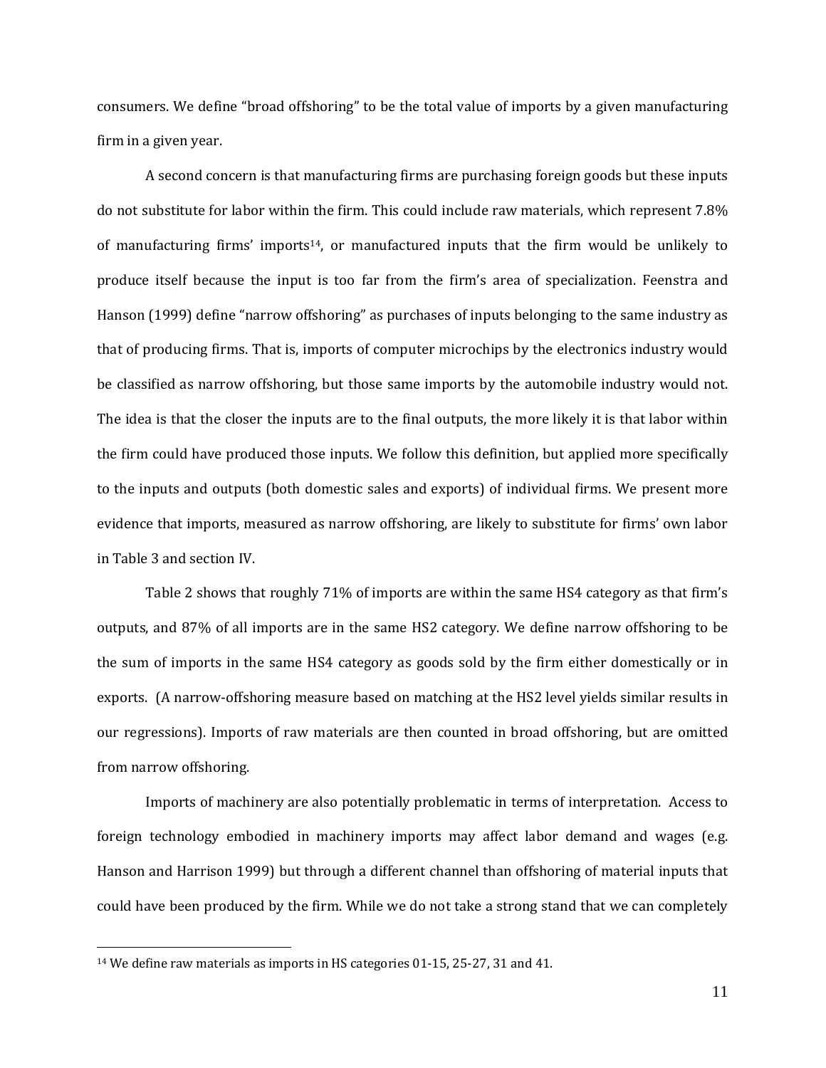consumers. We define "broad offshoring" to be the total value of imports by a given manufacturing firm in a given year.

A second concern is that manufacturing firms are purchasing foreign goods but these inputs do not substitute for labor within the firm. This could include raw materials, which represent 7.8% of manufacturing firms' imports[14], or manufactured inputs that the firm would be unlikely to produce itself because the input is too far from the firm's area of specialization. Feenstra and Hanson (1999) define "narrow offshoring" as purchases of inputs belonging to the same industry as that of producing firms. That is, imports of computer microchips by the electronics industry would be classified as narrow offshoring, but those same imports by the automobile industry would not. The idea is that the closer the inputs are to the final outputs, the more likely it is that labor within the firm could have produced those inputs. We follow this definition, but applied more specifically to the inputs and outputs (both domestic sales and exports) of individual firms. We present more evidence that imports, measured as narrow offshoring, are likely to substitute for firms' own labor in Table 3 and section IV.

Table 2 shows that roughly 71% of imports are within the same HS4 category as that firm's outputs, and 87% of all imports are in the same HS2 category. We define narrow offshoring to be the sum of imports in the same HS4 category as goods sold by the firm either domestically or in exports. (A narrow-offshoring measure based on matching at the HS2 level yields similar results in our regressions). Imports of raw materials are then counted in broad offshoring, but are omitted from narrow offshoring.

Imports of machinery are also potentially problematic in terms of interpretation. Access to foreign technology embodied in machinery imports may affect labor demand and wages (e.g. Hanson and Harrison 1999) but through a different channel than offshoring of material inputs that could have been produced by the firm. While we do not take a strong stand that we can completely

[14] We define raw materials as imports in HS categories 01-15, 25-27, 31 and 41.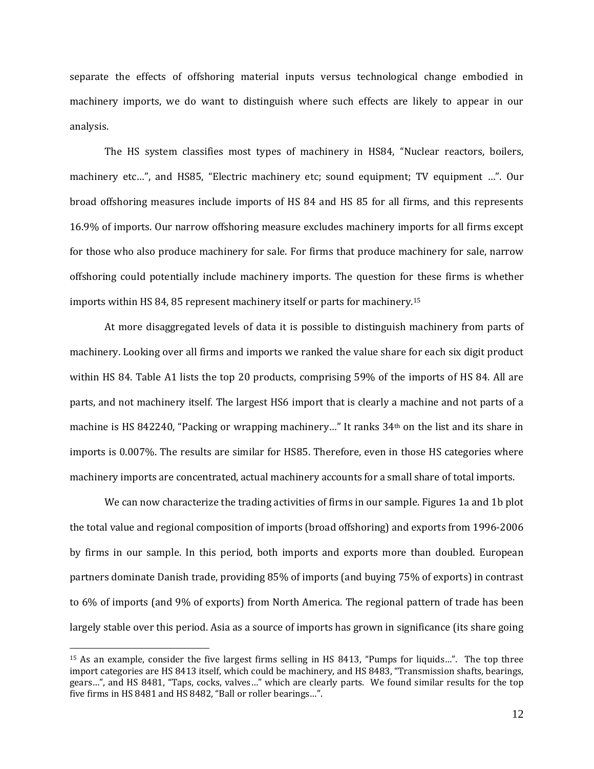separate the effects of offshoring material inputs versus technological change embodied in machinery imports, we do want to distinguish where such effects are likely to appear in our analysis.

The HS system classifies most types of machinery in HS84, "Nuclear reactors, boilers, machinery etc…", and HS85, "Electric machinery etc; sound equipment; TV equipment …". Our broad offshoring measures include imports of HS 84 and HS 85 for all firms, and this represents 16.9% of imports. Our narrow offshoring measure excludes machinery imports for all firms except for those who also produce machinery for sale. For firms that produce machinery for sale, narrow offshoring could potentially include machinery imports. The question for these firms is whether imports within HS 84, 85 represent machinery itself or parts for machinery.[15]

At more disaggregated levels of data it is possible to distinguish machinery from parts of machinery. Looking over all firms and imports we ranked the value share for each six digit product within HS 84. Table A1 lists the top 20 products, comprising 59% of the imports of HS 84. All are parts, and not machinery itself. The largest HS6 import that is clearly a machine and not parts of a machine is HS 842240, "Packing or wrapping machinery…" It ranks 34th on the list and its share in imports is 0.007%. The results are similar for HS85. Therefore, even in those HS categories where machinery imports are concentrated, actual machinery accounts for a small share of total imports.

We can now characterize the trading activities of firms in our sample. Figures 1a and 1b plot the total value and regional composition of imports (broad offshoring) and exports from 1996-2006 by firms in our sample. In this period, both imports and exports more than doubled. European partners dominate Danish trade, providing 85% of imports (and buying 75% of exports) in contrast to 6% of imports (and 9% of exports) from North America. The regional pattern of trade has been largely stable over this period. Asia as a source of imports has grown in significance (its share going

---

[15] As an example, consider the five largest firms selling in HS 8413, "Pumps for liquids…". The top three import categories are HS 8413 itself, which could be machinery, and HS 8483, "Transmission shafts, bearings, gears…", and HS 8481, "Taps, cocks, valves…" which are clearly parts. We found similar results for the top five firms in HS 8481 and HS 8482, "Ball or roller bearings…".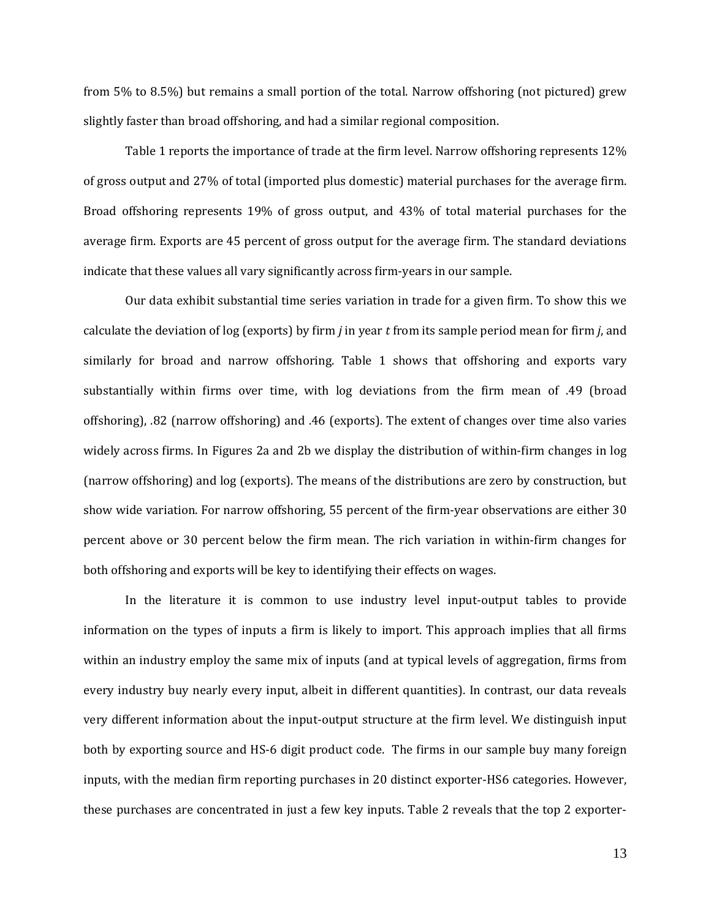from 5% to 8.5%) but remains a small portion of the total. Narrow offshoring (not pictured) grew slightly faster than broad offshoring, and had a similar regional composition.

Table 1 reports the importance of trade at the firm level. Narrow offshoring represents 12% of gross output and 27% of total (imported plus domestic) material purchases for the average firm. Broad offshoring represents 19% of gross output, and 43% of total material purchases for the average firm. Exports are 45 percent of gross output for the average firm. The standard deviations indicate that these values all vary significantly across firm-years in our sample.

Our data exhibit substantial time series variation in trade for a given firm. To show this we calculate the deviation of log (exports) by firm *j* in year *t* from its sample period mean for firm *j*, and similarly for broad and narrow offshoring. Table 1 shows that offshoring and exports vary substantially within firms over time, with log deviations from the firm mean of .49 (broad offshoring), .82 (narrow offshoring) and .46 (exports). The extent of changes over time also varies widely across firms. In Figures 2a and 2b we display the distribution of within-firm changes in log (narrow offshoring) and log (exports). The means of the distributions are zero by construction, but show wide variation. For narrow offshoring, 55 percent of the firm-year observations are either 30 percent above or 30 percent below the firm mean. The rich variation in within-firm changes for both offshoring and exports will be key to identifying their effects on wages.

In the literature it is common to use industry level input-output tables to provide information on the types of inputs a firm is likely to import. This approach implies that all firms within an industry employ the same mix of inputs (and at typical levels of aggregation, firms from every industry buy nearly every input, albeit in different quantities). In contrast, our data reveals very different information about the input-output structure at the firm level. We distinguish input both by exporting source and HS-6 digit product code. The firms in our sample buy many foreign inputs, with the median firm reporting purchases in 20 distinct exporter-HS6 categories. However, these purchases are concentrated in just a few key inputs. Table 2 reveals that the top 2 exporter-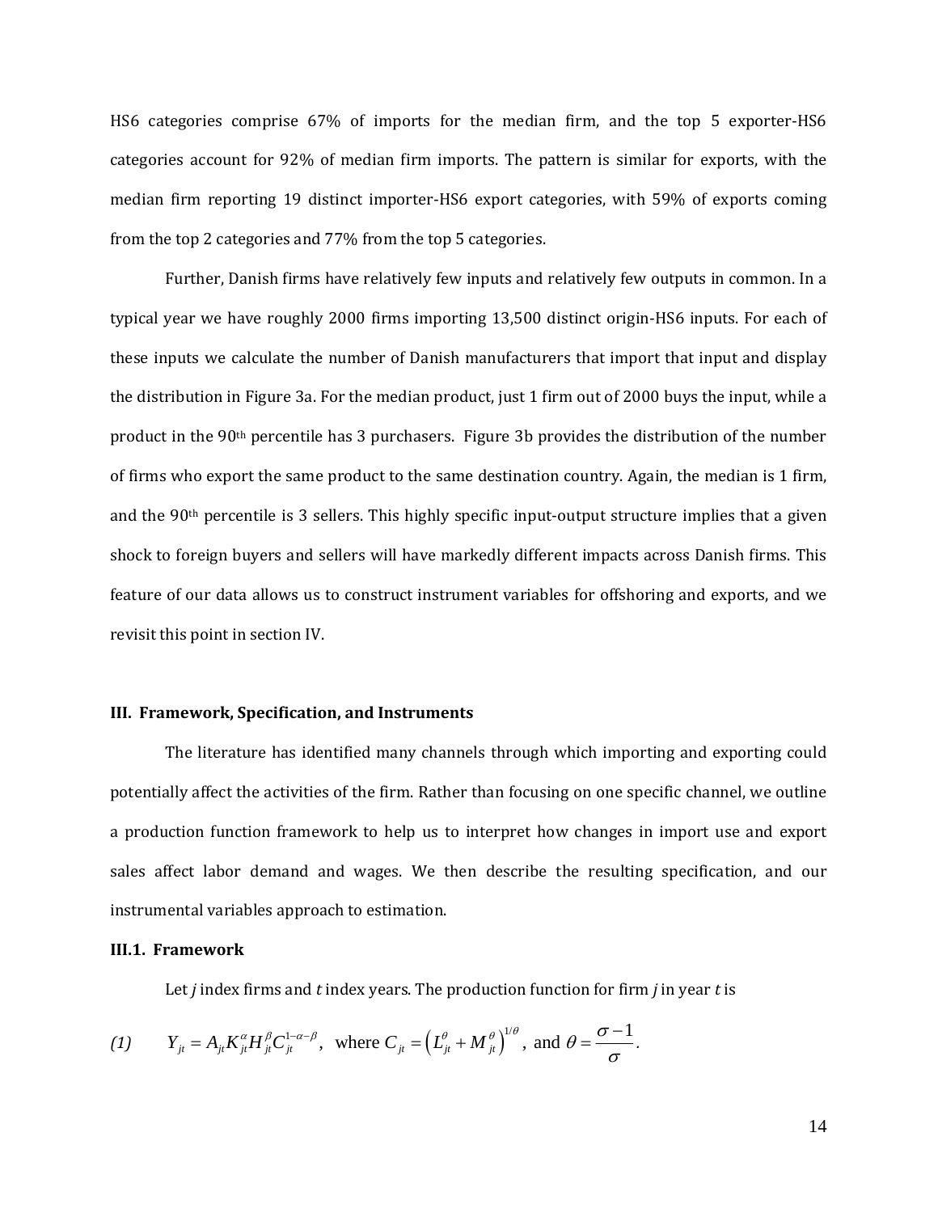HS6 categories comprise 67% of imports for the median firm, and the top 5 exporter-HS6 categories account for 92% of median firm imports. The pattern is similar for exports, with the median firm reporting 19 distinct importer-HS6 export categories, with 59% of exports coming from the top 2 categories and 77% from the top 5 categories.

Further, Danish firms have relatively few inputs and relatively few outputs in common. In a typical year we have roughly 2000 firms importing 13,500 distinct origin-HS6 inputs. For each of these inputs we calculate the number of Danish manufacturers that import that input and display the distribution in Figure 3a. For the median product, just 1 firm out of 2000 buys the input, while a product in the 90th percentile has 3 purchasers. Figure 3b provides the distribution of the number of firms who export the same product to the same destination country. Again, the median is 1 firm, and the 90th percentile is 3 sellers. This highly specific input-output structure implies that a given shock to foreign buyers and sellers will have markedly different impacts across Danish firms. This feature of our data allows us to construct instrument variables for offshoring and exports, and we revisit this point in section IV.

### III. Framework, Specification, and Instruments

The literature has identified many channels through which importing and exporting could potentially affect the activities of the firm. Rather than focusing on one specific channel, we outline a production function framework to help us to interpret how changes in import use and export sales affect labor demand and wages. We then describe the resulting specification, and our instrumental variables approach to estimation.

#### III.1. Framework

Let *j* index firms and *t* index years. The production function for firm *j* in year *t* is

$$\text{(1)} \qquad Y_{jt} = A_{jt} K_{jt}^{\alpha} H_{jt}^{\beta} C_{jt}^{1-\alpha-\beta}, \ \text{ where } C_{jt} = \left( L_{jt}^{\theta} + M_{jt}^{\theta} \right)^{1/\theta}, \text{ and } \theta = \frac{\sigma - 1}{\sigma}.$$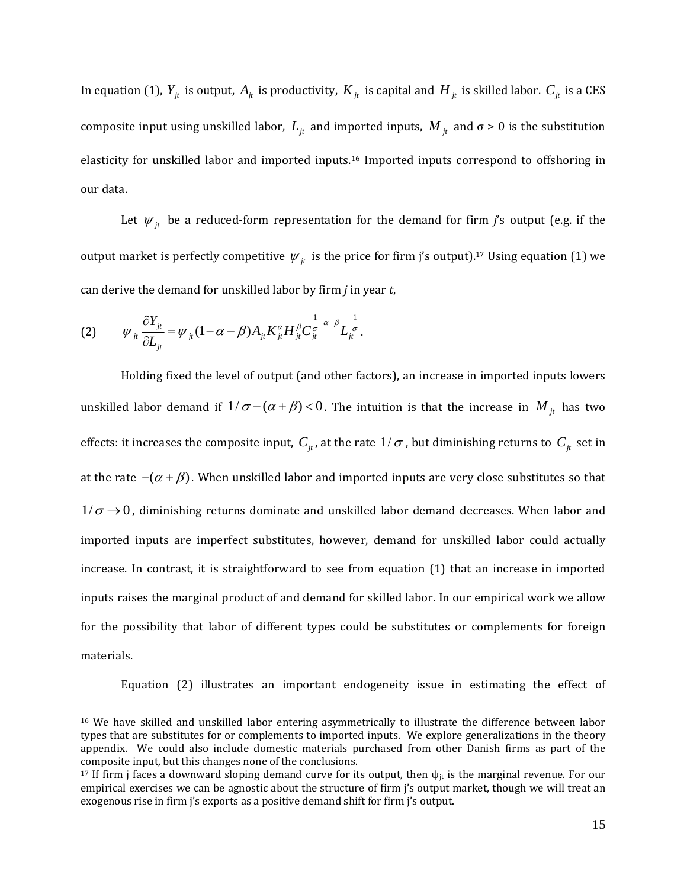In equation (1), $Y_{jt}$ is output, $A_{jt}$ is productivity, $K_{jt}$ is capital and $H_{jt}$ is skilled labor. $C_{jt}$ is a CES composite input using unskilled labor, $L_{jt}$ and imported inputs, $M_{jt}$ and σ > 0 is the substitution elasticity for unskilled labor and imported inputs.[16] Imported inputs correspond to offshoring in our data.

Let $\psi_{jt}$ be a reduced-form representation for the demand for firm *j*'s output (e.g. if the output market is perfectly competitive $\psi_{jt}$ is the price for firm j's output).[17] Using equation (1) we can derive the demand for unskilled labor by firm *j* in year *t*,

$$(2) \qquad \psi_{jt}\frac{\partial Y_{jt}}{\partial L_{jt}} = \psi_{jt}(1-\alpha-\beta)A_{jt}K_{jt}^{\alpha}H_{jt}^{\beta}C_{jt}^{\frac{1}{\sigma}-\alpha-\beta}L_{jt}^{-\frac{1}{\sigma}}.$$

Holding fixed the level of output (and other factors), an increase in imported inputs lowers unskilled labor demand if $1/\sigma-(\alpha+\beta)<0$. The intuition is that the increase in $M_{jt}$ has two effects: it increases the composite input, $C_{jt}$, at the rate $1/\sigma$, but diminishing returns to $C_{jt}$ set in at the rate $-(\alpha+\beta)$. When unskilled labor and imported inputs are very close substitutes so that $1/\sigma \to 0$, diminishing returns dominate and unskilled labor demand decreases. When labor and imported inputs are imperfect substitutes, however, demand for unskilled labor could actually increase. In contrast, it is straightforward to see from equation (1) that an increase in imported inputs raises the marginal product of and demand for skilled labor. In our empirical work we allow for the possibility that labor of different types could be substitutes or complements for foreign materials.

Equation (2) illustrates an important endogeneity issue in estimating the effect of

---

[16] We have skilled and unskilled labor entering asymmetrically to illustrate the difference between labor types that are substitutes for or complements to imported inputs. We explore generalizations in the theory appendix. We could also include domestic materials purchased from other Danish firms as part of the composite input, but this changes none of the conclusions.

[17] If firm j faces a downward sloping demand curve for its output, then $\psi_{jt}$ is the marginal revenue. For our empirical exercises we can be agnostic about the structure of firm j's output market, though we will treat an exogenous rise in firm j's exports as a positive demand shift for firm j's output.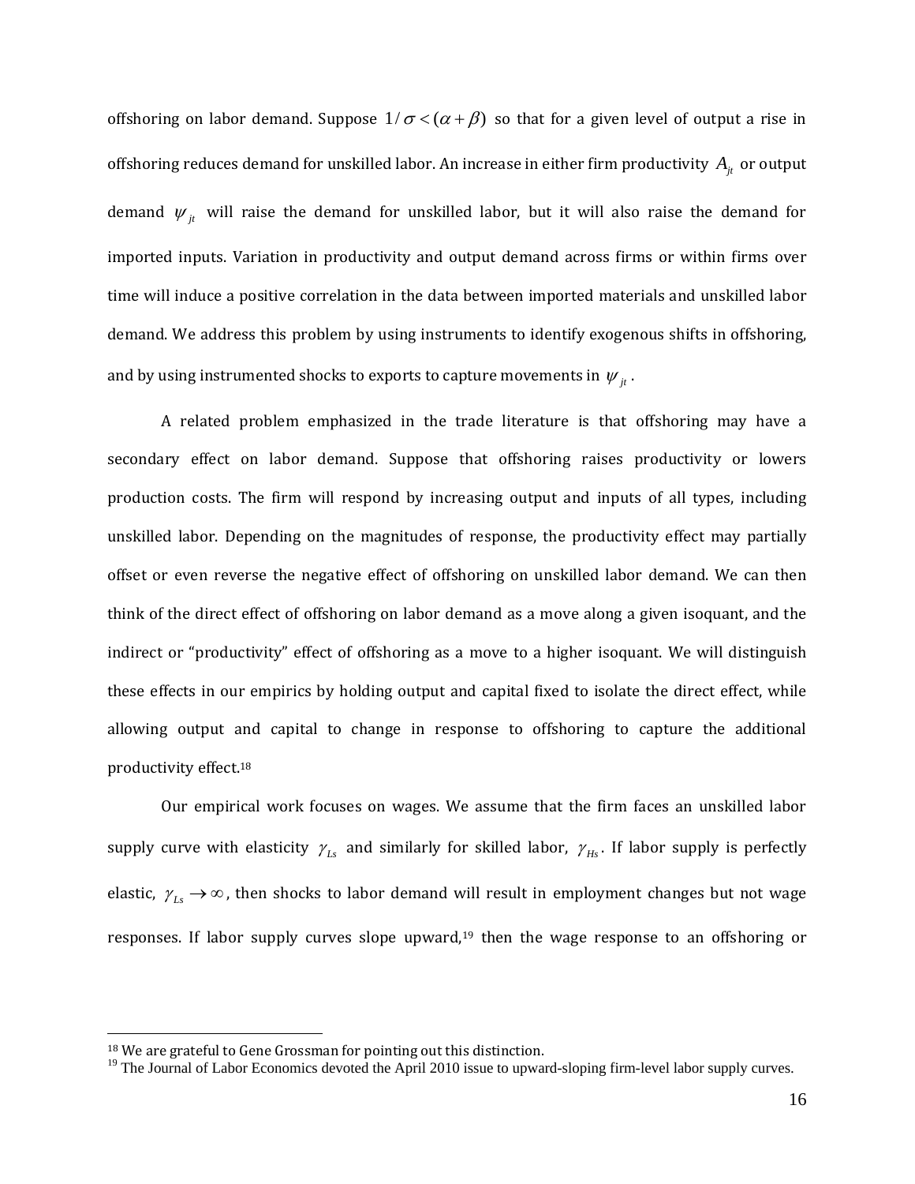offshoring on labor demand. Suppose $1/\sigma < (\alpha + \beta)$ so that for a given level of output a rise in offshoring reduces demand for unskilled labor. An increase in either firm productivity $A_{jt}$ or output demand $\psi_{jt}$ will raise the demand for unskilled labor, but it will also raise the demand for imported inputs. Variation in productivity and output demand across firms or within firms over time will induce a positive correlation in the data between imported materials and unskilled labor demand. We address this problem by using instruments to identify exogenous shifts in offshoring, and by using instrumented shocks to exports to capture movements in $\psi_{jt}$.

A related problem emphasized in the trade literature is that offshoring may have a secondary effect on labor demand. Suppose that offshoring raises productivity or lowers production costs. The firm will respond by increasing output and inputs of all types, including unskilled labor. Depending on the magnitudes of response, the productivity effect may partially offset or even reverse the negative effect of offshoring on unskilled labor demand. We can then think of the direct effect of offshoring on labor demand as a move along a given isoquant, and the indirect or "productivity" effect of offshoring as a move to a higher isoquant. We will distinguish these effects in our empirics by holding output and capital fixed to isolate the direct effect, while allowing output and capital to change in response to offshoring to capture the additional productivity effect.[18]

Our empirical work focuses on wages. We assume that the firm faces an unskilled labor supply curve with elasticity $\gamma_{Ls}$ and similarly for skilled labor, $\gamma_{Hs}$. If labor supply is perfectly elastic, $\gamma_{Ls} \to \infty$, then shocks to labor demand will result in employment changes but not wage responses. If labor supply curves slope upward,[19] then the wage response to an offshoring or

[18] We are grateful to Gene Grossman for pointing out this distinction.

[19] The Journal of Labor Economics devoted the April 2010 issue to upward-sloping firm-level labor supply curves.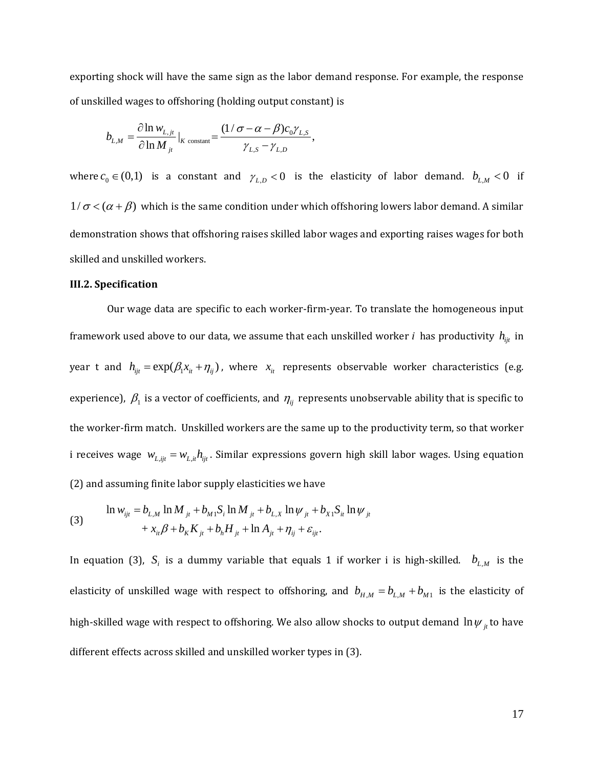exporting shock will have the same sign as the labor demand response. For example, the response of unskilled wages to offshoring (holding output constant) is

$$b_{L,M} = \frac{\partial \ln w_{L,jt}}{\partial \ln M_{jt}}|_{K \text{ constant}} = \frac{(1/\sigma - \alpha - \beta)c_0 \gamma_{L,S}}{\gamma_{L,S} - \gamma_{L,D}},$$

where $c_0 \in (0,1)$ is a constant and $\gamma_{L,D} < 0$ is the elasticity of labor demand. $b_{L,M} < 0$ if $1/\sigma < (\alpha + \beta)$ which is the same condition under which offshoring lowers labor demand. A similar demonstration shows that offshoring raises skilled labor wages and exporting raises wages for both skilled and unskilled workers.

### III.2. Specification

Our wage data are specific to each worker-firm-year. To translate the homogeneous input framework used above to our data, we assume that each unskilled worker $i$ has productivity $h_{ijt}$ in year t and $h_{ijt} = \exp(\beta_1 x_{it} + \eta_{ij})$, where $x_{it}$ represents observable worker characteristics (e.g. experience), $\beta_1$ is a vector of coefficients, and $\eta_{ij}$ represents unobservable ability that is specific to the worker-firm match. Unskilled workers are the same up to the productivity term, so that worker i receives wage $w_{L,ijt} = w_{L,it} h_{ijt}$. Similar expressions govern high skill labor wages. Using equation (2) and assuming finite labor supply elasticities we have

$$\begin{aligned} \ln w_{ijt} &= b_{L,M} \ln M_{jt} + b_{M1} S_i \ln M_{jt} + b_{L,X} \ln \psi_{jt} + b_{X1} S_{it} \ln \psi_{jt} \\ &\quad + x_{it}\beta + b_K K_{jt} + b_h H_{jt} + \ln A_{jt} + \eta_{ij} + \varepsilon_{ijt}. \end{aligned} \tag{3}$$

In equation (3), $S_i$ is a dummy variable that equals 1 if worker i is high-skilled. $b_{L,M}$ is the elasticity of unskilled wage with respect to offshoring, and $b_{H,M} = b_{L,M} + b_{M1}$ is the elasticity of high-skilled wage with respect to offshoring. We also allow shocks to output demand $\ln \psi_{jt}$ to have different effects across skilled and unskilled worker types in (3).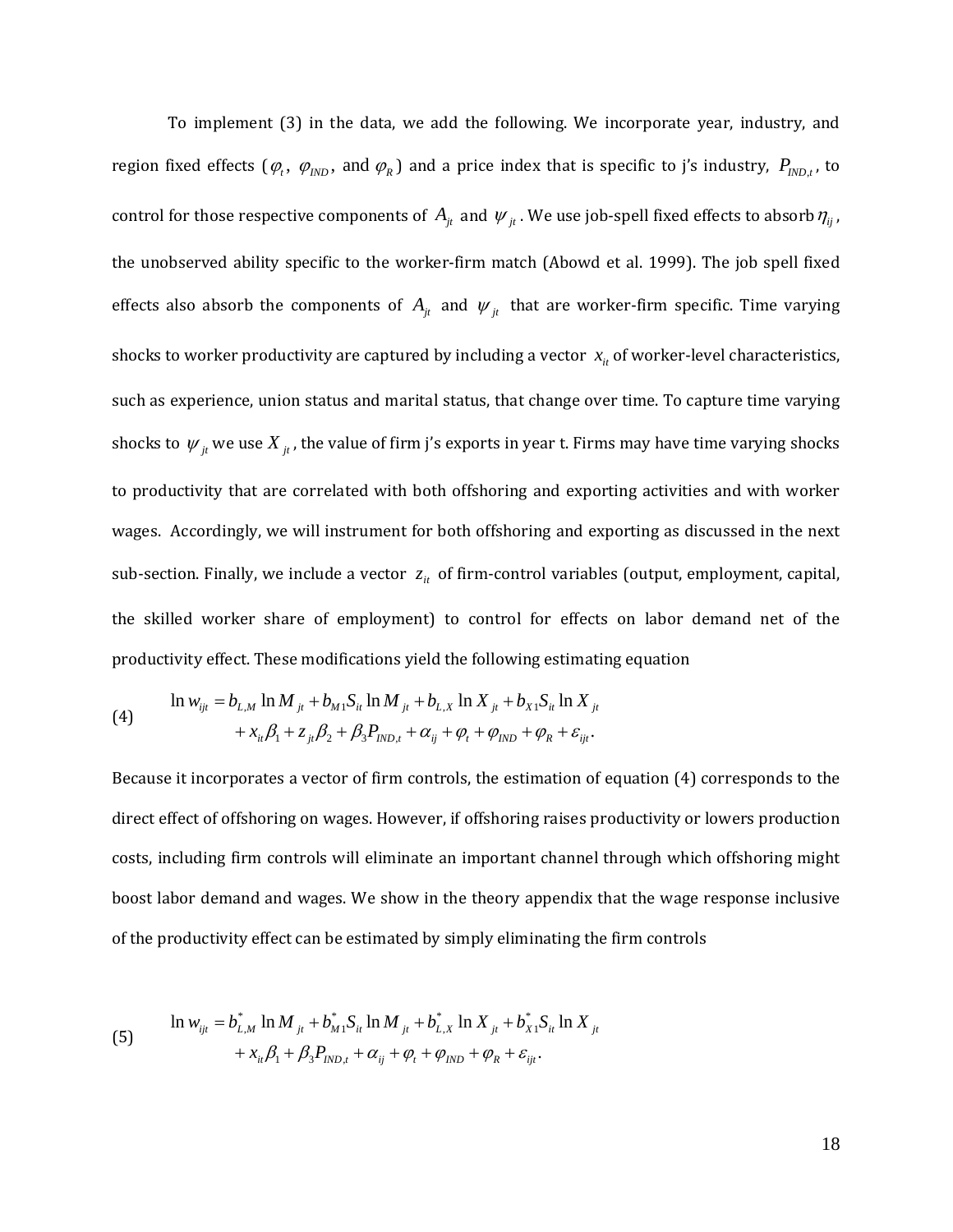To implement (3) in the data, we add the following. We incorporate year, industry, and region fixed effects ($\varphi_t$, $\varphi_{IND}$, and $\varphi_R$) and a price index that is specific to j's industry, $P_{IND,t}$, to control for those respective components of $A_{jt}$ and $\psi_{jt}$. We use job-spell fixed effects to absorb $\eta_{ij}$, the unobserved ability specific to the worker-firm match (Abowd et al. 1999). The job spell fixed effects also absorb the components of $A_{jt}$ and $\psi_{jt}$ that are worker-firm specific. Time varying shocks to worker productivity are captured by including a vector $x_{it}$ of worker-level characteristics, such as experience, union status and marital status, that change over time. To capture time varying shocks to $\psi_{jt}$ we use $X_{jt}$, the value of firm j's exports in year t. Firms may have time varying shocks to productivity that are correlated with both offshoring and exporting activities and with worker wages. Accordingly, we will instrument for both offshoring and exporting as discussed in the next sub-section. Finally, we include a vector $z_{it}$ of firm-control variables (output, employment, capital, the skilled worker share of employment) to control for effects on labor demand net of the productivity effect. These modifications yield the following estimating equation

$$
\begin{aligned}
\ln w_{ijt} &= b_{L,M} \ln M_{jt} + b_{M1} S_{it} \ln M_{jt} + b_{L,X} \ln X_{jt} + b_{X1} S_{it} \ln X_{jt} \\
&\quad + x_{it}\beta_1 + z_{jt}\beta_2 + \beta_3 P_{IND,t} + \alpha_{ij} + \varphi_t + \varphi_{IND} + \varphi_R + \varepsilon_{ijt}.
\end{aligned} \tag{4}
$$

Because it incorporates a vector of firm controls, the estimation of equation (4) corresponds to the direct effect of offshoring on wages. However, if offshoring raises productivity or lowers production costs, including firm controls will eliminate an important channel through which offshoring might boost labor demand and wages. We show in the theory appendix that the wage response inclusive of the productivity effect can be estimated by simply eliminating the firm controls

$$
\begin{aligned}
\ln w_{ijt} &= b^*_{L,M} \ln M_{jt} + b^*_{M1} S_{it} \ln M_{jt} + b^*_{L,X} \ln X_{jt} + b^*_{X1} S_{it} \ln X_{jt} \\
&\quad + x_{it}\beta_1 + \beta_3 P_{IND,t} + \alpha_{ij} + \varphi_t + \varphi_{IND} + \varphi_R + \varepsilon_{ijt}.
\end{aligned} \tag{5}
$$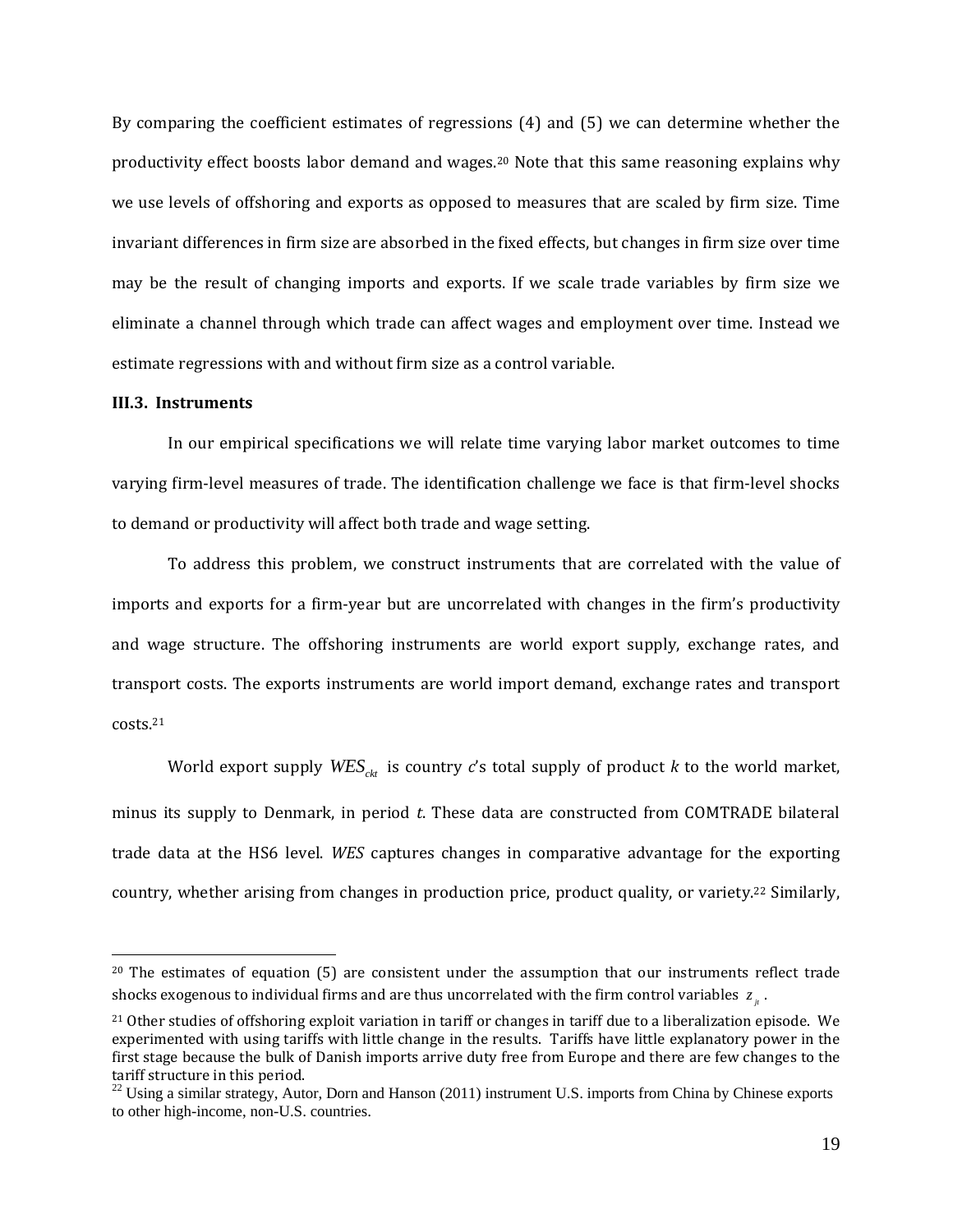By comparing the coefficient estimates of regressions (4) and (5) we can determine whether the productivity effect boosts labor demand and wages.[20] Note that this same reasoning explains why we use levels of offshoring and exports as opposed to measures that are scaled by firm size. Time invariant differences in firm size are absorbed in the fixed effects, but changes in firm size over time may be the result of changing imports and exports. If we scale trade variables by firm size we eliminate a channel through which trade can affect wages and employment over time. Instead we estimate regressions with and without firm size as a control variable.

### III.3. Instruments

In our empirical specifications we will relate time varying labor market outcomes to time varying firm-level measures of trade. The identification challenge we face is that firm-level shocks to demand or productivity will affect both trade and wage setting.

To address this problem, we construct instruments that are correlated with the value of imports and exports for a firm-year but are uncorrelated with changes in the firm's productivity and wage structure. The offshoring instruments are world export supply, exchange rates, and transport costs. The exports instruments are world import demand, exchange rates and transport costs.[21]

World export supply $WES_{ckt}$ is country *c*'s total supply of product *k* to the world market, minus its supply to Denmark, in period *t*. These data are constructed from COMTRADE bilateral trade data at the HS6 level. *WES* captures changes in comparative advantage for the exporting country, whether arising from changes in production price, product quality, or variety.[22] Similarly,

---

[20] The estimates of equation (5) are consistent under the assumption that our instruments reflect trade shocks exogenous to individual firms and are thus uncorrelated with the firm control variables $z_{jt}$.

[21] Other studies of offshoring exploit variation in tariff or changes in tariff due to a liberalization episode. We experimented with using tariffs with little change in the results. Tariffs have little explanatory power in the first stage because the bulk of Danish imports arrive duty free from Europe and there are few changes to the tariff structure in this period.

[22] Using a similar strategy, Autor, Dorn and Hanson (2011) instrument U.S. imports from China by Chinese exports to other high-income, non-U.S. countries.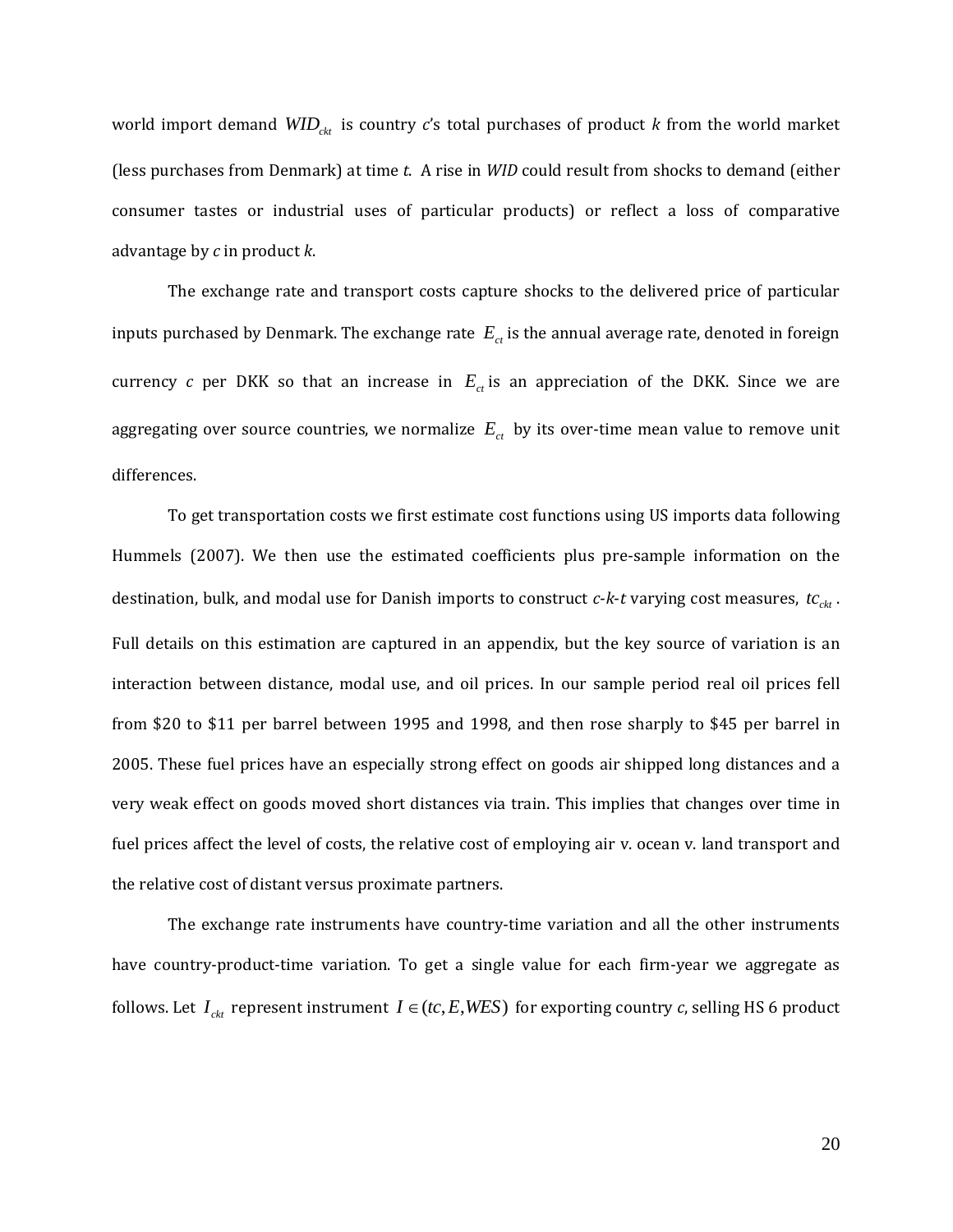world import demand $WID_{ckt}$ is country *c*'s total purchases of product *k* from the world market (less purchases from Denmark) at time *t*. A rise in *WID* could result from shocks to demand (either consumer tastes or industrial uses of particular products) or reflect a loss of comparative advantage by *c* in product *k*.

The exchange rate and transport costs capture shocks to the delivered price of particular inputs purchased by Denmark. The exchange rate $E_{ct}$ is the annual average rate, denoted in foreign currency *c* per DKK so that an increase in $E_{ct}$ is an appreciation of the DKK. Since we are aggregating over source countries, we normalize $E_{ct}$ by its over-time mean value to remove unit differences.

To get transportation costs we first estimate cost functions using US imports data following Hummels (2007). We then use the estimated coefficients plus pre-sample information on the destination, bulk, and modal use for Danish imports to construct *c*-*k*-*t* varying cost measures, $tc_{ckt}$. Full details on this estimation are captured in an appendix, but the key source of variation is an interaction between distance, modal use, and oil prices. In our sample period real oil prices fell from $20 to $11 per barrel between 1995 and 1998, and then rose sharply to $45 per barrel in 2005. These fuel prices have an especially strong effect on goods air shipped long distances and a very weak effect on goods moved short distances via train. This implies that changes over time in fuel prices affect the level of costs, the relative cost of employing air v. ocean v. land transport and the relative cost of distant versus proximate partners.

The exchange rate instruments have country-time variation and all the other instruments have country-product-time variation. To get a single value for each firm-year we aggregate as follows. Let $I_{ckt}$ represent instrument $I \in (tc, E, WES)$ for exporting country *c*, selling HS 6 product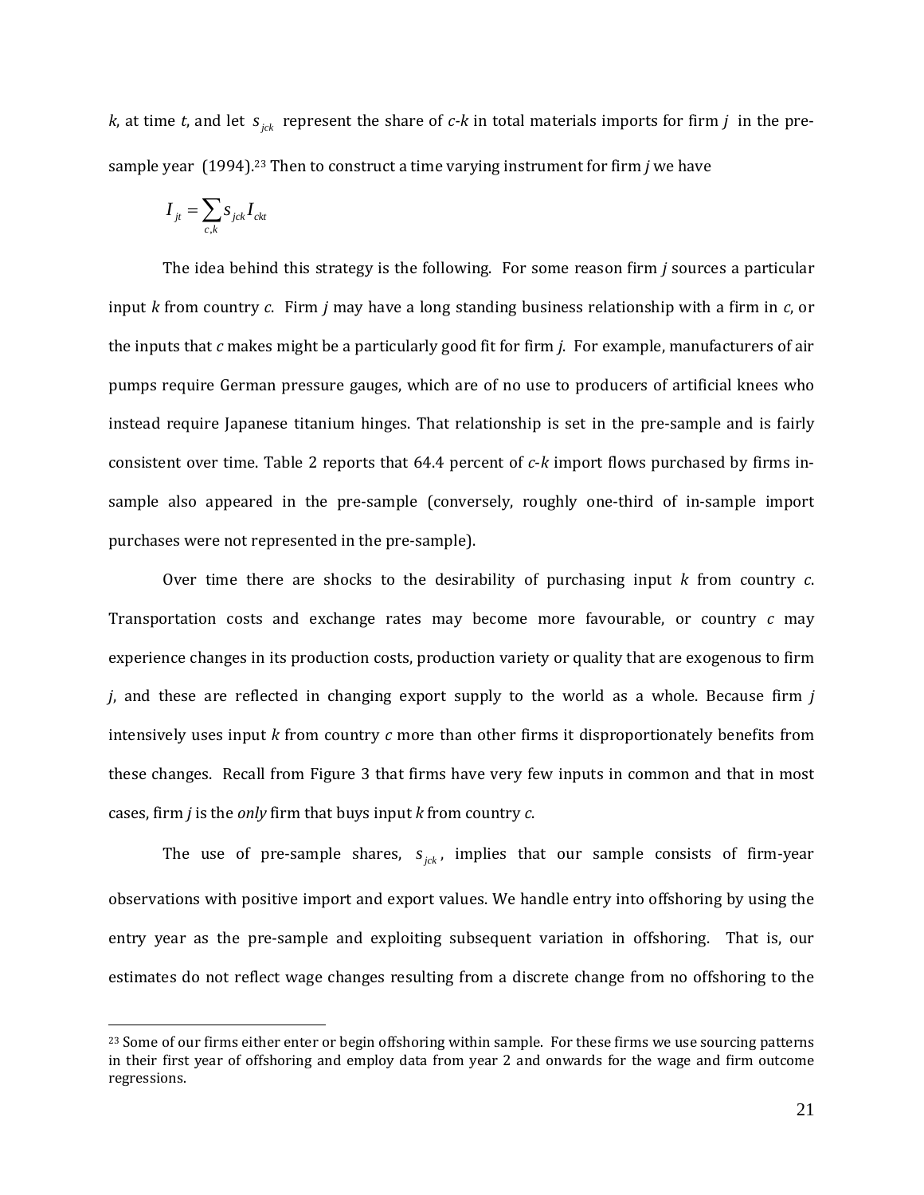*k*, at time *t*, and let $s_{jck}$ represent the share of *c*-*k* in total materials imports for firm *j* in the pre-sample year (1994).[23] Then to construct a time varying instrument for firm *j* we have

$$I_{jt} = \sum_{c,k} s_{jck} I_{ckt}$$

The idea behind this strategy is the following. For some reason firm *j* sources a particular input *k* from country *c*. Firm *j* may have a long standing business relationship with a firm in *c*, or the inputs that *c* makes might be a particularly good fit for firm *j*. For example, manufacturers of air pumps require German pressure gauges, which are of no use to producers of artificial knees who instead require Japanese titanium hinges. That relationship is set in the pre-sample and is fairly consistent over time. Table 2 reports that 64.4 percent of *c*-*k* import flows purchased by firms in-sample also appeared in the pre-sample (conversely, roughly one-third of in-sample import purchases were not represented in the pre-sample).

Over time there are shocks to the desirability of purchasing input *k* from country *c*. Transportation costs and exchange rates may become more favourable, or country *c* may experience changes in its production costs, production variety or quality that are exogenous to firm *j*, and these are reflected in changing export supply to the world as a whole. Because firm *j* intensively uses input *k* from country *c* more than other firms it disproportionately benefits from these changes. Recall from Figure 3 that firms have very few inputs in common and that in most cases, firm *j* is the *only* firm that buys input *k* from country *c*.

The use of pre-sample shares, $s_{jck}$, implies that our sample consists of firm-year observations with positive import and export values. We handle entry into offshoring by using the entry year as the pre-sample and exploiting subsequent variation in offshoring. That is, our estimates do not reflect wage changes resulting from a discrete change from no offshoring to the

[23] Some of our firms either enter or begin offshoring within sample. For these firms we use sourcing patterns in their first year of offshoring and employ data from year 2 and onwards for the wage and firm outcome regressions.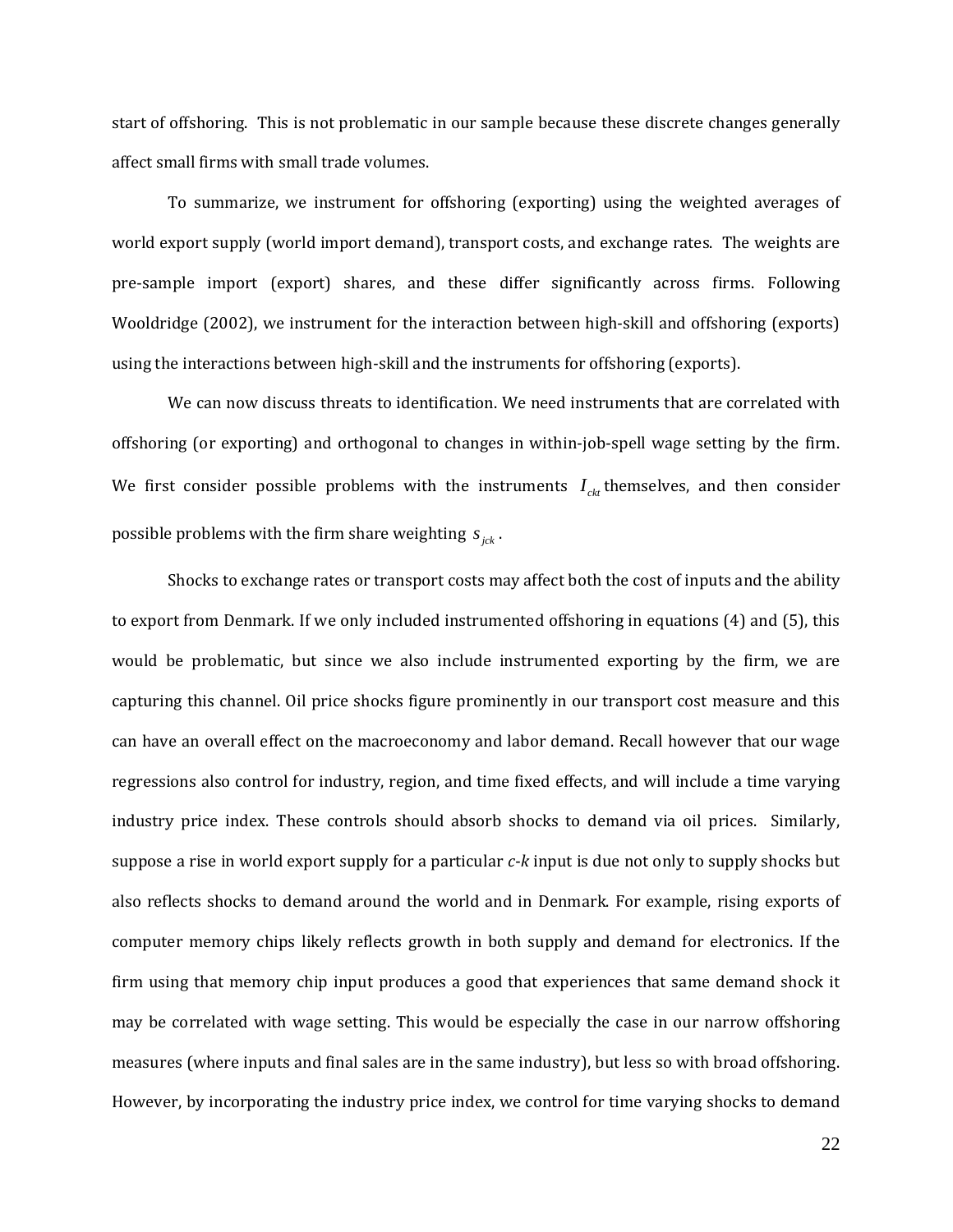start of offshoring. This is not problematic in our sample because these discrete changes generally affect small firms with small trade volumes.

To summarize, we instrument for offshoring (exporting) using the weighted averages of world export supply (world import demand), transport costs, and exchange rates. The weights are pre-sample import (export) shares, and these differ significantly across firms. Following Wooldridge (2002), we instrument for the interaction between high-skill and offshoring (exports) using the interactions between high-skill and the instruments for offshoring (exports).

We can now discuss threats to identification. We need instruments that are correlated with offshoring (or exporting) and orthogonal to changes in within-job-spell wage setting by the firm. We first consider possible problems with the instruments $I_{ckt}$ themselves, and then consider possible problems with the firm share weighting $s_{jck}$.

Shocks to exchange rates or transport costs may affect both the cost of inputs and the ability to export from Denmark. If we only included instrumented offshoring in equations (4) and (5), this would be problematic, but since we also include instrumented exporting by the firm, we are capturing this channel. Oil price shocks figure prominently in our transport cost measure and this can have an overall effect on the macroeconomy and labor demand. Recall however that our wage regressions also control for industry, region, and time fixed effects, and will include a time varying industry price index. These controls should absorb shocks to demand via oil prices. Similarly, suppose a rise in world export supply for a particular *c-k* input is due not only to supply shocks but also reflects shocks to demand around the world and in Denmark. For example, rising exports of computer memory chips likely reflects growth in both supply and demand for electronics. If the firm using that memory chip input produces a good that experiences that same demand shock it may be correlated with wage setting. This would be especially the case in our narrow offshoring measures (where inputs and final sales are in the same industry), but less so with broad offshoring. However, by incorporating the industry price index, we control for time varying shocks to demand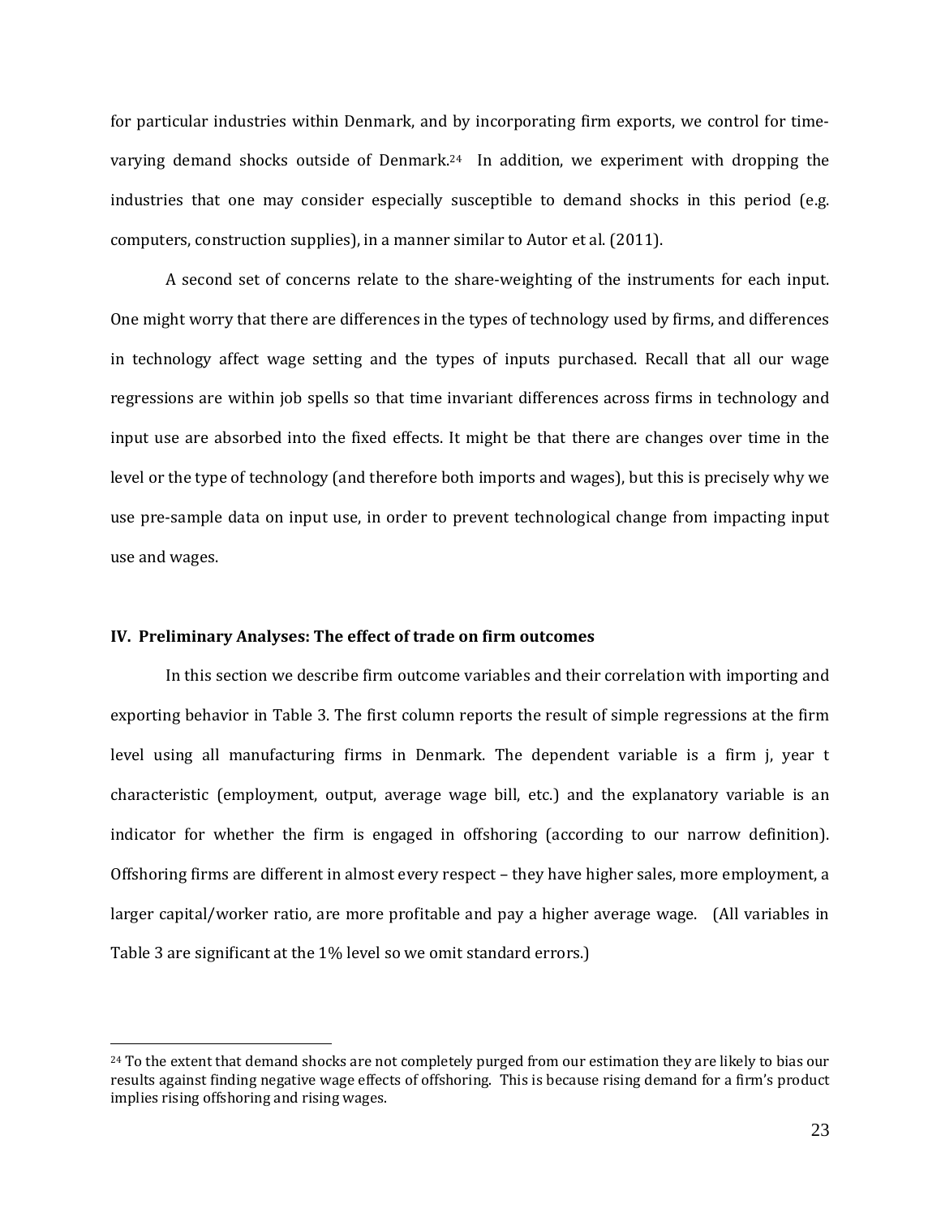for particular industries within Denmark, and by incorporating firm exports, we control for time-varying demand shocks outside of Denmark.[24] In addition, we experiment with dropping the industries that one may consider especially susceptible to demand shocks in this period (e.g. computers, construction supplies), in a manner similar to Autor et al. (2011).

A second set of concerns relate to the share-weighting of the instruments for each input. One might worry that there are differences in the types of technology used by firms, and differences in technology affect wage setting and the types of inputs purchased. Recall that all our wage regressions are within job spells so that time invariant differences across firms in technology and input use are absorbed into the fixed effects. It might be that there are changes over time in the level or the type of technology (and therefore both imports and wages), but this is precisely why we use pre-sample data on input use, in order to prevent technological change from impacting input use and wages.

## IV. Preliminary Analyses: The effect of trade on firm outcomes

In this section we describe firm outcome variables and their correlation with importing and exporting behavior in Table 3. The first column reports the result of simple regressions at the firm level using all manufacturing firms in Denmark. The dependent variable is a firm j, year t characteristic (employment, output, average wage bill, etc.) and the explanatory variable is an indicator for whether the firm is engaged in offshoring (according to our narrow definition). Offshoring firms are different in almost every respect – they have higher sales, more employment, a larger capital/worker ratio, are more profitable and pay a higher average wage. (All variables in Table 3 are significant at the 1% level so we omit standard errors.)

---

[24] To the extent that demand shocks are not completely purged from our estimation they are likely to bias our results against finding negative wage effects of offshoring. This is because rising demand for a firm's product implies rising offshoring and rising wages.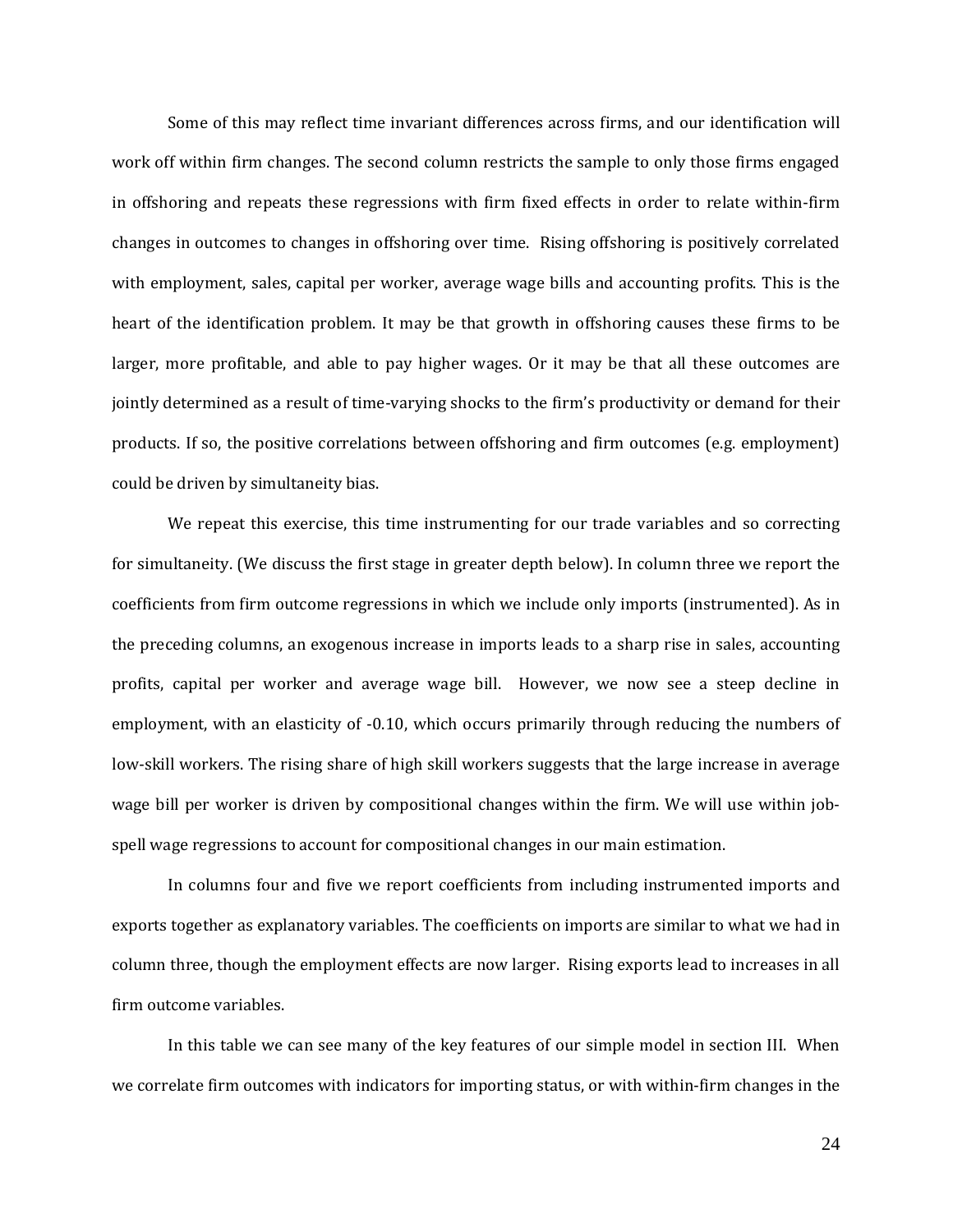Some of this may reflect time invariant differences across firms, and our identification will work off within firm changes. The second column restricts the sample to only those firms engaged in offshoring and repeats these regressions with firm fixed effects in order to relate within-firm changes in outcomes to changes in offshoring over time. Rising offshoring is positively correlated with employment, sales, capital per worker, average wage bills and accounting profits. This is the heart of the identification problem. It may be that growth in offshoring causes these firms to be larger, more profitable, and able to pay higher wages. Or it may be that all these outcomes are jointly determined as a result of time-varying shocks to the firm's productivity or demand for their products. If so, the positive correlations between offshoring and firm outcomes (e.g. employment) could be driven by simultaneity bias.

We repeat this exercise, this time instrumenting for our trade variables and so correcting for simultaneity. (We discuss the first stage in greater depth below). In column three we report the coefficients from firm outcome regressions in which we include only imports (instrumented). As in the preceding columns, an exogenous increase in imports leads to a sharp rise in sales, accounting profits, capital per worker and average wage bill. However, we now see a steep decline in employment, with an elasticity of -0.10, which occurs primarily through reducing the numbers of low-skill workers. The rising share of high skill workers suggests that the large increase in average wage bill per worker is driven by compositional changes within the firm. We will use within job-spell wage regressions to account for compositional changes in our main estimation.

In columns four and five we report coefficients from including instrumented imports and exports together as explanatory variables. The coefficients on imports are similar to what we had in column three, though the employment effects are now larger. Rising exports lead to increases in all firm outcome variables.

In this table we can see many of the key features of our simple model in section III. When we correlate firm outcomes with indicators for importing status, or with within-firm changes in the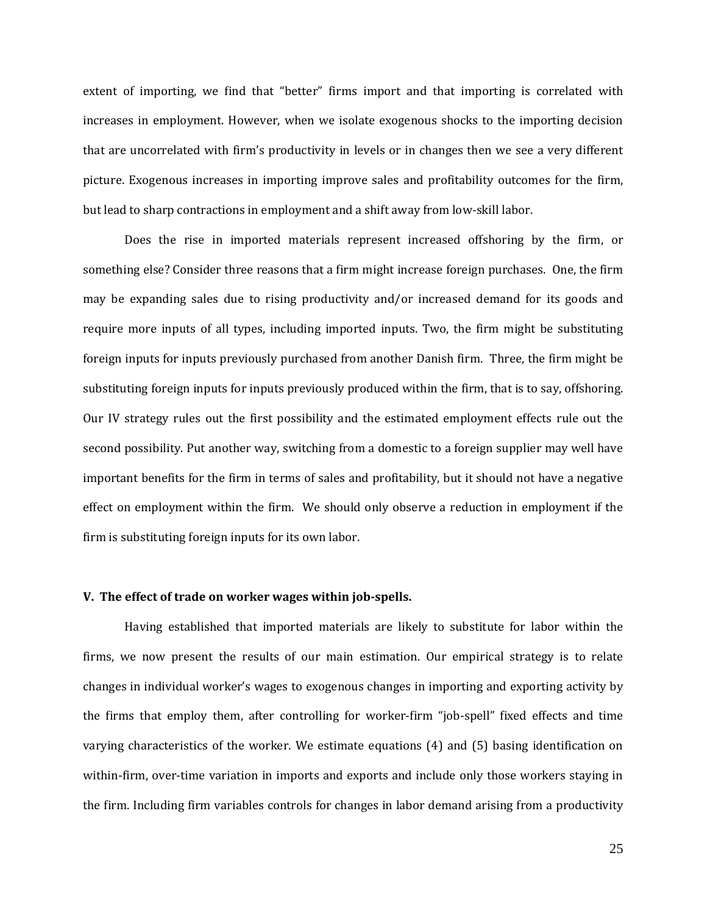extent of importing, we find that "better" firms import and that importing is correlated with increases in employment. However, when we isolate exogenous shocks to the importing decision that are uncorrelated with firm's productivity in levels or in changes then we see a very different picture. Exogenous increases in importing improve sales and profitability outcomes for the firm, but lead to sharp contractions in employment and a shift away from low-skill labor.

Does the rise in imported materials represent increased offshoring by the firm, or something else? Consider three reasons that a firm might increase foreign purchases. One, the firm may be expanding sales due to rising productivity and/or increased demand for its goods and require more inputs of all types, including imported inputs. Two, the firm might be substituting foreign inputs for inputs previously purchased from another Danish firm. Three, the firm might be substituting foreign inputs for inputs previously produced within the firm, that is to say, offshoring. Our IV strategy rules out the first possibility and the estimated employment effects rule out the second possibility. Put another way, switching from a domestic to a foreign supplier may well have important benefits for the firm in terms of sales and profitability, but it should not have a negative effect on employment within the firm. We should only observe a reduction in employment if the firm is substituting foreign inputs for its own labor.

## V. The effect of trade on worker wages within job-spells.

Having established that imported materials are likely to substitute for labor within the firms, we now present the results of our main estimation. Our empirical strategy is to relate changes in individual worker's wages to exogenous changes in importing and exporting activity by the firms that employ them, after controlling for worker-firm "job-spell" fixed effects and time varying characteristics of the worker. We estimate equations (4) and (5) basing identification on within-firm, over-time variation in imports and exports and include only those workers staying in the firm. Including firm variables controls for changes in labor demand arising from a productivity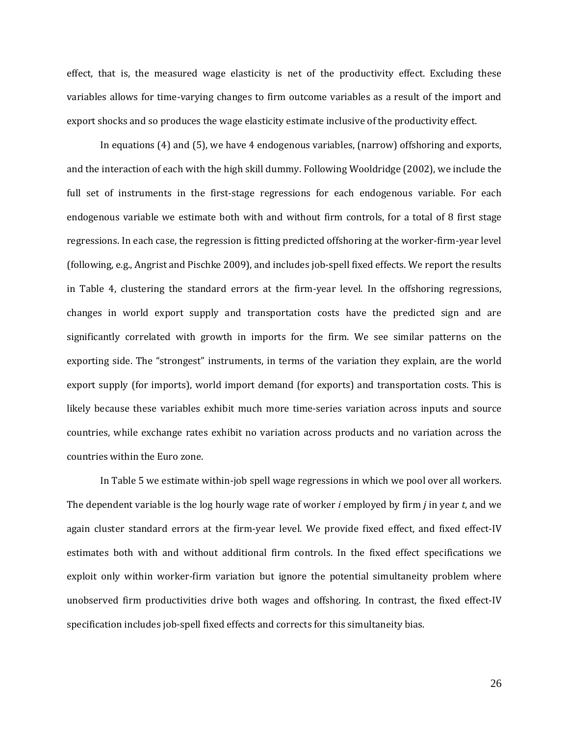effect, that is, the measured wage elasticity is net of the productivity effect. Excluding these variables allows for time-varying changes to firm outcome variables as a result of the import and export shocks and so produces the wage elasticity estimate inclusive of the productivity effect.

In equations (4) and (5), we have 4 endogenous variables, (narrow) offshoring and exports, and the interaction of each with the high skill dummy. Following Wooldridge (2002), we include the full set of instruments in the first-stage regressions for each endogenous variable. For each endogenous variable we estimate both with and without firm controls, for a total of 8 first stage regressions. In each case, the regression is fitting predicted offshoring at the worker-firm-year level (following, e.g., Angrist and Pischke 2009), and includes job-spell fixed effects. We report the results in Table 4, clustering the standard errors at the firm-year level. In the offshoring regressions, changes in world export supply and transportation costs have the predicted sign and are significantly correlated with growth in imports for the firm. We see similar patterns on the exporting side. The "strongest" instruments, in terms of the variation they explain, are the world export supply (for imports), world import demand (for exports) and transportation costs. This is likely because these variables exhibit much more time-series variation across inputs and source countries, while exchange rates exhibit no variation across products and no variation across the countries within the Euro zone.

In Table 5 we estimate within-job spell wage regressions in which we pool over all workers. The dependent variable is the log hourly wage rate of worker $i$ employed by firm $j$ in year $t$, and we again cluster standard errors at the firm-year level. We provide fixed effect, and fixed effect-IV estimates both with and without additional firm controls. In the fixed effect specifications we exploit only within worker-firm variation but ignore the potential simultaneity problem where unobserved firm productivities drive both wages and offshoring. In contrast, the fixed effect-IV specification includes job-spell fixed effects and corrects for this simultaneity bias.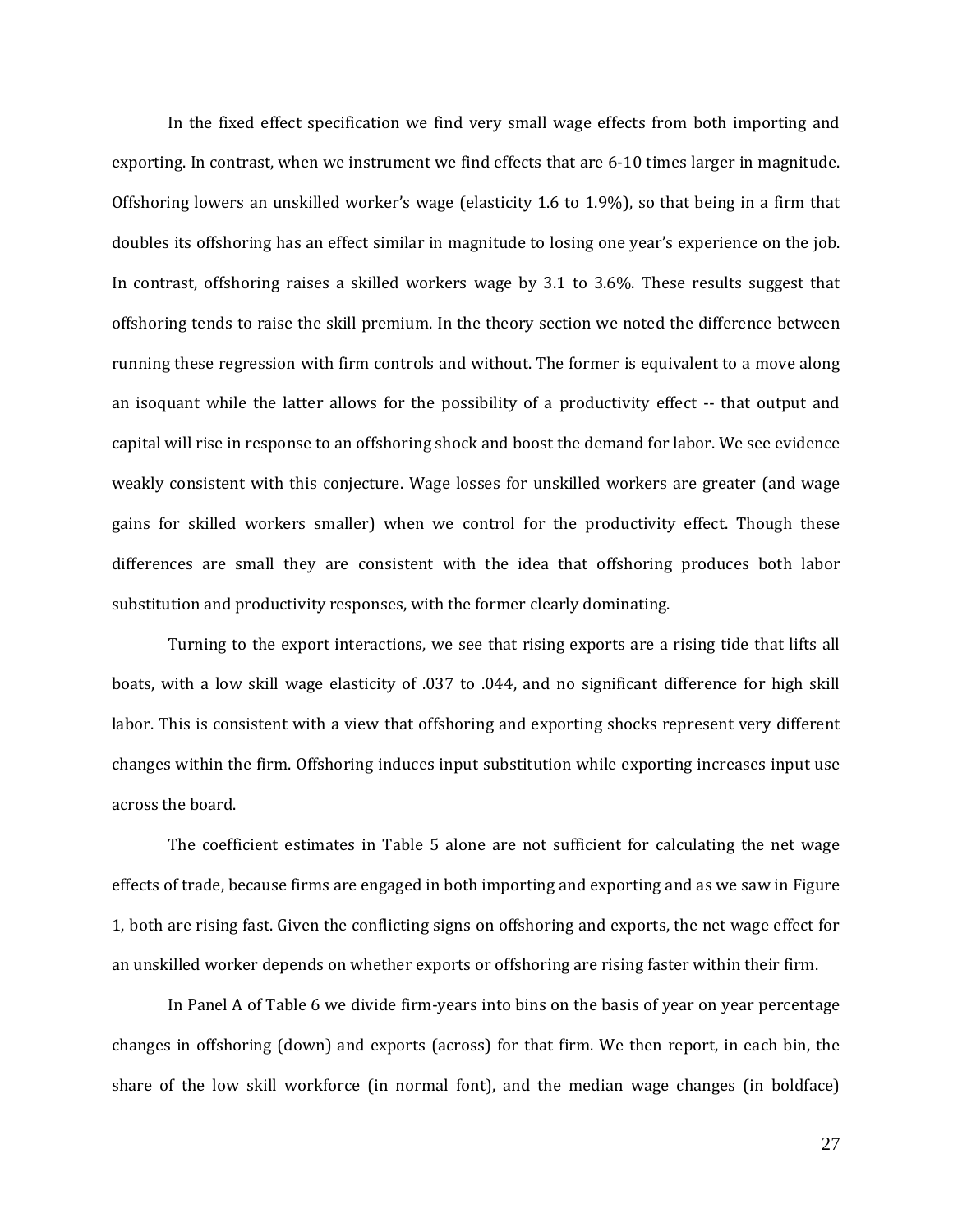In the fixed effect specification we find very small wage effects from both importing and exporting. In contrast, when we instrument we find effects that are 6-10 times larger in magnitude. Offshoring lowers an unskilled worker's wage (elasticity 1.6 to 1.9%), so that being in a firm that doubles its offshoring has an effect similar in magnitude to losing one year's experience on the job. In contrast, offshoring raises a skilled workers wage by 3.1 to 3.6%. These results suggest that offshoring tends to raise the skill premium. In the theory section we noted the difference between running these regression with firm controls and without. The former is equivalent to a move along an isoquant while the latter allows for the possibility of a productivity effect -- that output and capital will rise in response to an offshoring shock and boost the demand for labor. We see evidence weakly consistent with this conjecture. Wage losses for unskilled workers are greater (and wage gains for skilled workers smaller) when we control for the productivity effect. Though these differences are small they are consistent with the idea that offshoring produces both labor substitution and productivity responses, with the former clearly dominating.

Turning to the export interactions, we see that rising exports are a rising tide that lifts all boats, with a low skill wage elasticity of .037 to .044, and no significant difference for high skill labor. This is consistent with a view that offshoring and exporting shocks represent very different changes within the firm. Offshoring induces input substitution while exporting increases input use across the board.

The coefficient estimates in Table 5 alone are not sufficient for calculating the net wage effects of trade, because firms are engaged in both importing and exporting and as we saw in Figure 1, both are rising fast. Given the conflicting signs on offshoring and exports, the net wage effect for an unskilled worker depends on whether exports or offshoring are rising faster within their firm.

In Panel A of Table 6 we divide firm-years into bins on the basis of year on year percentage changes in offshoring (down) and exports (across) for that firm. We then report, in each bin, the share of the low skill workforce (in normal font), and the median wage changes (in boldface)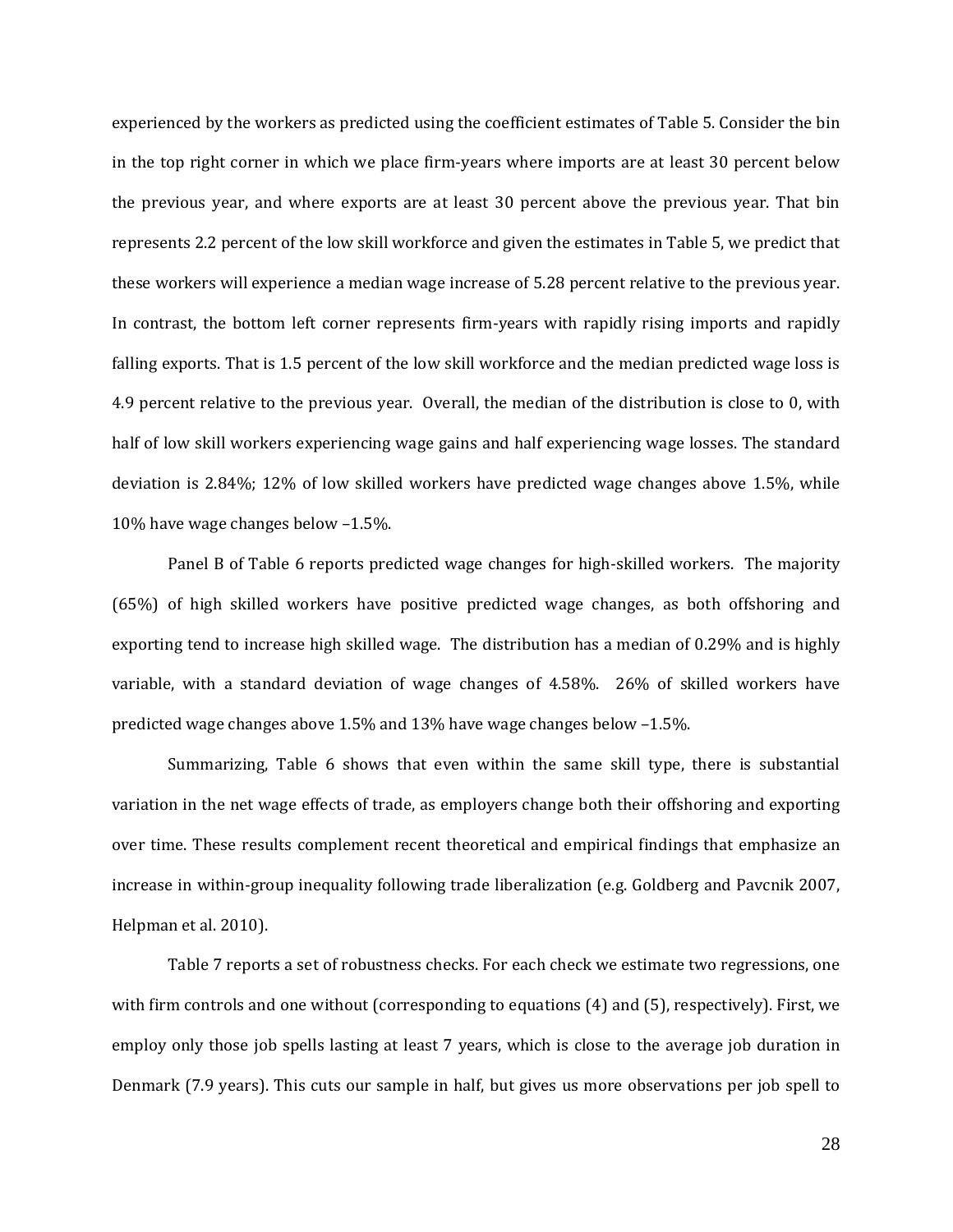experienced by the workers as predicted using the coefficient estimates of Table 5. Consider the bin in the top right corner in which we place firm-years where imports are at least 30 percent below the previous year, and where exports are at least 30 percent above the previous year. That bin represents 2.2 percent of the low skill workforce and given the estimates in Table 5, we predict that these workers will experience a median wage increase of 5.28 percent relative to the previous year. In contrast, the bottom left corner represents firm-years with rapidly rising imports and rapidly falling exports. That is 1.5 percent of the low skill workforce and the median predicted wage loss is 4.9 percent relative to the previous year. Overall, the median of the distribution is close to 0, with half of low skill workers experiencing wage gains and half experiencing wage losses. The standard deviation is 2.84%; 12% of low skilled workers have predicted wage changes above 1.5%, while 10% have wage changes below –1.5%.

Panel B of Table 6 reports predicted wage changes for high-skilled workers. The majority (65%) of high skilled workers have positive predicted wage changes, as both offshoring and exporting tend to increase high skilled wage. The distribution has a median of 0.29% and is highly variable, with a standard deviation of wage changes of 4.58%. 26% of skilled workers have predicted wage changes above 1.5% and 13% have wage changes below –1.5%.

Summarizing, Table 6 shows that even within the same skill type, there is substantial variation in the net wage effects of trade, as employers change both their offshoring and exporting over time. These results complement recent theoretical and empirical findings that emphasize an increase in within-group inequality following trade liberalization (e.g. Goldberg and Pavcnik 2007, Helpman et al. 2010).

Table 7 reports a set of robustness checks. For each check we estimate two regressions, one with firm controls and one without (corresponding to equations (4) and (5), respectively). First, we employ only those job spells lasting at least 7 years, which is close to the average job duration in Denmark (7.9 years). This cuts our sample in half, but gives us more observations per job spell to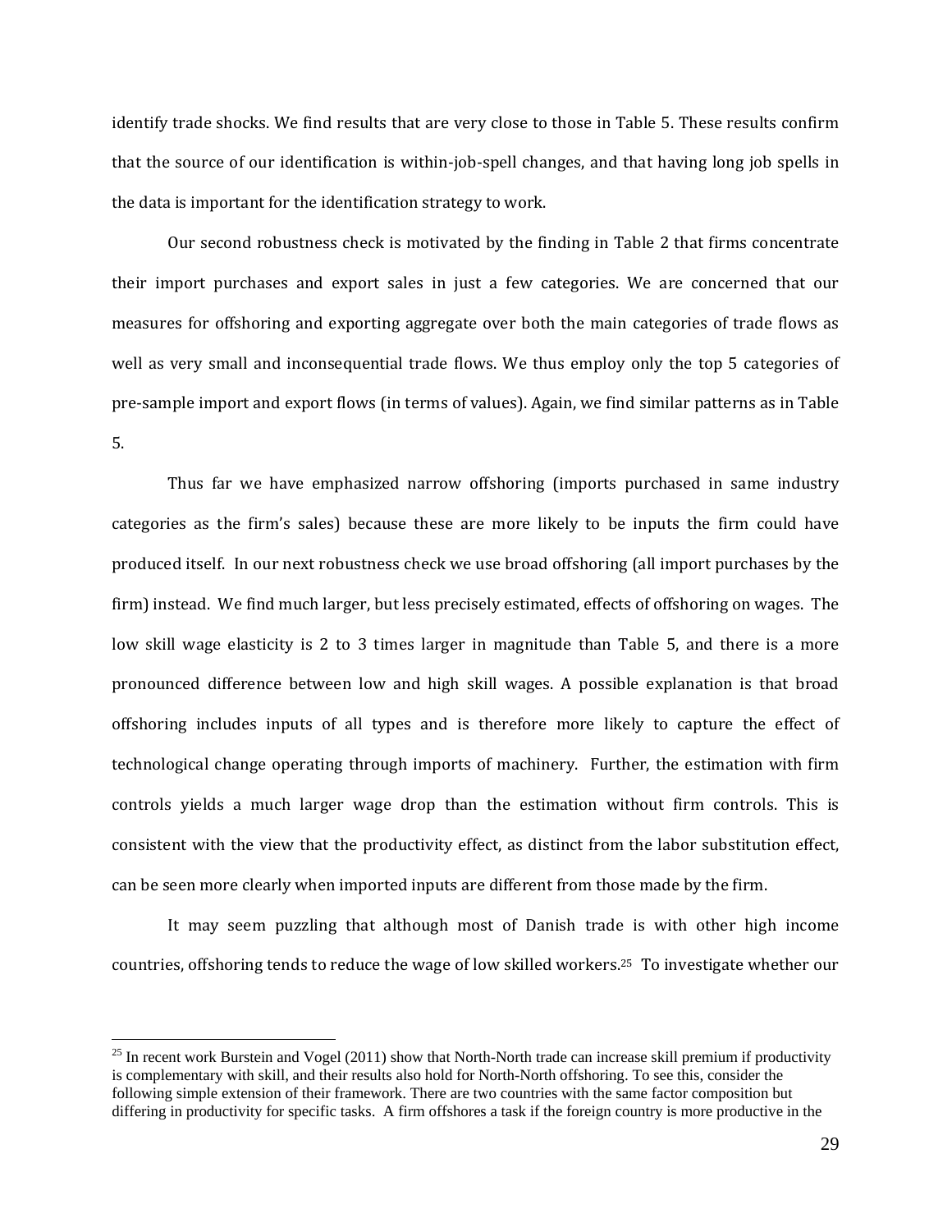identify trade shocks. We find results that are very close to those in Table 5. These results confirm that the source of our identification is within-job-spell changes, and that having long job spells in the data is important for the identification strategy to work.

Our second robustness check is motivated by the finding in Table 2 that firms concentrate their import purchases and export sales in just a few categories. We are concerned that our measures for offshoring and exporting aggregate over both the main categories of trade flows as well as very small and inconsequential trade flows. We thus employ only the top 5 categories of pre-sample import and export flows (in terms of values). Again, we find similar patterns as in Table 5.

Thus far we have emphasized narrow offshoring (imports purchased in same industry categories as the firm's sales) because these are more likely to be inputs the firm could have produced itself. In our next robustness check we use broad offshoring (all import purchases by the firm) instead. We find much larger, but less precisely estimated, effects of offshoring on wages. The low skill wage elasticity is 2 to 3 times larger in magnitude than Table 5, and there is a more pronounced difference between low and high skill wages. A possible explanation is that broad offshoring includes inputs of all types and is therefore more likely to capture the effect of technological change operating through imports of machinery. Further, the estimation with firm controls yields a much larger wage drop than the estimation without firm controls. This is consistent with the view that the productivity effect, as distinct from the labor substitution effect, can be seen more clearly when imported inputs are different from those made by the firm.

It may seem puzzling that although most of Danish trade is with other high income countries, offshoring tends to reduce the wage of low skilled workers.[25] To investigate whether our

---

[25] In recent work Burstein and Vogel (2011) show that North-North trade can increase skill premium if productivity is complementary with skill, and their results also hold for North-North offshoring. To see this, consider the following simple extension of their framework. There are two countries with the same factor composition but differing in productivity for specific tasks. A firm offshores a task if the foreign country is more productive in the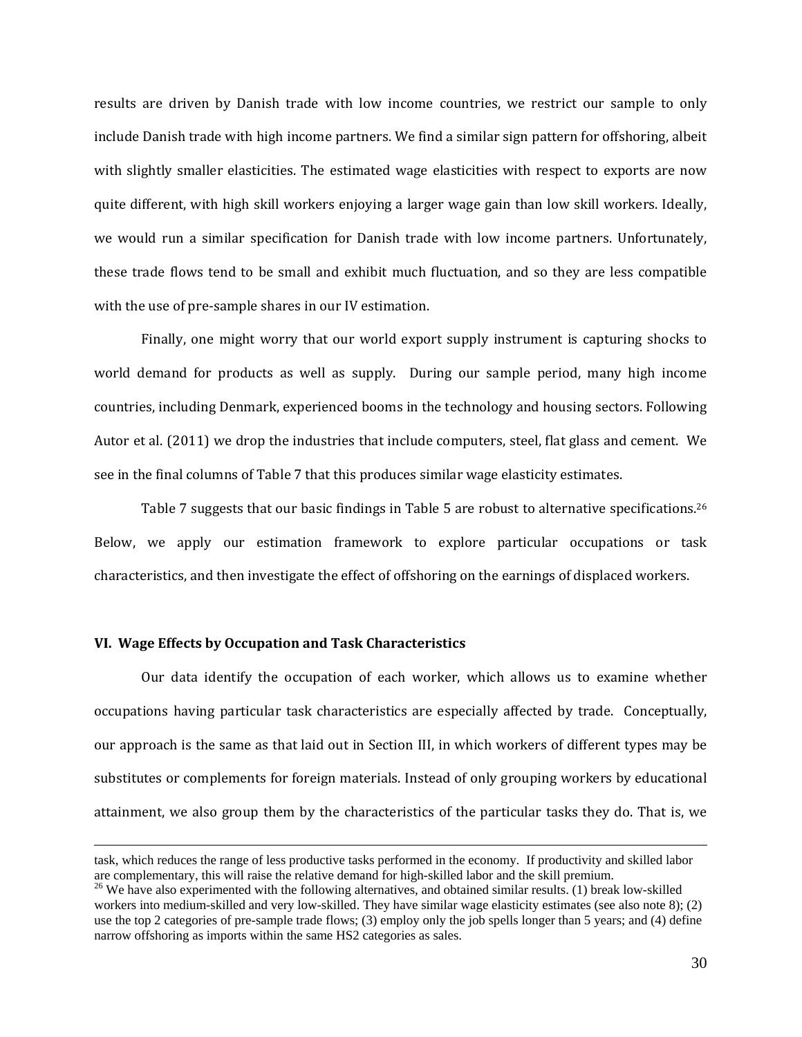results are driven by Danish trade with low income countries, we restrict our sample to only include Danish trade with high income partners. We find a similar sign pattern for offshoring, albeit with slightly smaller elasticities. The estimated wage elasticities with respect to exports are now quite different, with high skill workers enjoying a larger wage gain than low skill workers. Ideally, we would run a similar specification for Danish trade with low income partners. Unfortunately, these trade flows tend to be small and exhibit much fluctuation, and so they are less compatible with the use of pre-sample shares in our IV estimation.

Finally, one might worry that our world export supply instrument is capturing shocks to world demand for products as well as supply. During our sample period, many high income countries, including Denmark, experienced booms in the technology and housing sectors. Following Autor et al. (2011) we drop the industries that include computers, steel, flat glass and cement. We see in the final columns of Table 7 that this produces similar wage elasticity estimates.

Table 7 suggests that our basic findings in Table 5 are robust to alternative specifications.[26] Below, we apply our estimation framework to explore particular occupations or task characteristics, and then investigate the effect of offshoring on the earnings of displaced workers.

## VI. Wage Effects by Occupation and Task Characteristics

Our data identify the occupation of each worker, which allows us to examine whether occupations having particular task characteristics are especially affected by trade. Conceptually, our approach is the same as that laid out in Section III, in which workers of different types may be substitutes or complements for foreign materials. Instead of only grouping workers by educational attainment, we also group them by the characteristics of the particular tasks they do. That is, we

---

task, which reduces the range of less productive tasks performed in the economy. If productivity and skilled labor are complementary, this will raise the relative demand for high-skilled labor and the skill premium.

[26] We have also experimented with the following alternatives, and obtained similar results. (1) break low-skilled workers into medium-skilled and very low-skilled. They have similar wage elasticity estimates (see also note 8); (2) use the top 2 categories of pre-sample trade flows; (3) employ only the job spells longer than 5 years; and (4) define narrow offshoring as imports within the same HS2 categories as sales.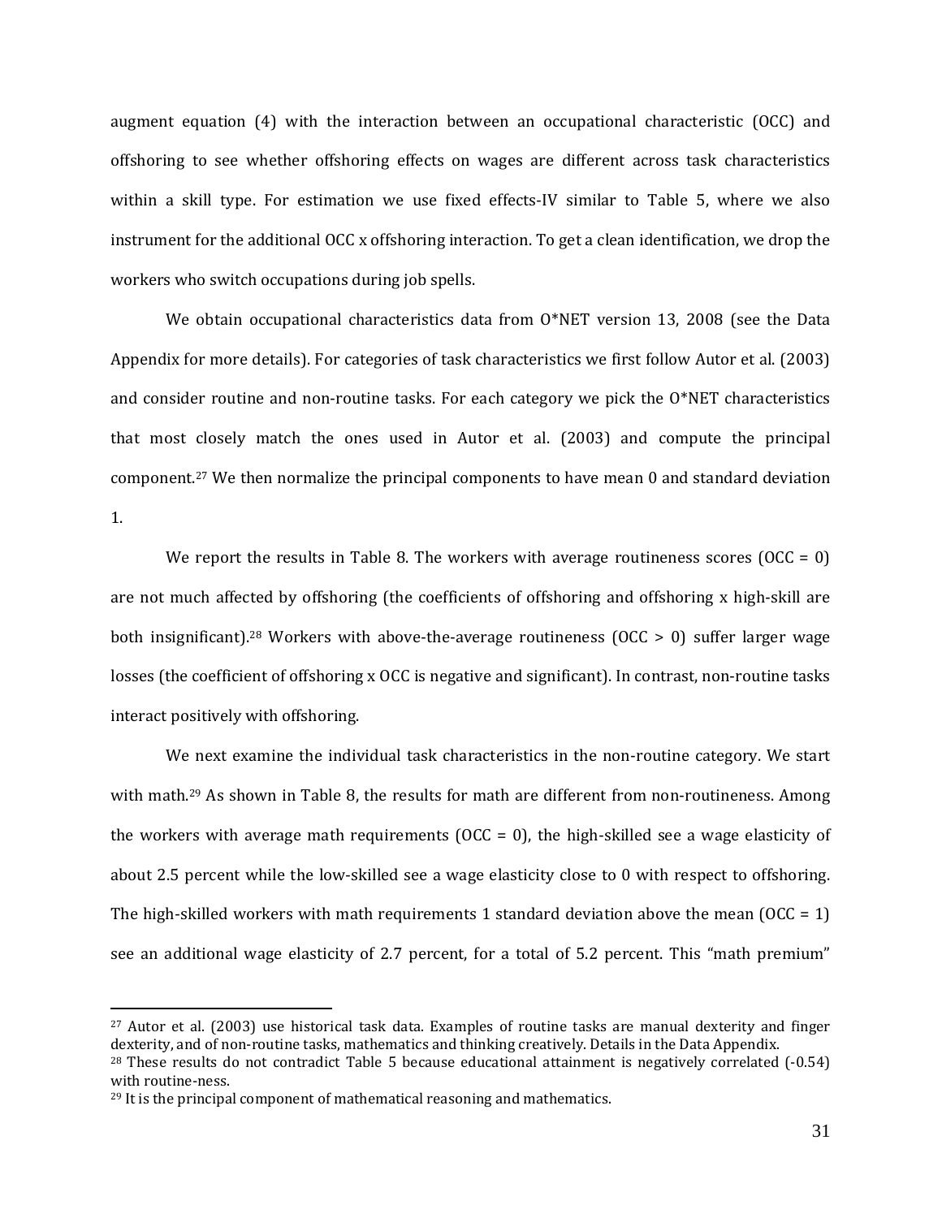augment equation (4) with the interaction between an occupational characteristic (OCC) and offshoring to see whether offshoring effects on wages are different across task characteristics within a skill type. For estimation we use fixed effects-IV similar to Table 5, where we also instrument for the additional OCC x offshoring interaction. To get a clean identification, we drop the workers who switch occupations during job spells.

We obtain occupational characteristics data from O*NET version 13, 2008 (see the Data Appendix for more details). For categories of task characteristics we first follow Autor et al. (2003) and consider routine and non-routine tasks. For each category we pick the O*NET characteristics that most closely match the ones used in Autor et al. (2003) and compute the principal component.[27] We then normalize the principal components to have mean 0 and standard deviation 1.

We report the results in Table 8. The workers with average routineness scores (OCC = 0) are not much affected by offshoring (the coefficients of offshoring and offshoring x high-skill are both insignificant).[28] Workers with above-the-average routineness (OCC > 0) suffer larger wage losses (the coefficient of offshoring x OCC is negative and significant). In contrast, non-routine tasks interact positively with offshoring.

We next examine the individual task characteristics in the non-routine category. We start with math.[29] As shown in Table 8, the results for math are different from non-routineness. Among the workers with average math requirements (OCC = 0), the high-skilled see a wage elasticity of about 2.5 percent while the low-skilled see a wage elasticity close to 0 with respect to offshoring. The high-skilled workers with math requirements 1 standard deviation above the mean (OCC = 1) see an additional wage elasticity of 2.7 percent, for a total of 5.2 percent. This "math premium"

---

[27] Autor et al. (2003) use historical task data. Examples of routine tasks are manual dexterity and finger dexterity, and of non-routine tasks, mathematics and thinking creatively. Details in the Data Appendix.

[28] These results do not contradict Table 5 because educational attainment is negatively correlated (-0.54) with routine-ness.

[29] It is the principal component of mathematical reasoning and mathematics.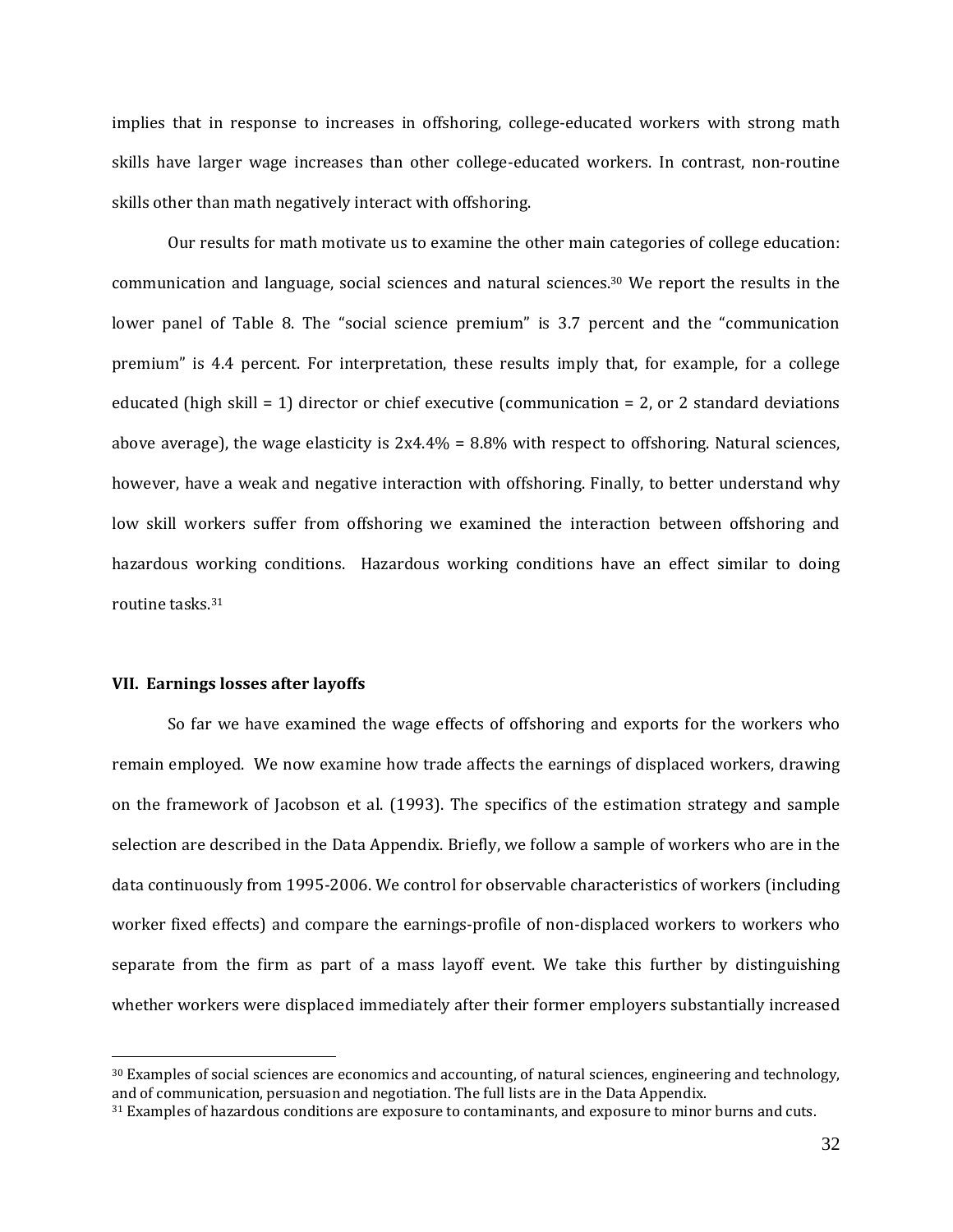implies that in response to increases in offshoring, college-educated workers with strong math skills have larger wage increases than other college-educated workers. In contrast, non-routine skills other than math negatively interact with offshoring.

Our results for math motivate us to examine the other main categories of college education: communication and language, social sciences and natural sciences.[30] We report the results in the lower panel of Table 8. The "social science premium" is 3.7 percent and the "communication premium" is 4.4 percent. For interpretation, these results imply that, for example, for a college educated (high skill = 1) director or chief executive (communication = 2, or 2 standard deviations above average), the wage elasticity is 2x4.4% = 8.8% with respect to offshoring. Natural sciences, however, have a weak and negative interaction with offshoring. Finally, to better understand why low skill workers suffer from offshoring we examined the interaction between offshoring and hazardous working conditions. Hazardous working conditions have an effect similar to doing routine tasks.[31]

## VII. Earnings losses after layoffs

So far we have examined the wage effects of offshoring and exports for the workers who remain employed. We now examine how trade affects the earnings of displaced workers, drawing on the framework of Jacobson et al. (1993). The specifics of the estimation strategy and sample selection are described in the Data Appendix. Briefly, we follow a sample of workers who are in the data continuously from 1995-2006. We control for observable characteristics of workers (including worker fixed effects) and compare the earnings-profile of non-displaced workers to workers who separate from the firm as part of a mass layoff event. We take this further by distinguishing whether workers were displaced immediately after their former employers substantially increased

---

[30] Examples of social sciences are economics and accounting, of natural sciences, engineering and technology, and of communication, persuasion and negotiation. The full lists are in the Data Appendix.

[31] Examples of hazardous conditions are exposure to contaminants, and exposure to minor burns and cuts.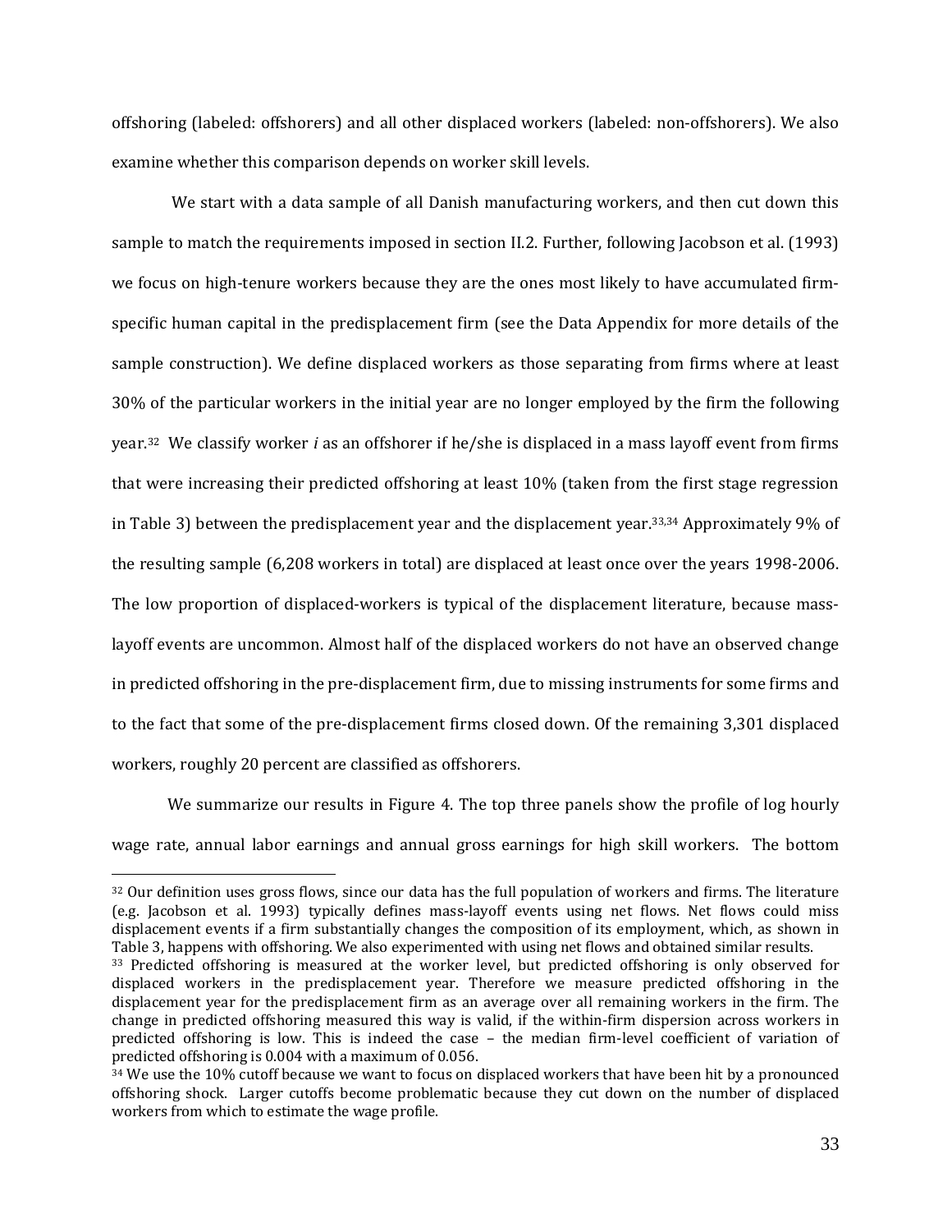offshoring (labeled: offshorers) and all other displaced workers (labeled: non-offshorers). We also examine whether this comparison depends on worker skill levels.

We start with a data sample of all Danish manufacturing workers, and then cut down this sample to match the requirements imposed in section II.2. Further, following Jacobson et al. (1993) we focus on high-tenure workers because they are the ones most likely to have accumulated firm-specific human capital in the predisplacement firm (see the Data Appendix for more details of the sample construction). We define displaced workers as those separating from firms where at least 30% of the particular workers in the initial year are no longer employed by the firm the following year.[32] We classify worker *i* as an offshorer if he/she is displaced in a mass layoff event from firms that were increasing their predicted offshoring at least 10% (taken from the first stage regression in Table 3) between the predisplacement year and the displacement year.[33,34] Approximately 9% of the resulting sample (6,208 workers in total) are displaced at least once over the years 1998-2006. The low proportion of displaced-workers is typical of the displacement literature, because mass-layoff events are uncommon. Almost half of the displaced workers do not have an observed change in predicted offshoring in the pre-displacement firm, due to missing instruments for some firms and to the fact that some of the pre-displacement firms closed down. Of the remaining 3,301 displaced workers, roughly 20 percent are classified as offshorers.

We summarize our results in Figure 4. The top three panels show the profile of log hourly wage rate, annual labor earnings and annual gross earnings for high skill workers. The bottom

---

[32] Our definition uses gross flows, since our data has the full population of workers and firms. The literature (e.g. Jacobson et al. 1993) typically defines mass-layoff events using net flows. Net flows could miss displacement events if a firm substantially changes the composition of its employment, which, as shown in Table 3, happens with offshoring. We also experimented with using net flows and obtained similar results.

[33] Predicted offshoring is measured at the worker level, but predicted offshoring is only observed for displaced workers in the predisplacement year. Therefore we measure predicted offshoring in the displacement year for the predisplacement firm as an average over all remaining workers in the firm. The change in predicted offshoring measured this way is valid, if the within-firm dispersion across workers in predicted offshoring is low. This is indeed the case – the median firm-level coefficient of variation of predicted offshoring is 0.004 with a maximum of 0.056.

[34] We use the 10% cutoff because we want to focus on displaced workers that have been hit by a pronounced offshoring shock. Larger cutoffs become problematic because they cut down on the number of displaced workers from which to estimate the wage profile.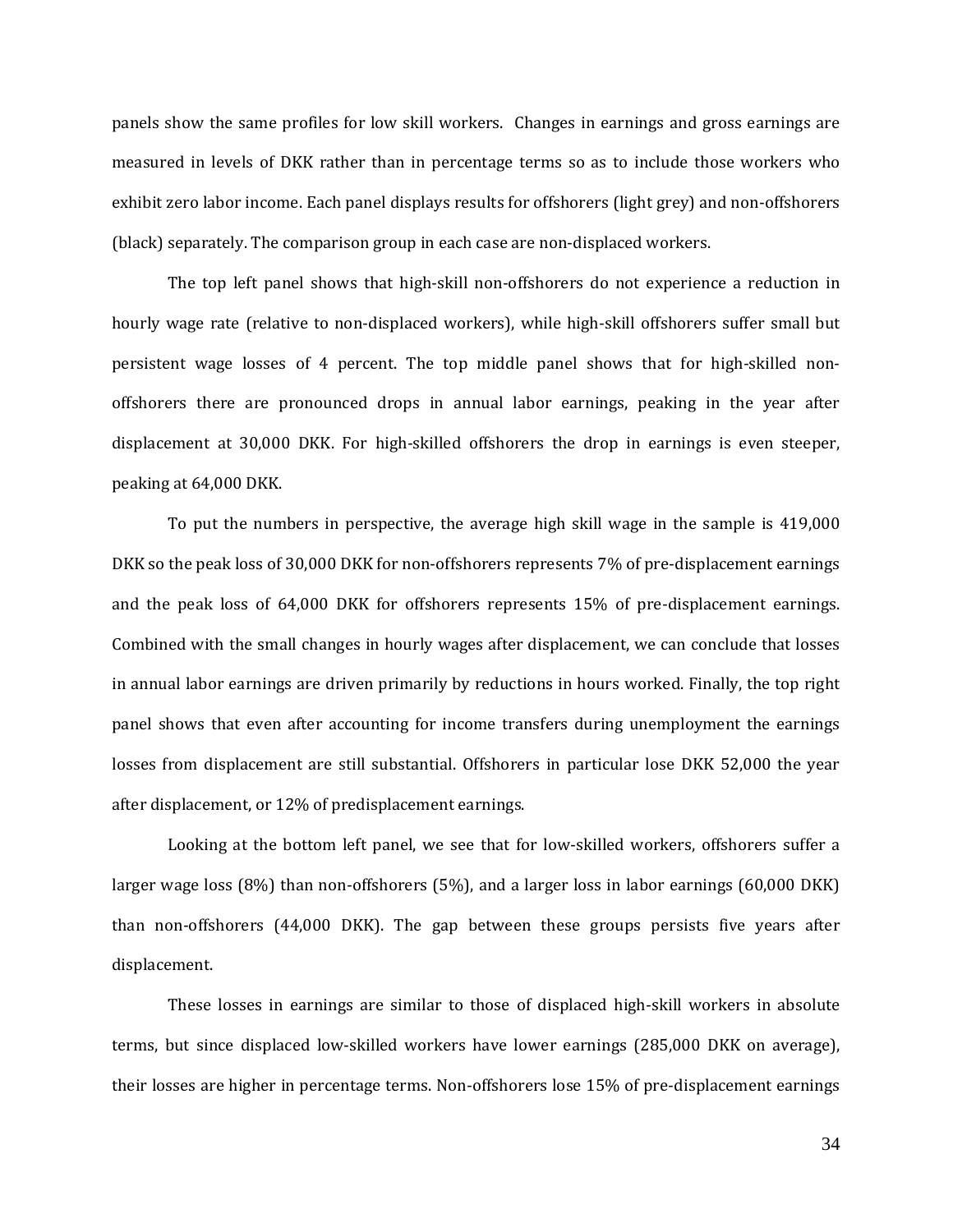panels show the same profiles for low skill workers. Changes in earnings and gross earnings are measured in levels of DKK rather than in percentage terms so as to include those workers who exhibit zero labor income. Each panel displays results for offshorers (light grey) and non-offshorers (black) separately. The comparison group in each case are non-displaced workers.

The top left panel shows that high-skill non-offshorers do not experience a reduction in hourly wage rate (relative to non-displaced workers), while high-skill offshorers suffer small but persistent wage losses of 4 percent. The top middle panel shows that for high-skilled non-offshorers there are pronounced drops in annual labor earnings, peaking in the year after displacement at 30,000 DKK. For high-skilled offshorers the drop in earnings is even steeper, peaking at 64,000 DKK.

To put the numbers in perspective, the average high skill wage in the sample is 419,000 DKK so the peak loss of 30,000 DKK for non-offshorers represents 7% of pre-displacement earnings and the peak loss of 64,000 DKK for offshorers represents 15% of pre-displacement earnings. Combined with the small changes in hourly wages after displacement, we can conclude that losses in annual labor earnings are driven primarily by reductions in hours worked. Finally, the top right panel shows that even after accounting for income transfers during unemployment the earnings losses from displacement are still substantial. Offshorers in particular lose DKK 52,000 the year after displacement, or 12% of predisplacement earnings.

Looking at the bottom left panel, we see that for low-skilled workers, offshorers suffer a larger wage loss (8%) than non-offshorers (5%), and a larger loss in labor earnings (60,000 DKK) than non-offshorers (44,000 DKK). The gap between these groups persists five years after displacement.

These losses in earnings are similar to those of displaced high-skill workers in absolute terms, but since displaced low-skilled workers have lower earnings (285,000 DKK on average), their losses are higher in percentage terms. Non-offshorers lose 15% of pre-displacement earnings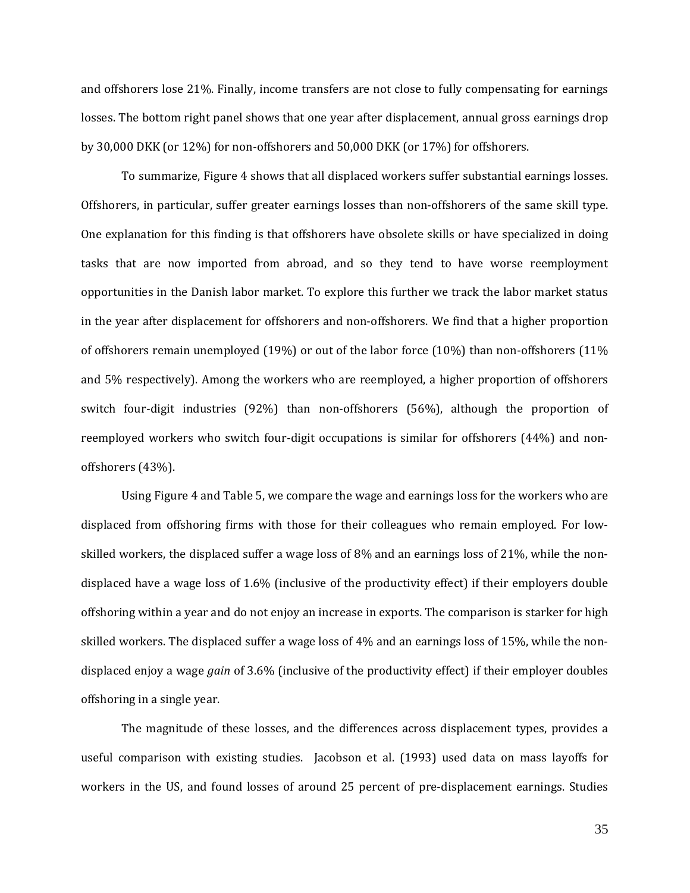and offshorers lose 21%. Finally, income transfers are not close to fully compensating for earnings losses. The bottom right panel shows that one year after displacement, annual gross earnings drop by 30,000 DKK (or 12%) for non-offshorers and 50,000 DKK (or 17%) for offshorers.

To summarize, Figure 4 shows that all displaced workers suffer substantial earnings losses. Offshorers, in particular, suffer greater earnings losses than non-offshorers of the same skill type. One explanation for this finding is that offshorers have obsolete skills or have specialized in doing tasks that are now imported from abroad, and so they tend to have worse reemployment opportunities in the Danish labor market. To explore this further we track the labor market status in the year after displacement for offshorers and non-offshorers. We find that a higher proportion of offshorers remain unemployed (19%) or out of the labor force (10%) than non-offshorers (11% and 5% respectively). Among the workers who are reemployed, a higher proportion of offshorers switch four-digit industries (92%) than non-offshorers (56%), although the proportion of reemployed workers who switch four-digit occupations is similar for offshorers (44%) and non-offshorers (43%).

Using Figure 4 and Table 5, we compare the wage and earnings loss for the workers who are displaced from offshoring firms with those for their colleagues who remain employed. For low-skilled workers, the displaced suffer a wage loss of 8% and an earnings loss of 21%, while the non-displaced have a wage loss of 1.6% (inclusive of the productivity effect) if their employers double offshoring within a year and do not enjoy an increase in exports. The comparison is starker for high skilled workers. The displaced suffer a wage loss of 4% and an earnings loss of 15%, while the non-displaced enjoy a wage *gain* of 3.6% (inclusive of the productivity effect) if their employer doubles offshoring in a single year.

The magnitude of these losses, and the differences across displacement types, provides a useful comparison with existing studies. Jacobson et al. (1993) used data on mass layoffs for workers in the US, and found losses of around 25 percent of pre-displacement earnings. Studies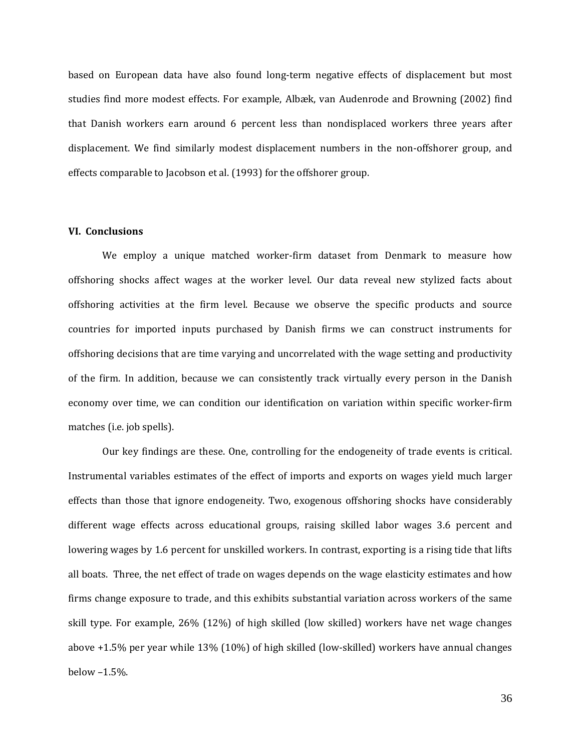based on European data have also found long-term negative effects of displacement but most studies find more modest effects. For example, Albæk, van Audenrode and Browning (2002) find that Danish workers earn around 6 percent less than nondisplaced workers three years after displacement. We find similarly modest displacement numbers in the non-offshorer group, and effects comparable to Jacobson et al. (1993) for the offshorer group.

## VI. Conclusions

We employ a unique matched worker-firm dataset from Denmark to measure how offshoring shocks affect wages at the worker level. Our data reveal new stylized facts about offshoring activities at the firm level. Because we observe the specific products and source countries for imported inputs purchased by Danish firms we can construct instruments for offshoring decisions that are time varying and uncorrelated with the wage setting and productivity of the firm. In addition, because we can consistently track virtually every person in the Danish economy over time, we can condition our identification on variation within specific worker-firm matches (i.e. job spells).

Our key findings are these. One, controlling for the endogeneity of trade events is critical. Instrumental variables estimates of the effect of imports and exports on wages yield much larger effects than those that ignore endogeneity. Two, exogenous offshoring shocks have considerably different wage effects across educational groups, raising skilled labor wages 3.6 percent and lowering wages by 1.6 percent for unskilled workers. In contrast, exporting is a rising tide that lifts all boats. Three, the net effect of trade on wages depends on the wage elasticity estimates and how firms change exposure to trade, and this exhibits substantial variation across workers of the same skill type. For example, 26% (12%) of high skilled (low skilled) workers have net wage changes above +1.5% per year while 13% (10%) of high skilled (low-skilled) workers have annual changes below –1.5%.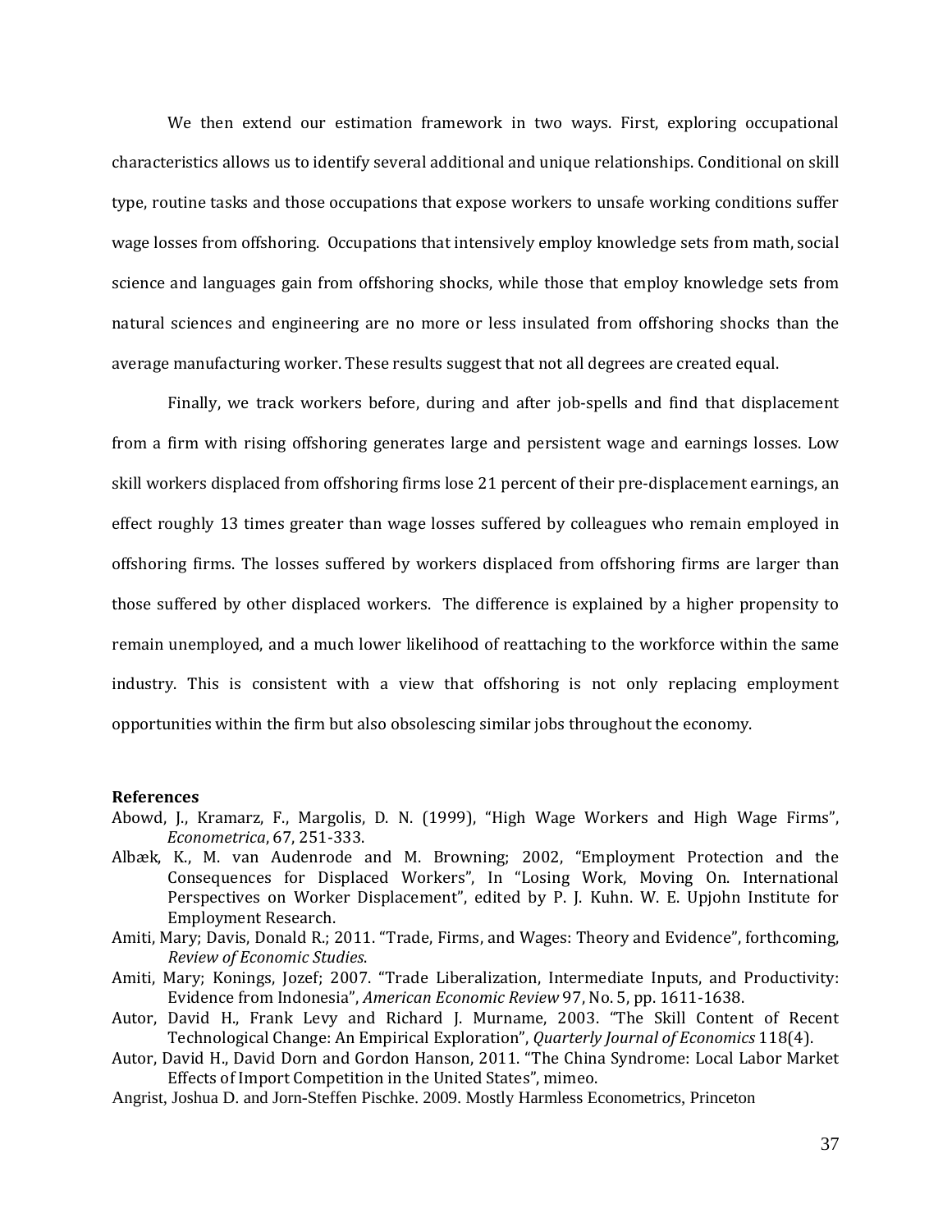We then extend our estimation framework in two ways. First, exploring occupational characteristics allows us to identify several additional and unique relationships. Conditional on skill type, routine tasks and those occupations that expose workers to unsafe working conditions suffer wage losses from offshoring. Occupations that intensively employ knowledge sets from math, social science and languages gain from offshoring shocks, while those that employ knowledge sets from natural sciences and engineering are no more or less insulated from offshoring shocks than the average manufacturing worker. These results suggest that not all degrees are created equal.

Finally, we track workers before, during and after job-spells and find that displacement from a firm with rising offshoring generates large and persistent wage and earnings losses. Low skill workers displaced from offshoring firms lose 21 percent of their pre-displacement earnings, an effect roughly 13 times greater than wage losses suffered by colleagues who remain employed in offshoring firms. The losses suffered by workers displaced from offshoring firms are larger than those suffered by other displaced workers. The difference is explained by a higher propensity to remain unemployed, and a much lower likelihood of reattaching to the workforce within the same industry. This is consistent with a view that offshoring is not only replacing employment opportunities within the firm but also obsolescing similar jobs throughout the economy.

**References**

Abowd, J., Kramarz, F., Margolis, D. N. (1999), "High Wage Workers and High Wage Firms", *Econometrica*, 67, 251-333.

Albæk, K., M. van Audenrode and M. Browning; 2002, "Employment Protection and the Consequences for Displaced Workers", In "Losing Work, Moving On. International Perspectives on Worker Displacement", edited by P. J. Kuhn. W. E. Upjohn Institute for Employment Research.

Amiti, Mary; Davis, Donald R.; 2011. "Trade, Firms, and Wages: Theory and Evidence", forthcoming, *Review of Economic Studies*.

Amiti, Mary; Konings, Jozef; 2007. "Trade Liberalization, Intermediate Inputs, and Productivity: Evidence from Indonesia", *American Economic Review* 97, No. 5, pp. 1611-1638.

Autor, David H., Frank Levy and Richard J. Murname, 2003. "The Skill Content of Recent Technological Change: An Empirical Exploration", *Quarterly Journal of Economics* 118(4).

Autor, David H., David Dorn and Gordon Hanson, 2011. "The China Syndrome: Local Labor Market Effects of Import Competition in the United States", mimeo.

Angrist, Joshua D. and Jorn-Steffen Pischke. 2009. Mostly Harmless Econometrics, Princeton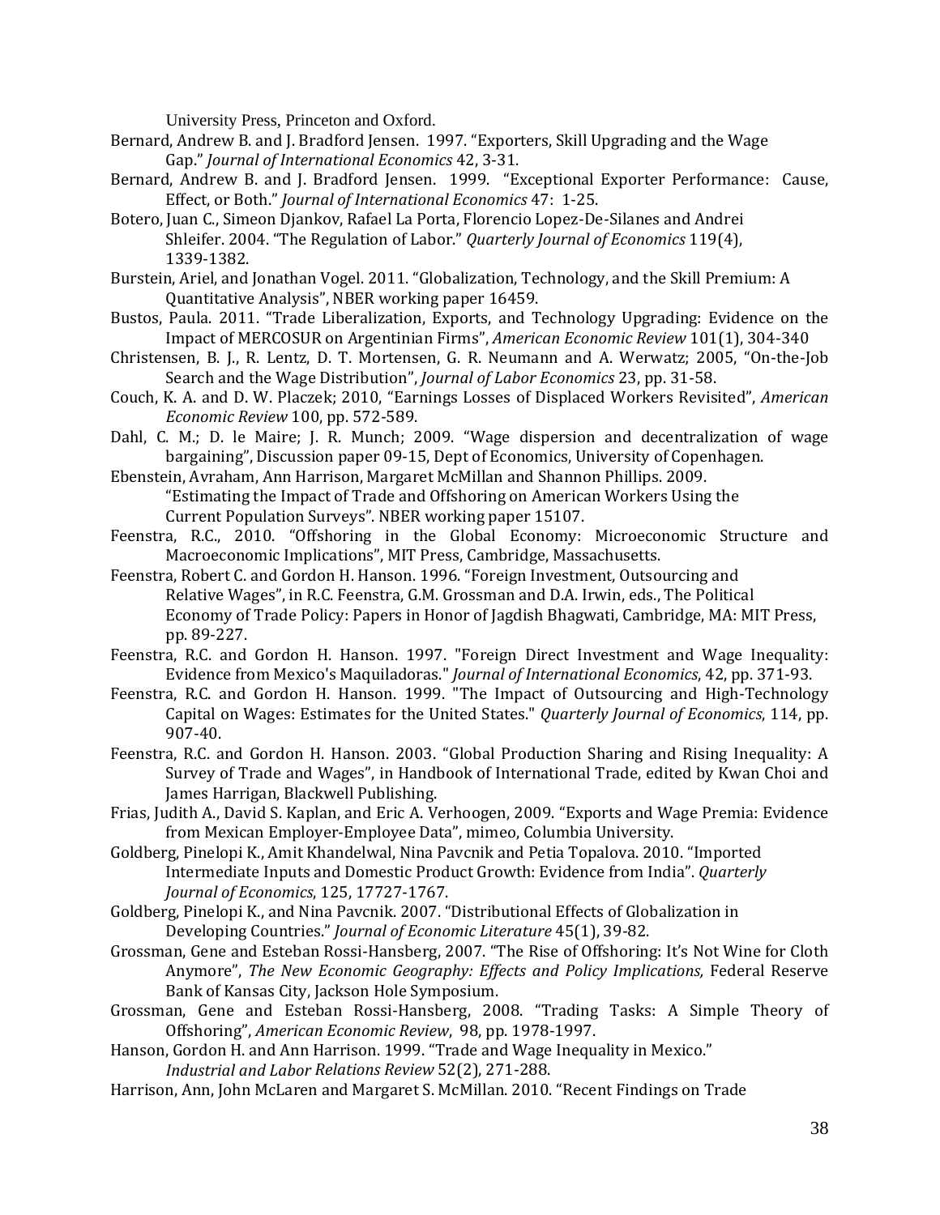University Press, Princeton and Oxford.

Bernard, Andrew B. and J. Bradford Jensen. 1997. "Exporters, Skill Upgrading and the Wage Gap." *Journal of International Economics* 42, 3-31.

Bernard, Andrew B. and J. Bradford Jensen. 1999. "Exceptional Exporter Performance: Cause, Effect, or Both." *Journal of International Economics* 47: 1-25.

Botero, Juan C., Simeon Djankov, Rafael La Porta, Florencio Lopez-De-Silanes and Andrei Shleifer. 2004. "The Regulation of Labor." *Quarterly Journal of Economics* 119(4), 1339-1382.

Burstein, Ariel, and Jonathan Vogel. 2011. "Globalization, Technology, and the Skill Premium: A Quantitative Analysis", NBER working paper 16459.

Bustos, Paula. 2011. "Trade Liberalization, Exports, and Technology Upgrading: Evidence on the Impact of MERCOSUR on Argentinian Firms", *American Economic Review* 101(1), 304-340

Christensen, B. J., R. Lentz, D. T. Mortensen, G. R. Neumann and A. Werwatz; 2005, "On-the-Job Search and the Wage Distribution", *Journal of Labor Economics* 23, pp. 31-58.

Couch, K. A. and D. W. Placzek; 2010, "Earnings Losses of Displaced Workers Revisited", *American Economic Review* 100, pp. 572-589.

Dahl, C. M.; D. le Maire; J. R. Munch; 2009. "Wage dispersion and decentralization of wage bargaining", Discussion paper 09-15, Dept of Economics, University of Copenhagen.

Ebenstein, Avraham, Ann Harrison, Margaret McMillan and Shannon Phillips. 2009. "Estimating the Impact of Trade and Offshoring on American Workers Using the Current Population Surveys". NBER working paper 15107.

Feenstra, R.C., 2010. "Offshoring in the Global Economy: Microeconomic Structure and Macroeconomic Implications", MIT Press, Cambridge, Massachusetts.

Feenstra, Robert C. and Gordon H. Hanson. 1996. "Foreign Investment, Outsourcing and Relative Wages", in R.C. Feenstra, G.M. Grossman and D.A. Irwin, eds., The Political Economy of Trade Policy: Papers in Honor of Jagdish Bhagwati, Cambridge, MA: MIT Press, pp. 89-227.

Feenstra, R.C. and Gordon H. Hanson. 1997. "Foreign Direct Investment and Wage Inequality: Evidence from Mexico's Maquiladoras." *Journal of International Economics*, 42, pp. 371-93.

Feenstra, R.C. and Gordon H. Hanson. 1999. "The Impact of Outsourcing and High-Technology Capital on Wages: Estimates for the United States." *Quarterly Journal of Economics*, 114, pp. 907-40.

Feenstra, R.C. and Gordon H. Hanson. 2003. "Global Production Sharing and Rising Inequality: A Survey of Trade and Wages", in Handbook of International Trade, edited by Kwan Choi and James Harrigan, Blackwell Publishing.

Frias, Judith A., David S. Kaplan, and Eric A. Verhoogen, 2009. "Exports and Wage Premia: Evidence from Mexican Employer-Employee Data", mimeo, Columbia University.

Goldberg, Pinelopi K., Amit Khandelwal, Nina Pavcnik and Petia Topalova. 2010. "Imported Intermediate Inputs and Domestic Product Growth: Evidence from India". *Quarterly Journal of Economics*, 125, 17727-1767.

Goldberg, Pinelopi K., and Nina Pavcnik. 2007. "Distributional Effects of Globalization in Developing Countries." *Journal of Economic Literature* 45(1), 39-82.

Grossman, Gene and Esteban Rossi-Hansberg, 2007. "The Rise of Offshoring: It's Not Wine for Cloth Anymore", *The New Economic Geography: Effects and Policy Implications,* Federal Reserve Bank of Kansas City, Jackson Hole Symposium.

Grossman, Gene and Esteban Rossi-Hansberg, 2008. "Trading Tasks: A Simple Theory of Offshoring", *American Economic Review*, 98, pp. 1978-1997.

Hanson, Gordon H. and Ann Harrison. 1999. "Trade and Wage Inequality in Mexico." *Industrial and Labor Relations Review* 52(2), 271-288.

Harrison, Ann, John McLaren and Margaret S. McMillan. 2010. "Recent Findings on Trade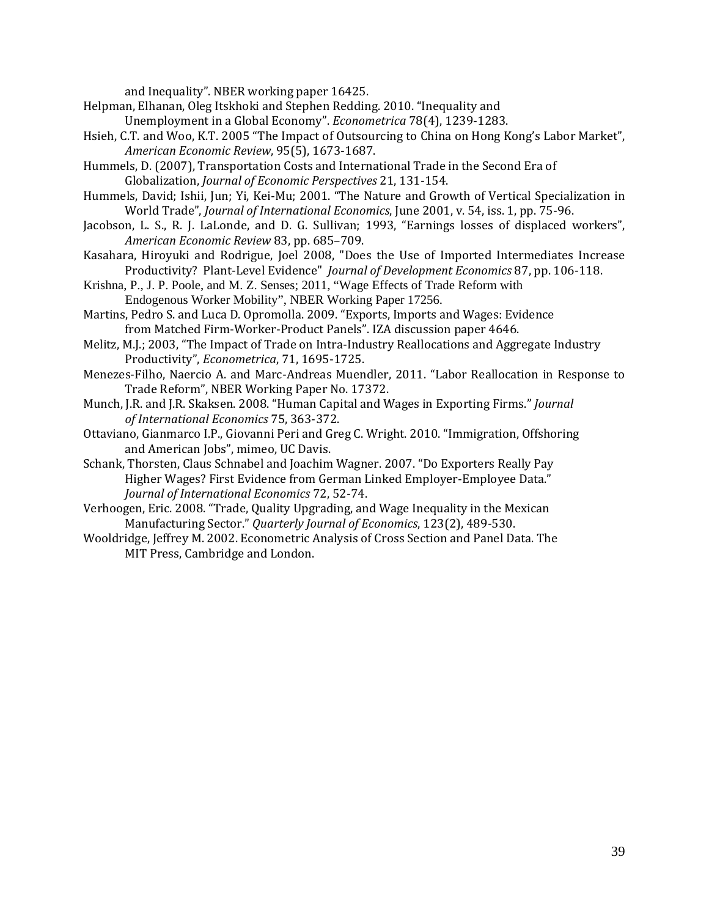and Inequality". NBER working paper 16425.

Helpman, Elhanan, Oleg Itskhoki and Stephen Redding. 2010. "Inequality and Unemployment in a Global Economy". *Econometrica* 78(4), 1239-1283.

Hsieh, C.T. and Woo, K.T. 2005 "The Impact of Outsourcing to China on Hong Kong's Labor Market", *American Economic Review*, 95(5), 1673-1687.

Hummels, D. (2007), Transportation Costs and International Trade in the Second Era of Globalization, *Journal of Economic Perspectives* 21, 131-154.

Hummels, David; Ishii, Jun; Yi, Kei-Mu; 2001. "The Nature and Growth of Vertical Specialization in World Trade", *Journal of International Economics*, June 2001, v. 54, iss. 1, pp. 75-96.

Jacobson, L. S., R. J. LaLonde, and D. G. Sullivan; 1993, "Earnings losses of displaced workers", *American Economic Review* 83, pp. 685–709.

Kasahara, Hiroyuki and Rodrigue, Joel 2008, "Does the Use of Imported Intermediates Increase Productivity? Plant-Level Evidence" *Journal of Development Economics* 87, pp. 106-118.

Krishna, P., J. P. Poole, and M. Z. Senses; 2011, "Wage Effects of Trade Reform with Endogenous Worker Mobility", NBER Working Paper 17256.

Martins, Pedro S. and Luca D. Opromolla. 2009. "Exports, Imports and Wages: Evidence from Matched Firm-Worker-Product Panels". IZA discussion paper 4646.

Melitz, M.J.; 2003, "The Impact of Trade on Intra-Industry Reallocations and Aggregate Industry Productivity", *Econometrica*, 71, 1695-1725.

Menezes-Filho, Naercio A. and Marc-Andreas Muendler, 2011. "Labor Reallocation in Response to Trade Reform", NBER Working Paper No. 17372.

Munch, J.R. and J.R. Skaksen. 2008. "Human Capital and Wages in Exporting Firms." *Journal of International Economics* 75, 363-372.

Ottaviano, Gianmarco I.P., Giovanni Peri and Greg C. Wright. 2010. "Immigration, Offshoring and American Jobs", mimeo, UC Davis.

Schank, Thorsten, Claus Schnabel and Joachim Wagner. 2007. "Do Exporters Really Pay Higher Wages? First Evidence from German Linked Employer-Employee Data." *Journal of International Economics* 72, 52-74.

Verhoogen, Eric. 2008. "Trade, Quality Upgrading, and Wage Inequality in the Mexican Manufacturing Sector." *Quarterly Journal of Economics*, 123(2), 489-530.

Wooldridge, Jeffrey M. 2002. Econometric Analysis of Cross Section and Panel Data. The MIT Press, Cambridge and London.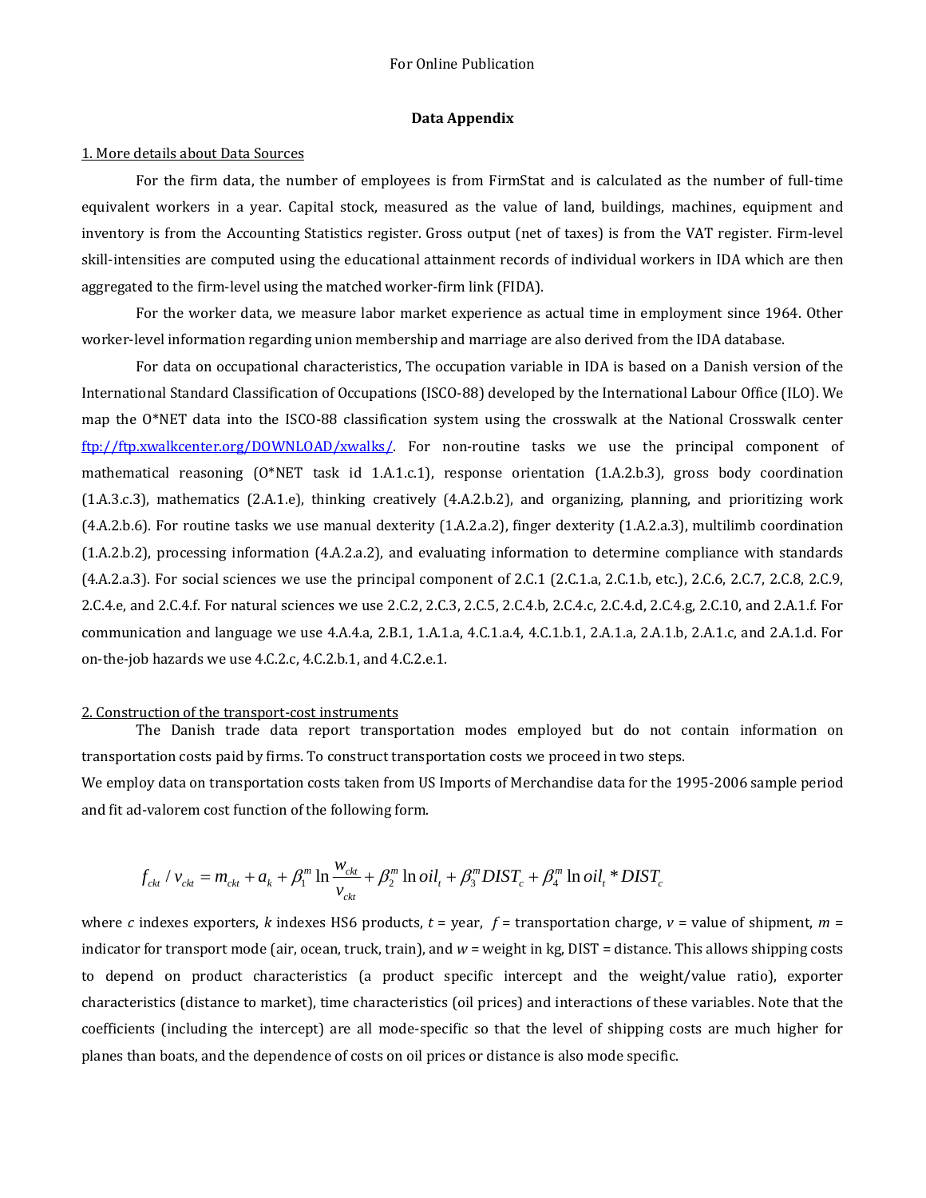For Online Publication

# Data Appendix

## 1. More details about Data Sources

For the firm data, the number of employees is from FirmStat and is calculated as the number of full-time equivalent workers in a year. Capital stock, measured as the value of land, buildings, machines, equipment and inventory is from the Accounting Statistics register. Gross output (net of taxes) is from the VAT register. Firm-level skill-intensities are computed using the educational attainment records of individual workers in IDA which are then aggregated to the firm-level using the matched worker-firm link (FIDA).

For the worker data, we measure labor market experience as actual time in employment since 1964. Other worker-level information regarding union membership and marriage are also derived from the IDA database.

For data on occupational characteristics, The occupation variable in IDA is based on a Danish version of the International Standard Classification of Occupations (ISCO-88) developed by the International Labour Office (ILO). We map the O*NET data into the ISCO-88 classification system using the crosswalk at the National Crosswalk center [ftp://ftp.xwalkcenter.org/DOWNLOAD/xwalks/](ftp://ftp.xwalkcenter.org/DOWNLOAD/xwalks/). For non-routine tasks we use the principal component of mathematical reasoning (O*NET task id 1.A.1.c.1), response orientation (1.A.2.b.3), gross body coordination (1.A.3.c.3), mathematics (2.A.1.e), thinking creatively (4.A.2.b.2), and organizing, planning, and prioritizing work (4.A.2.b.6). For routine tasks we use manual dexterity (1.A.2.a.2), finger dexterity (1.A.2.a.3), multilimb coordination (1.A.2.b.2), processing information (4.A.2.a.2), and evaluating information to determine compliance with standards (4.A.2.a.3). For social sciences we use the principal component of 2.C.1 (2.C.1.a, 2.C.1.b, etc.), 2.C.6, 2.C.7, 2.C.8, 2.C.9, 2.C.4.e, and 2.C.4.f. For natural sciences we use 2.C.2, 2.C.3, 2.C.5, 2.C.4.b, 2.C.4.c, 2.C.4.d, 2.C.4.g, 2.C.10, and 2.A.1.f. For communication and language we use 4.A.4.a, 2.B.1, 1.A.1.a, 4.C.1.a.4, 4.C.1.b.1, 2.A.1.a, 2.A.1.b, 2.A.1.c, and 2.A.1.d. For on-the-job hazards we use 4.C.2.c, 4.C.2.b.1, and 4.C.2.e.1.

## 2. Construction of the transport-cost instruments

The Danish trade data report transportation modes employed but do not contain information on transportation costs paid by firms. To construct transportation costs we proceed in two steps.

We employ data on transportation costs taken from US Imports of Merchandise data for the 1995-2006 sample period and fit ad-valorem cost function of the following form.

$$f_{ckt} / v_{ckt} = m_{ckt} + a_k + \beta_1^m \ln \frac{w_{ckt}}{v_{ckt}} + \beta_2^m \ln oil_t + \beta_3^m DIST_c + \beta_4^m \ln oil_t * DIST_c$$

where $c$ indexes exporters, $k$ indexes HS6 products, $t$ = year, $f$ = transportation charge, $v$ = value of shipment, $m$ = indicator for transport mode (air, ocean, truck, train), and $w$ = weight in kg, DIST = distance. This allows shipping costs to depend on product characteristics (a product specific intercept and the weight/value ratio), exporter characteristics (distance to market), time characteristics (oil prices) and interactions of these variables. Note that the coefficients (including the intercept) are all mode-specific so that the level of shipping costs are much higher for planes than boats, and the dependence of costs on oil prices or distance is also mode specific.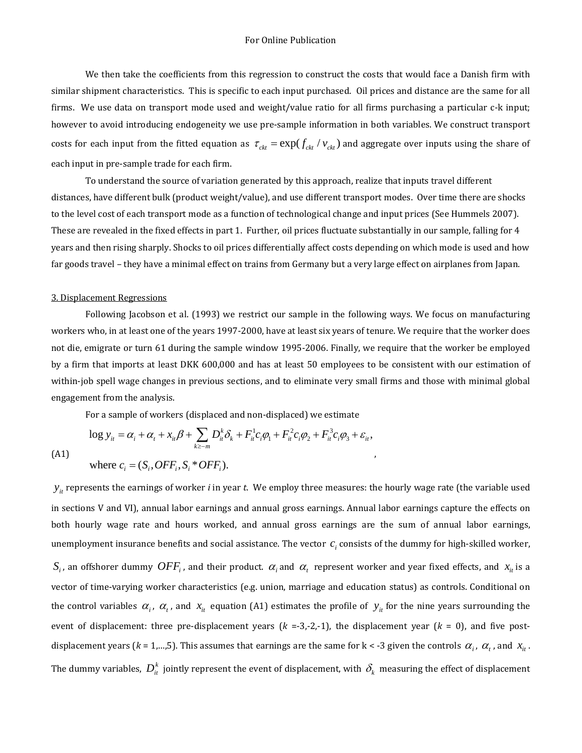We then take the coefficients from this regression to construct the costs that would face a Danish firm with similar shipment characteristics. This is specific to each input purchased. Oil prices and distance are the same for all firms. We use data on transport mode used and weight/value ratio for all firms purchasing a particular c-k input; however to avoid introducing endogeneity we use pre-sample information in both variables. We construct transport costs for each input from the fitted equation as $\tau_{ckt} = \exp(f_{ckt} / v_{ckt})$ and aggregate over inputs using the share of each input in pre-sample trade for each firm.

To understand the source of variation generated by this approach, realize that inputs travel different distances, have different bulk (product weight/value), and use different transport modes. Over time there are shocks to the level cost of each transport mode as a function of technological change and input prices (See Hummels 2007). These are revealed in the fixed effects in part 1. Further, oil prices fluctuate substantially in our sample, falling for 4 years and then rising sharply. Shocks to oil prices differentially affect costs depending on which mode is used and how far goods travel – they have a minimal effect on trains from Germany but a very large effect on airplanes from Japan.

3. Displacement Regressions

Following Jacobson et al. (1993) we restrict our sample in the following ways. We focus on manufacturing workers who, in at least one of the years 1997-2000, have at least six years of tenure. We require that the worker does not die, emigrate or turn 61 during the sample window 1995-2006. Finally, we require that the worker be employed by a firm that imports at least DKK 600,000 and has at least 50 employees to be consistent with our estimation of within-job spell wage changes in previous sections, and to eliminate very small firms and those with minimal global engagement from the analysis.

For a sample of workers (displaced and non-displaced) we estimate

$$\log y_{it} = \alpha_i + \alpha_t + x_{it}\beta + \sum_{k \geq -m} D_{it}^k \delta_k + F_{it}^1 c_i \varphi_1 + F_{it}^2 c_i \varphi_2 + F_{it}^3 c_i \varphi_3 + \varepsilon_{it},$$
$$\text{where } c_i = (S_i, OFF_i, S_i * OFF_i). \tag{A1}$$

$y_{it}$ represents the earnings of worker *i* in year *t*. We employ three measures: the hourly wage rate (the variable used in sections V and VI), annual labor earnings and annual gross earnings. Annual labor earnings capture the effects on both hourly wage rate and hours worked, and annual gross earnings are the sum of annual labor earnings, unemployment insurance benefits and social assistance. The vector $c_i$ consists of the dummy for high-skilled worker, $S_i$, an offshorer dummy $OFF_i$, and their product. $\alpha_i$ and $\alpha_t$ represent worker and year fixed effects, and $x_{it}$ is a vector of time-varying worker characteristics (e.g. union, marriage and education status) as controls. Conditional on the control variables $\alpha_i$, $\alpha_t$, and $x_{it}$ equation (A1) estimates the profile of $y_{it}$ for the nine years surrounding the event of displacement: three pre-displacement years ($k$ =-3,-2,-1), the displacement year ($k$ = 0), and five post-displacement years ($k$ = 1,…,5). This assumes that earnings are the same for k < -3 given the controls $\alpha_i$, $\alpha_t$, and $x_{it}$. The dummy variables, $D_{it}^k$ jointly represent the event of displacement, with $\delta_k$ measuring the effect of displacement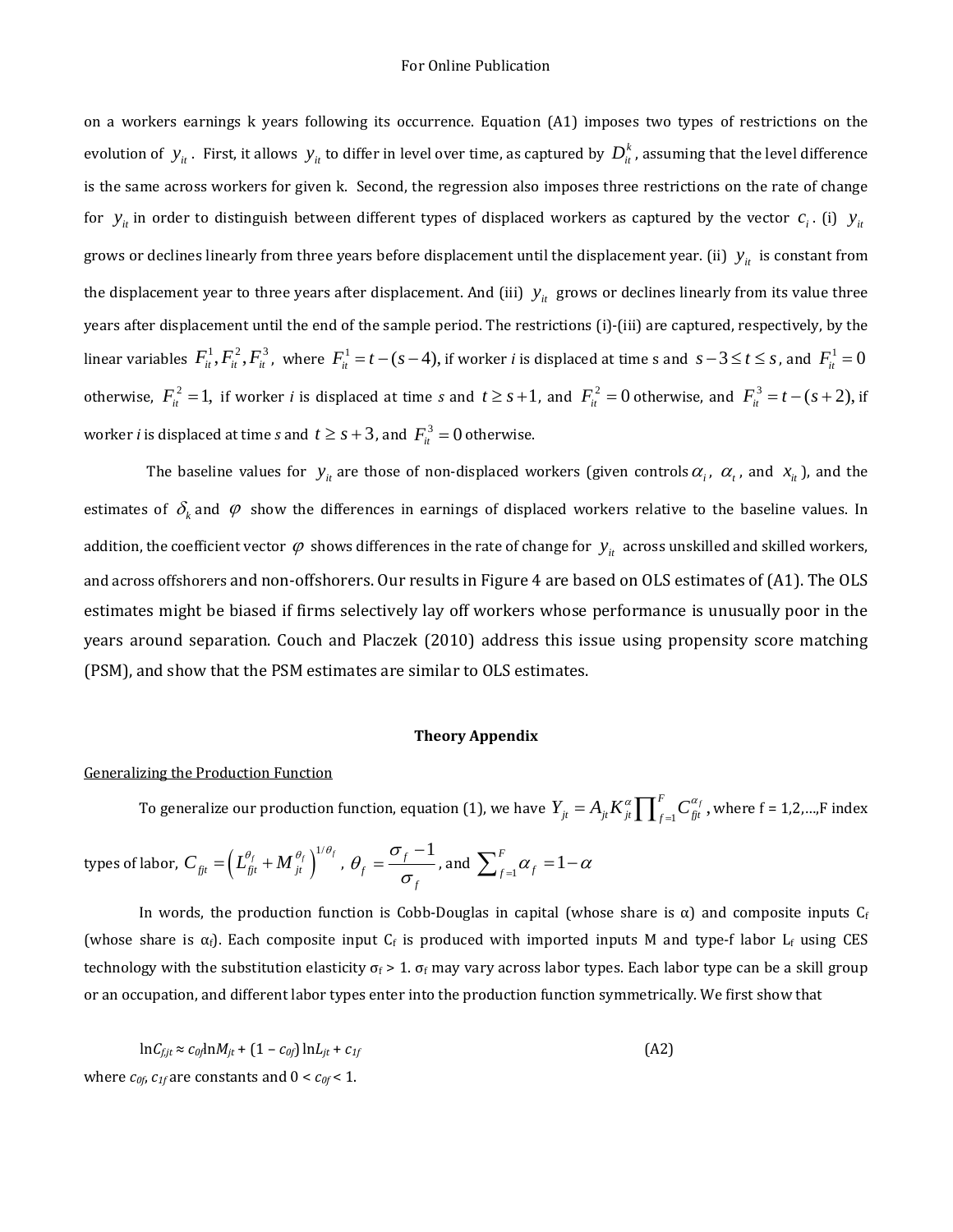on a workers earnings k years following its occurrence. Equation (A1) imposes two types of restrictions on the evolution of $y_{it}$. First, it allows $y_{it}$ to differ in level over time, as captured by $D_{it}^k$, assuming that the level difference is the same across workers for given k. Second, the regression also imposes three restrictions on the rate of change for $y_{it}$ in order to distinguish between different types of displaced workers as captured by the vector $c_i$. (i) $y_{it}$ grows or declines linearly from three years before displacement until the displacement year. (ii) $y_{it}$ is constant from the displacement year to three years after displacement. And (iii) $y_{it}$ grows or declines linearly from its value three years after displacement until the end of the sample period. The restrictions (i)-(iii) are captured, respectively, by the linear variables $F_{it}^1, F_{it}^2, F_{it}^3$, where $F_{it}^1 = t-(s-4)$, if worker *i* is displaced at time s and $s-3 \le t \le s$, and $F_{it}^1 = 0$ otherwise, $F_{it}^2 = 1$, if worker *i* is displaced at time *s* and $t \ge s+1$, and $F_{it}^2 = 0$ otherwise, and $F_{it}^3 = t-(s+2)$, if worker *i* is displaced at time *s* and $t \ge s+3$, and $F_{it}^3 = 0$ otherwise.

The baseline values for $y_{it}$ are those of non-displaced workers (given controls $\alpha_i$, $\alpha_t$, and $x_{it}$), and the estimates of $\delta_k$ and $\varphi$ show the differences in earnings of displaced workers relative to the baseline values. In addition, the coefficient vector $\varphi$ shows differences in the rate of change for $y_{it}$ across unskilled and skilled workers, and across offshorers and non-offshorers. Our results in Figure 4 are based on OLS estimates of (A1). The OLS estimates might be biased if firms selectively lay off workers whose performance is unusually poor in the years around separation. Couch and Placzek (2010) address this issue using propensity score matching (PSM), and show that the PSM estimates are similar to OLS estimates.

## Theory Appendix

Generalizing the Production Function

To generalize our production function, equation (1), we have $Y_{jt} = A_{jt} K_{jt}^{\alpha} \prod_{f=1}^{F} C_{fjt}^{\alpha_f}$, where f = 1,2,…,F index types of labor, $C_{fjt} = \left(L_{fjt}^{\theta_f} + M_{jt}^{\theta_f}\right)^{1/\theta_f}$, $\theta_f = \dfrac{\sigma_f - 1}{\sigma_f}$, and $\sum_{f=1}^{F} \alpha_f = 1-\alpha$

In words, the production function is Cobb-Douglas in capital (whose share is α) and composite inputs $C_f$ (whose share is $\alpha_f$). Each composite input $C_f$ is produced with imported inputs M and type-f labor $L_f$ using CES technology with the substitution elasticity $\sigma_f > 1$. $\sigma_f$ may vary across labor types. Each labor type can be a skill group or an occupation, and different labor types enter into the production function symmetrically. We first show that

$$\ln C_{f,jt} \approx c_{0f} \ln M_{jt} + (1 - c_{0f}) \ln L_{jt} + c_{1f} \quad \text{(A2)}$$

where $c_{0f}$, $c_{1f}$ are constants and $0 < c_{0f} < 1$.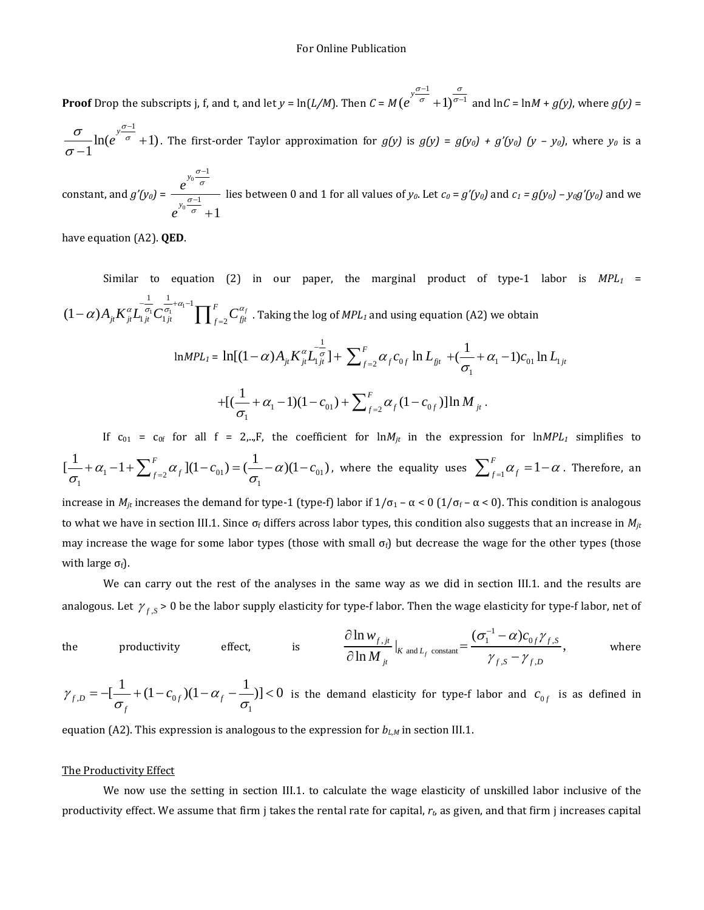**Proof** Drop the subscripts j, f, and t, and let $y = \ln(L/M)$. Then $C = M(e^{y\frac{\sigma-1}{\sigma}}+1)^{\frac{\sigma}{\sigma-1}}$ and $\ln C = \ln M + g(y)$, where $g(y) = \frac{\sigma}{\sigma-1}\ln(e^{y\frac{\sigma-1}{\sigma}}+1)$. The first-order Taylor approximation for $g(y)$ is $g(y) = g(y_0) + g'(y_0)\ (y - y_0)$, where $y_0$ is a constant, and $g'(y_0) = \frac{e^{y_0\frac{\sigma-1}{\sigma}}}{e^{y_0\frac{\sigma-1}{\sigma}}+1}$ lies between 0 and 1 for all values of $y_0$. Let $c_0 = g'(y_0)$ and $c_1 = g(y_0) - y_0 g'(y_0)$ and we have equation (A2). **QED**.

Similar to equation (2) in our paper, the marginal product of type-1 labor is $MPL_1 = (1-\alpha)A_{jt}K_{jt}^{\alpha}L_{1jt}^{-\frac{1}{\sigma_1}}C_{1jt}^{\frac{1}{\sigma_1}+\alpha_1-1}\prod_{f=2}^{F}C_{fjt}^{\alpha_f}$. Taking the log of $MPL_1$ and using equation (A2) we obtain

$$\ln MPL_1 = \ln[(1-\alpha)A_{jt}K_{jt}^{\alpha}L_{1jt}^{-\frac{1}{\sigma}}] + \sum_{f=2}^{F}\alpha_f c_{0f}\ln L_{fjt} + (\frac{1}{\sigma_1}+\alpha_1-1)c_{01}\ln L_{1jt}$$

$$+[(\frac{1}{\sigma_1}+\alpha_1-1)(1-c_{01}) + \sum_{f=2}^{F}\alpha_f(1-c_{0f})]\ln M_{jt}.$$

If $c_{01} = c_{0f}$ for all f = 2,..,F, the coefficient for $\ln M_{jt}$ in the expression for $\ln MPL_1$ simplifies to $[\frac{1}{\sigma_1}+\alpha_1-1+\sum_{f=2}^{F}\alpha_f](1-c_{01}) = (\frac{1}{\sigma_1}-\alpha)(1-c_{01})$, where the equality uses $\sum_{f=1}^{F}\alpha_f = 1-\alpha$. Therefore, an increase in $M_{jt}$ increases the demand for type-1 (type-f) labor if $1/\sigma_1 - \alpha < 0$ ($1/\sigma_f - \alpha < 0$). This condition is analogous to what we have in section III.1. Since $\sigma_f$ differs across labor types, this condition also suggests that an increase in $M_{jt}$ may increase the wage for some labor types (those with small $\sigma_f$) but decrease the wage for the other types (those with large $\sigma_f$).

We can carry out the rest of the analyses in the same way as we did in section III.1. and the results are analogous. Let $\gamma_{f,S} > 0$ be the labor supply elasticity for type-f labor. Then the wage elasticity for type-f labor, net of the productivity effect, is $\frac{\partial \ln w_{f,jt}}{\partial \ln M_{jt}}|_{K \text{ and } L_f \text{ constant}} = \frac{(\sigma_1^{-1}-\alpha)c_{0f}\gamma_{f,S}}{\gamma_{f,S}-\gamma_{f,D}}$, where $\gamma_{f,D} = -[\frac{1}{\sigma_f}+(1-c_{0f})(1-\alpha_f-\frac{1}{\sigma_1})] < 0$ is the demand elasticity for type-f labor and $c_{0f}$ is as defined in equation (A2). This expression is analogous to the expression for $b_{L,M}$ in section III.1.

The Productivity Effect

We now use the setting in section III.1. to calculate the wage elasticity of unskilled labor inclusive of the productivity effect. We assume that firm j takes the rental rate for capital, $r_t$, as given, and that firm j increases capital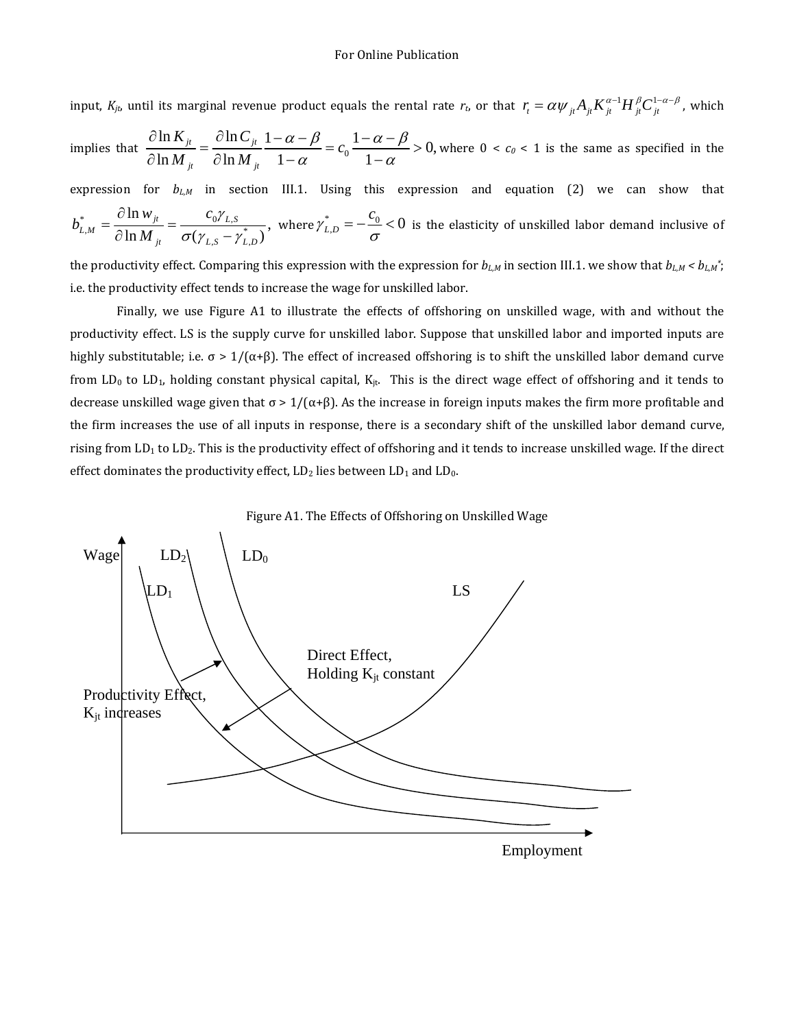input, $K_{jt}$, until its marginal revenue product equals the rental rate $r_t$, or that $r_t = \alpha \psi_{jt} A_{jt} K_{jt}^{\alpha-1} H_{jt}^{\beta} C_{jt}^{1-\alpha-\beta}$, which implies that $\frac{\partial \ln K_{jt}}{\partial \ln M_{jt}} = \frac{\partial \ln C_{jt}}{\partial \ln M_{jt}} \frac{1-\alpha-\beta}{1-\alpha} = c_0 \frac{1-\alpha-\beta}{1-\alpha} > 0,$ where $0 < c_0 < 1$ is the same as specified in the expression for $b_{L,M}$ in section III.1. Using this expression and equation (2) we can show that $b_{L,M}^{*} = \frac{\partial \ln w_{jt}}{\partial \ln M_{jt}} = \frac{c_0 \gamma_{L,S}}{\sigma(\gamma_{L,S} - \gamma_{L,D}^{*})}$, where $\gamma_{L,D}^{*} = -\frac{c_0}{\sigma} < 0$ is the elasticity of unskilled labor demand inclusive of the productivity effect. Comparing this expression with the expression for $b_{L,M}$ in section III.1. we show that $b_{L,M} < b_{L,M}^{*}$; i.e. the productivity effect tends to increase the wage for unskilled labor.

Finally, we use Figure A1 to illustrate the effects of offshoring on unskilled wage, with and without the productivity effect. LS is the supply curve for unskilled labor. Suppose that unskilled labor and imported inputs are highly substitutable; i.e. $\sigma > 1/(\alpha+\beta)$. The effect of increased offshoring is to shift the unskilled labor demand curve from $LD_0$ to $LD_1$, holding constant physical capital, $K_{jt}$. This is the direct wage effect of offshoring and it tends to decrease unskilled wage given that $\sigma > 1/(\alpha+\beta)$. As the increase in foreign inputs makes the firm more profitable and the firm increases the use of all inputs in response, there is a secondary shift of the unskilled labor demand curve, rising from $LD_1$ to $LD_2$. This is the productivity effect of offshoring and it tends to increase unskilled wage. If the direct effect dominates the productivity effect, $LD_2$ lies between $LD_1$ and $LD_0$.

Figure A1. The Effects of Offshoring on Unskilled Wage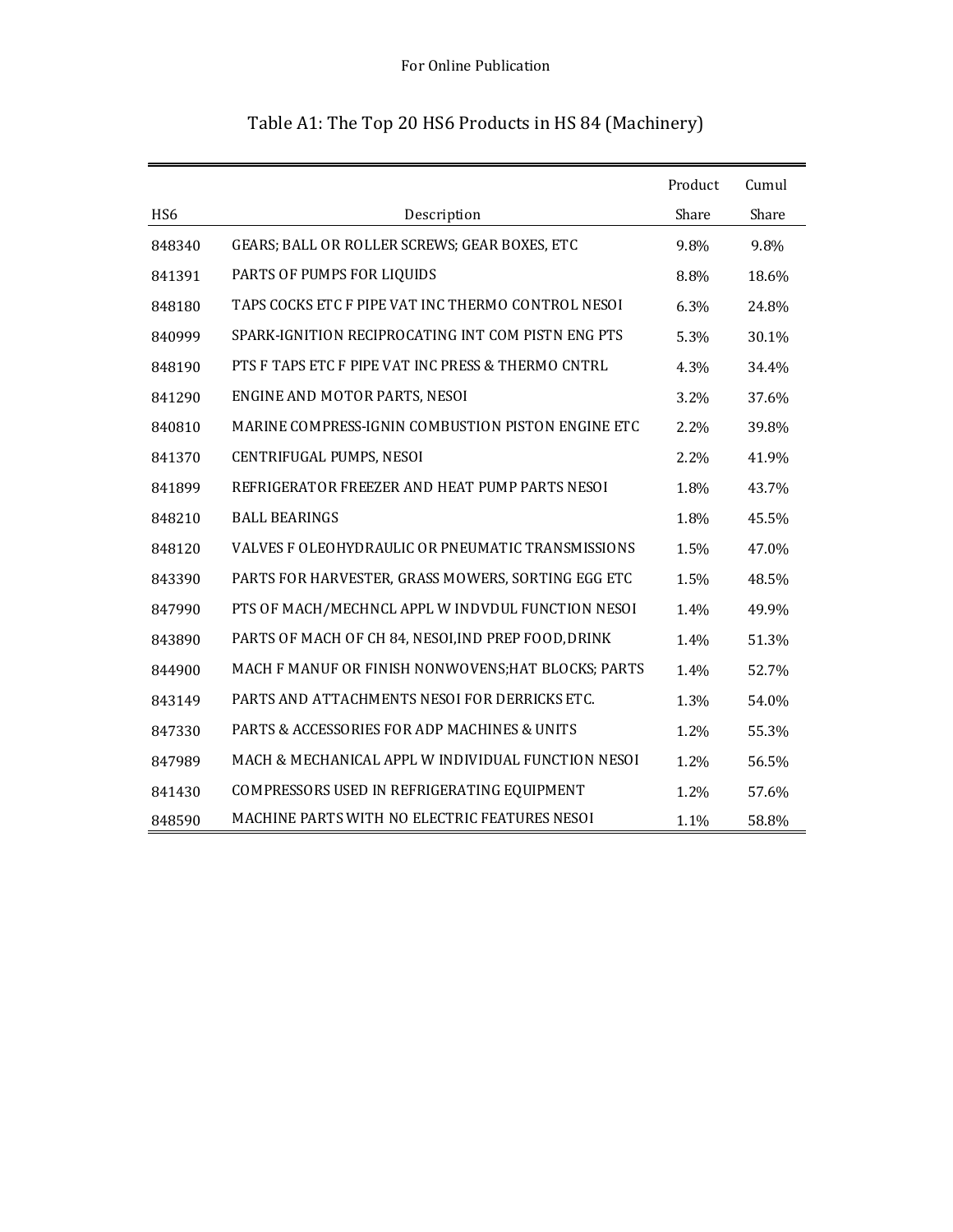For Online Publication

# Table A1: The Top 20 HS6 Products in HS 84 (Machinery)

| HS6 | Description | Product Share | Cumul Share |
|---|---|---|---|
| 848340 | GEARS; BALL OR ROLLER SCREWS; GEAR BOXES, ETC | 9.8% | 9.8% |
| 841391 | PARTS OF PUMPS FOR LIQUIDS | 8.8% | 18.6% |
| 848180 | TAPS COCKS ETC F PIPE VAT INC THERMO CONTROL NESOI | 6.3% | 24.8% |
| 840999 | SPARK-IGNITION RECIPROCATING INT COM PISTN ENG PTS | 5.3% | 30.1% |
| 848190 | PTS F TAPS ETC F PIPE VAT INC PRESS & THERMO CNTRL | 4.3% | 34.4% |
| 841290 | ENGINE AND MOTOR PARTS, NESOI | 3.2% | 37.6% |
| 840810 | MARINE COMPRESS-IGNIN COMBUSTION PISTON ENGINE ETC | 2.2% | 39.8% |
| 841370 | CENTRIFUGAL PUMPS, NESOI | 2.2% | 41.9% |
| 841899 | REFRIGERATOR FREEZER AND HEAT PUMP PARTS NESOI | 1.8% | 43.7% |
| 848210 | BALL BEARINGS | 1.8% | 45.5% |
| 848120 | VALVES F OLEOHYDRAULIC OR PNEUMATIC TRANSMISSIONS | 1.5% | 47.0% |
| 843390 | PARTS FOR HARVESTER, GRASS MOWERS, SORTING EGG ETC | 1.5% | 48.5% |
| 847990 | PTS OF MACH/MECHNCL APPL W INDVDUL FUNCTION NESOI | 1.4% | 49.9% |
| 843890 | PARTS OF MACH OF CH 84, NESOI,IND PREP FOOD,DRINK | 1.4% | 51.3% |
| 844900 | MACH F MANUF OR FINISH NONWOVENS;HAT BLOCKS; PARTS | 1.4% | 52.7% |
| 843149 | PARTS AND ATTACHMENTS NESOI FOR DERRICKS ETC. | 1.3% | 54.0% |
| 847330 | PARTS & ACCESSORIES FOR ADP MACHINES & UNITS | 1.2% | 55.3% |
| 847989 | MACH & MECHANICAL APPL W INDIVIDUAL FUNCTION NESOI | 1.2% | 56.5% |
| 841430 | COMPRESSORS USED IN REFRIGERATING EQUIPMENT | 1.2% | 57.6% |
| 848590 | MACHINE PARTS WITH NO ELECTRIC FEATURES NESOI | 1.1% | 58.8% |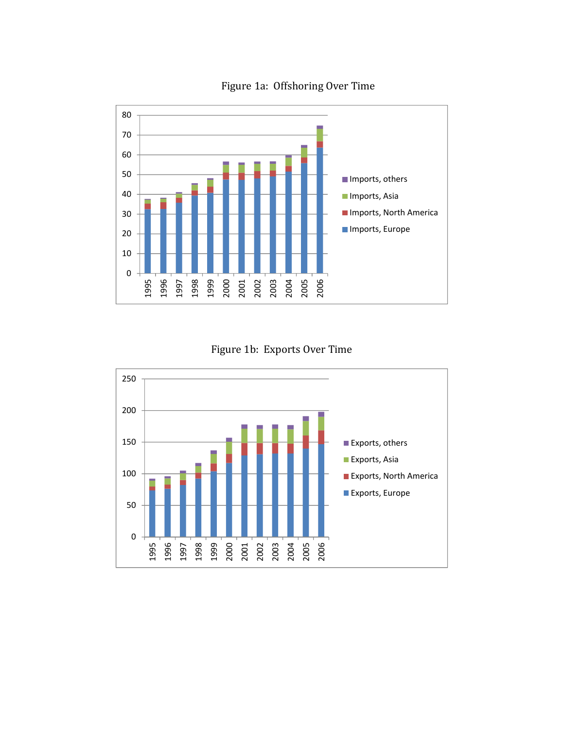Figure 1a: Offshoring Over Time

Figure 1b: Exports Over Time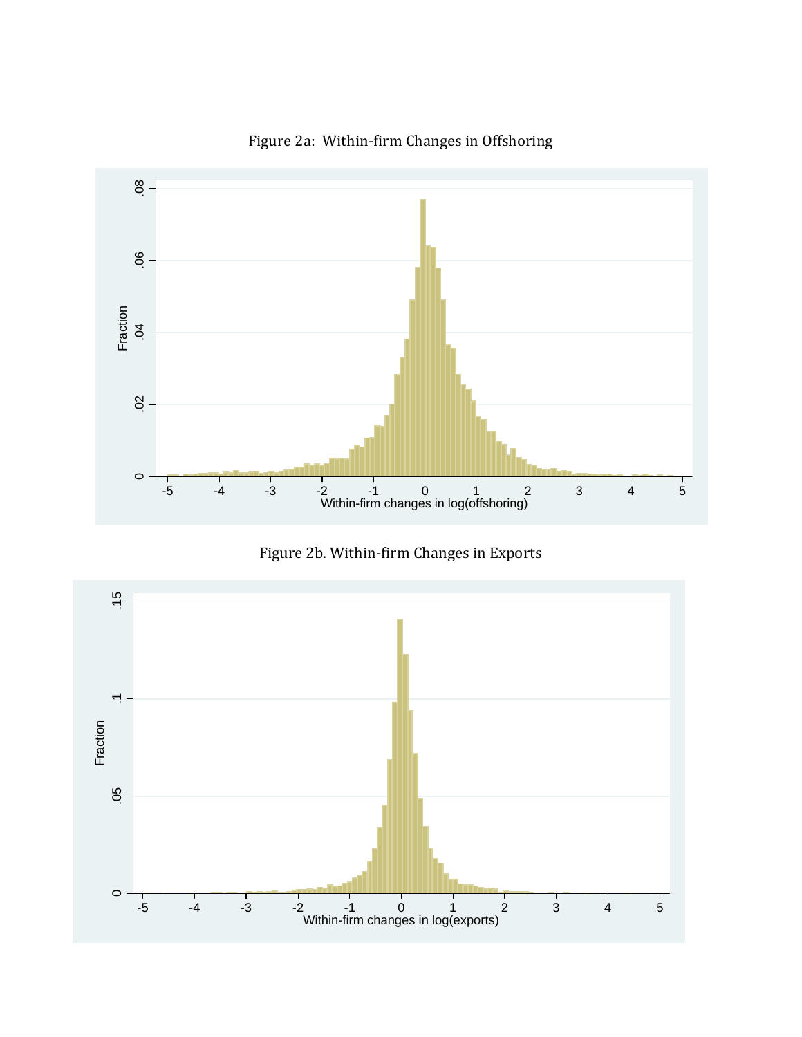Figure 2a: Within-firm Changes in Offshoring

Figure 2b. Within-firm Changes in Exports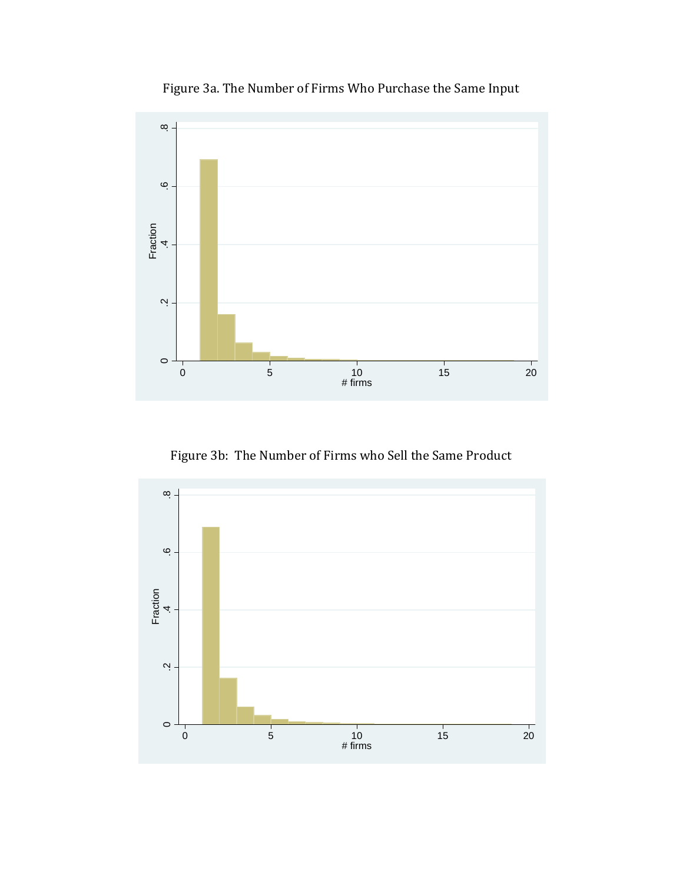Figure 3a. The Number of Firms Who Purchase the Same Input

Figure 3b: The Number of Firms who Sell the Same Product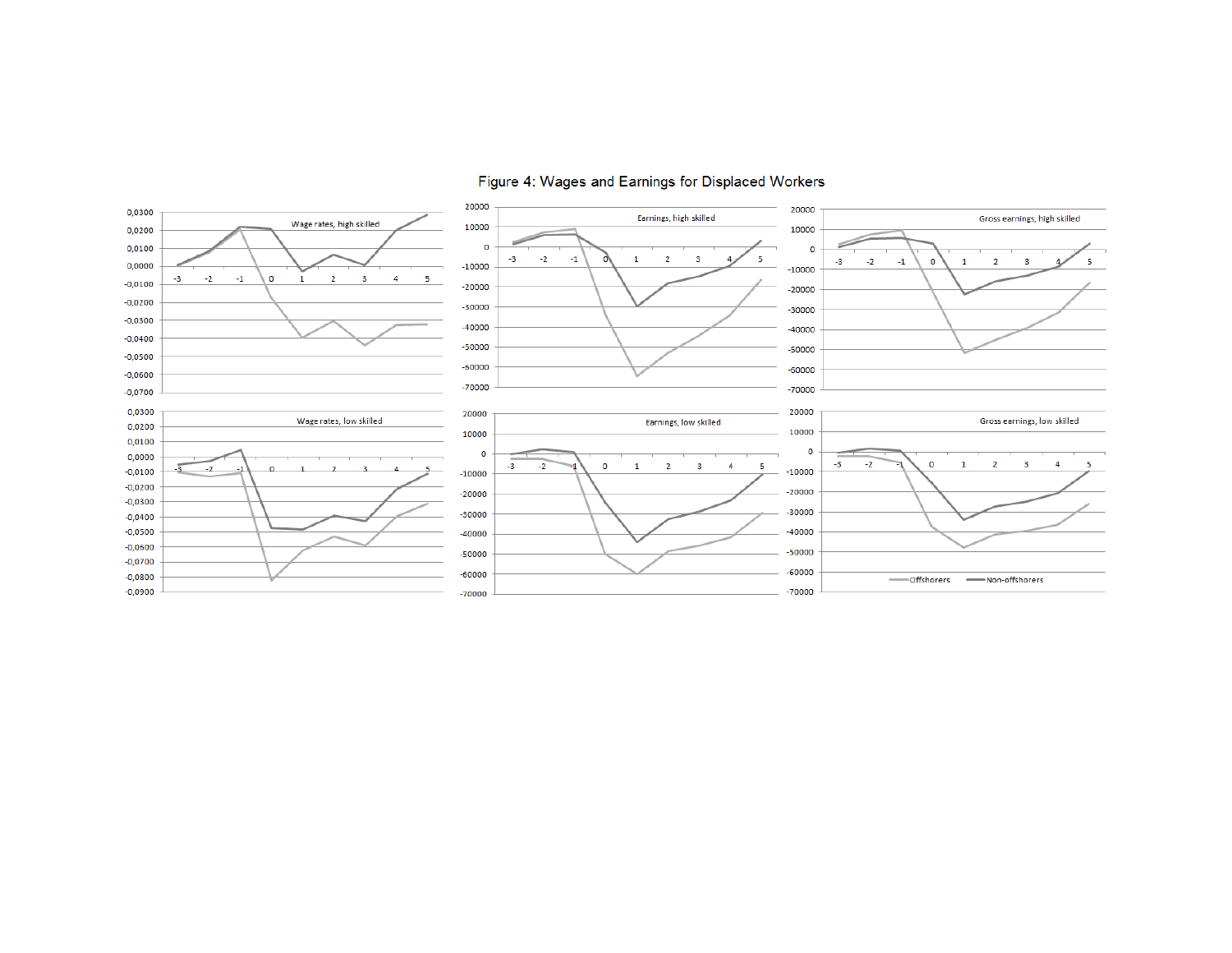Figure 4: Wages and Earnings for Displaced Workers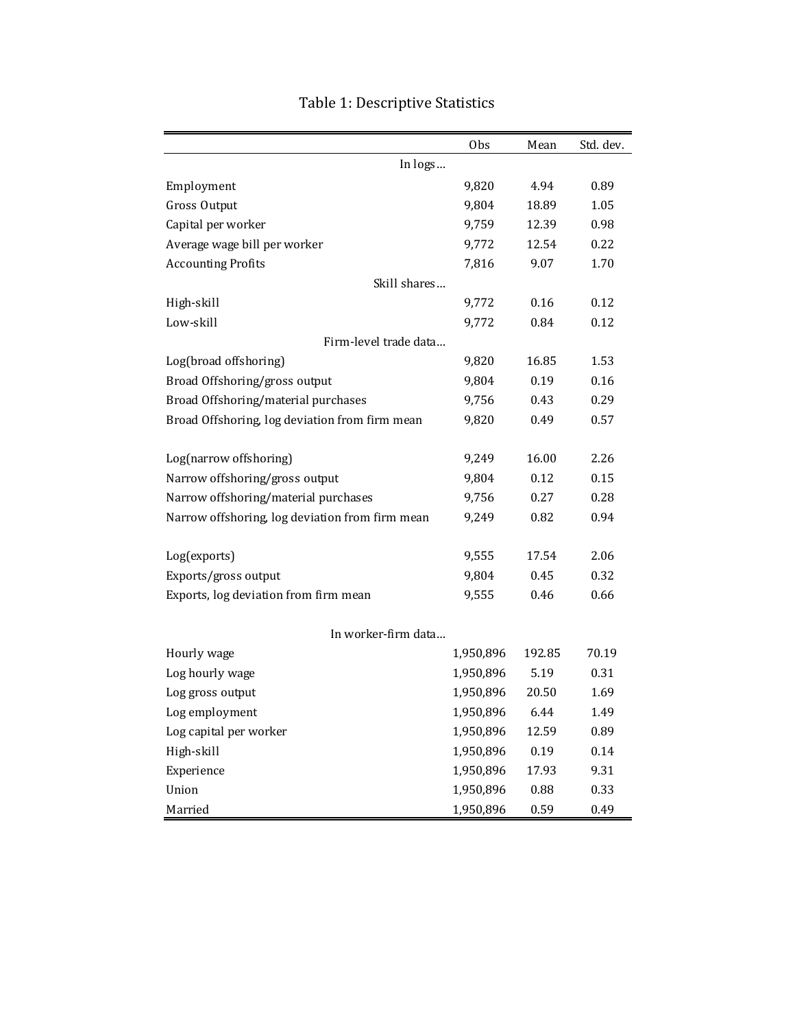# Table 1: Descriptive Statistics

| | Obs | Mean | Std. dev. |
|---|---|---|---|
| *In logs…* | | | |
| Employment | 9,820 | 4.94 | 0.89 |
| Gross Output | 9,804 | 18.89 | 1.05 |
| Capital per worker | 9,759 | 12.39 | 0.98 |
| Average wage bill per worker | 9,772 | 12.54 | 0.22 |
| Accounting Profits | 7,816 | 9.07 | 1.70 |
| *Skill shares…* | | | |
| High-skill | 9,772 | 0.16 | 0.12 |
| Low-skill | 9,772 | 0.84 | 0.12 |
| *Firm-level trade data…* | | | |
| Log(broad offshoring) | 9,820 | 16.85 | 1.53 |
| Broad Offshoring/gross output | 9,804 | 0.19 | 0.16 |
| Broad Offshoring/material purchases | 9,756 | 0.43 | 0.29 |
| Broad Offshoring, log deviation from firm mean | 9,820 | 0.49 | 0.57 |
| | | | |
| Log(narrow offshoring) | 9,249 | 16.00 | 2.26 |
| Narrow offshoring/gross output | 9,804 | 0.12 | 0.15 |
| Narrow offshoring/material purchases | 9,756 | 0.27 | 0.28 |
| Narrow offshoring, log deviation from firm mean | 9,249 | 0.82 | 0.94 |
| | | | |
| Log(exports) | 9,555 | 17.54 | 2.06 |
| Exports/gross output | 9,804 | 0.45 | 0.32 |
| Exports, log deviation from firm mean | 9,555 | 0.46 | 0.66 |
| | | | |
| *In worker-firm data…* | | | |
| Hourly wage | 1,950,896 | 192.85 | 70.19 |
| Log hourly wage | 1,950,896 | 5.19 | 0.31 |
| Log gross output | 1,950,896 | 20.50 | 1.69 |
| Log employment | 1,950,896 | 6.44 | 1.49 |
| Log capital per worker | 1,950,896 | 12.59 | 0.89 |
| High-skill | 1,950,896 | 0.19 | 0.14 |
| Experience | 1,950,896 | 17.93 | 9.31 |
| Union | 1,950,896 | 0.88 | 0.33 |
| Married | 1,950,896 | 0.59 | 0.49 |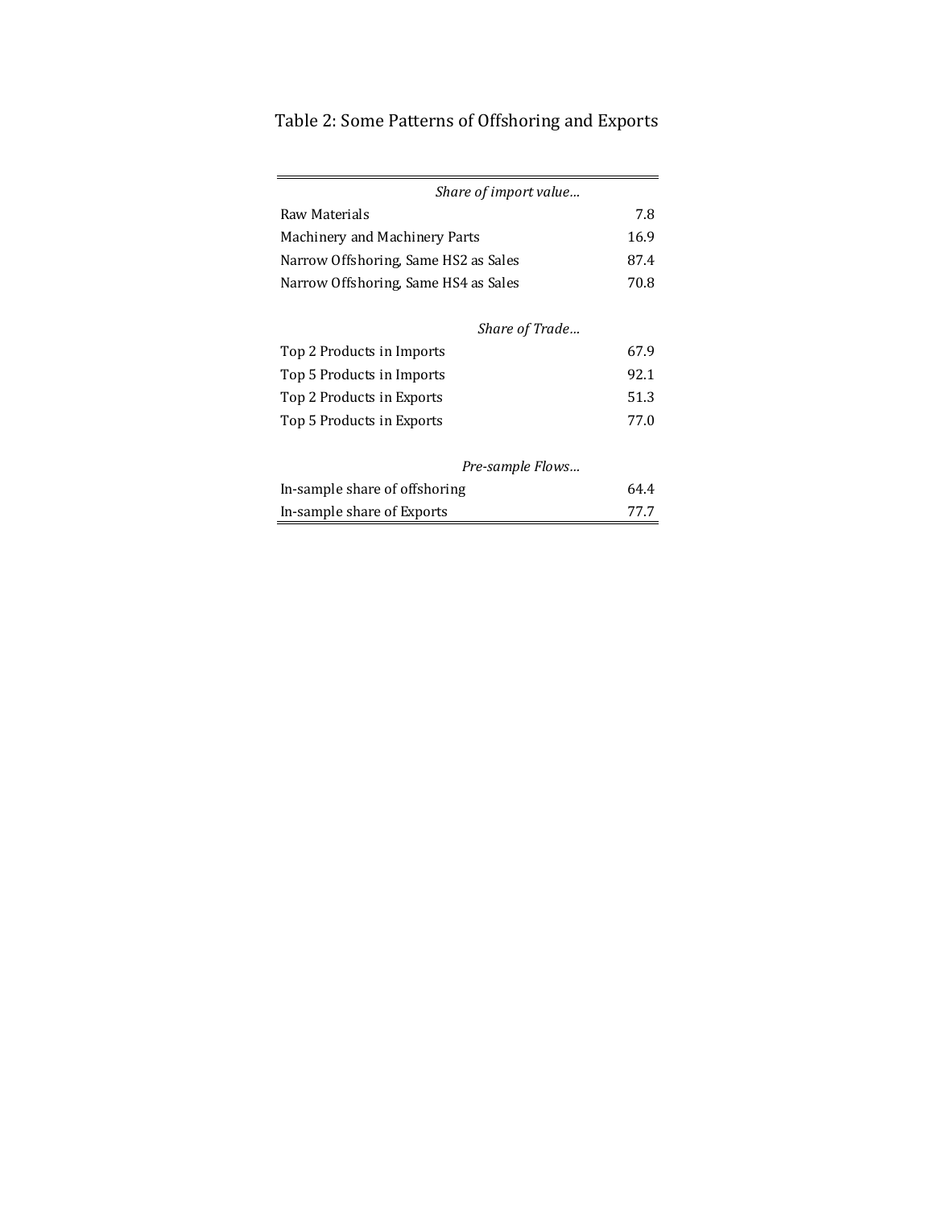Table 2: Some Patterns of Offshoring and Exports

| | |
|---|---|
| *Share of import value…* | |
| Raw Materials | 7.8 |
| Machinery and Machinery Parts | 16.9 |
| Narrow Offshoring, Same HS2 as Sales | 87.4 |
| Narrow Offshoring, Same HS4 as Sales | 70.8 |
| *Share of Trade…* | |
| Top 2 Products in Imports | 67.9 |
| Top 5 Products in Imports | 92.1 |
| Top 2 Products in Exports | 51.3 |
| Top 5 Products in Exports | 77.0 |
| *Pre-sample Flows…* | |
| In-sample share of offshoring | 64.4 |
| In-sample share of Exports | 77.7 |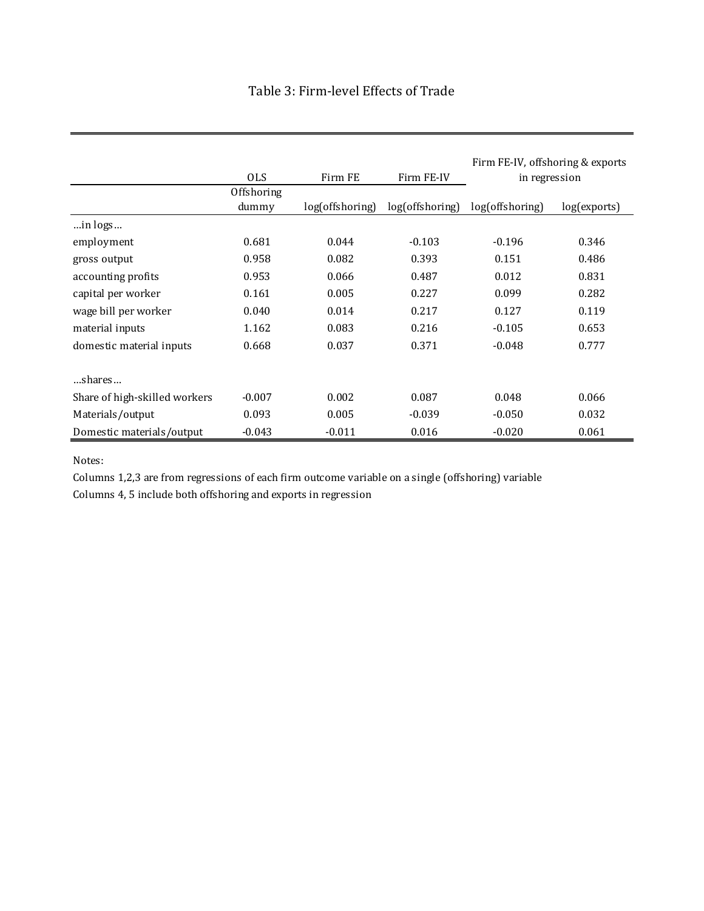# Table 3: Firm-level Effects of Trade

| | OLS | Firm FE | Firm FE-IV | Firm FE-IV, offshoring & exports in regression | |
|---|---|---|---|---|---|
| | Offshoring dummy | log(offshoring) | log(offshoring) | log(offshoring) | log(exports) |
| …in logs… | | | | | |
| employment | 0.681 | 0.044 | -0.103 | -0.196 | 0.346 |
| gross output | 0.958 | 0.082 | 0.393 | 0.151 | 0.486 |
| accounting profits | 0.953 | 0.066 | 0.487 | 0.012 | 0.831 |
| capital per worker | 0.161 | 0.005 | 0.227 | 0.099 | 0.282 |
| wage bill per worker | 0.040 | 0.014 | 0.217 | 0.127 | 0.119 |
| material inputs | 1.162 | 0.083 | 0.216 | -0.105 | 0.653 |
| domestic material inputs | 0.668 | 0.037 | 0.371 | -0.048 | 0.777 |
| …shares… | | | | | |
| Share of high-skilled workers | -0.007 | 0.002 | 0.087 | 0.048 | 0.066 |
| Materials/output | 0.093 | 0.005 | -0.039 | -0.050 | 0.032 |
| Domestic materials/output | -0.043 | -0.011 | 0.016 | -0.020 | 0.061 |

Notes:

Columns 1,2,3 are from regressions of each firm outcome variable on a single (offshoring) variable

Columns 4, 5 include both offshoring and exports in regression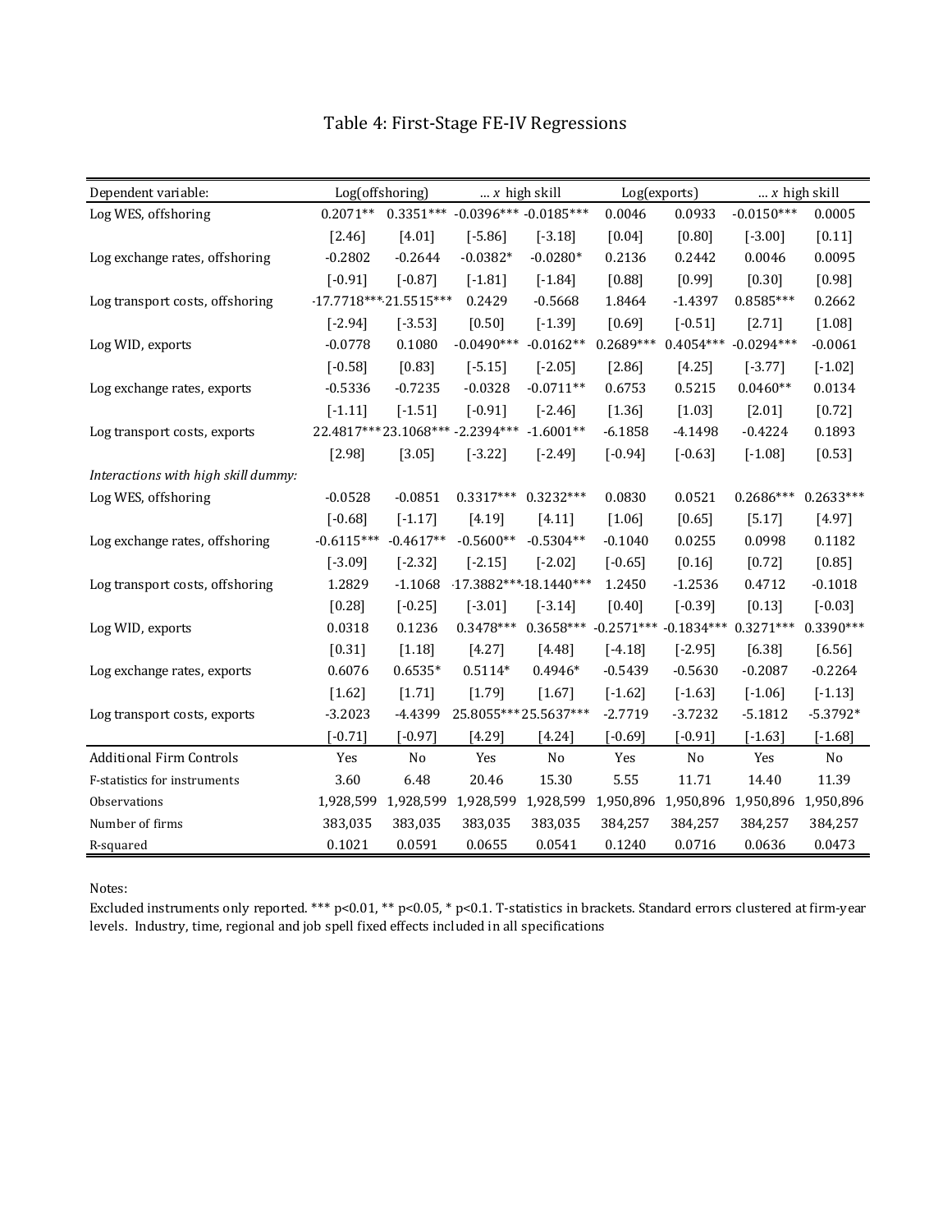# Table 4: First-Stage FE-IV Regressions

| Dependent variable: | Log(offshoring) | | ... *x* high skill | | Log(exports) | | ... *x* high skill | |
|---|---|---|---|---|---|---|---|---|
| Log WES, offshoring | 0.2071** | 0.3351*** | -0.0396*** | -0.0185*** | 0.0046 | 0.0933 | -0.0150*** | 0.0005 |
| | [2.46] | [4.01] | [-5.86] | [-3.18] | [0.04] | [0.80] | [-3.00] | [0.11] |
| Log exchange rates, offshoring | -0.2802 | -0.2644 | -0.0382* | -0.0280* | 0.2136 | 0.2442 | 0.0046 | 0.0095 |
| | [-0.91] | [-0.87] | [-1.81] | [-1.84] | [0.88] | [0.99] | [0.30] | [0.98] |
| Log transport costs, offshoring | -17.7718*** | -21.5515*** | 0.2429 | -0.5668 | 1.8464 | -1.4397 | 0.8585*** | 0.2662 |
| | [-2.94] | [-3.53] | [0.50] | [-1.39] | [0.69] | [-0.51] | [2.71] | [1.08] |
| Log WID, exports | -0.0778 | 0.1080 | -0.0490*** | -0.0162** | 0.2689*** | 0.4054*** | -0.0294*** | -0.0061 |
| | [-0.58] | [0.83] | [-5.15] | [-2.05] | [2.86] | [4.25] | [-3.77] | [-1.02] |
| Log exchange rates, exports | -0.5336 | -0.7235 | -0.0328 | -0.0711** | 0.6753 | 0.5215 | 0.0460** | 0.0134 |
| | [-1.11] | [-1.51] | [-0.91] | [-2.46] | [1.36] | [1.03] | [2.01] | [0.72] |
| Log transport costs, exports | 22.4817*** | 23.1068*** | -2.2394*** | -1.6001** | -6.1858 | -4.1498 | -0.4224 | 0.1893 |
| | [2.98] | [3.05] | [-3.22] | [-2.49] | [-0.94] | [-0.63] | [-1.08] | [0.53] |
| *Interactions with high skill dummy:* | | | | | | | | |
| Log WES, offshoring | -0.0528 | -0.0851 | 0.3317*** | 0.3232*** | 0.0830 | 0.0521 | 0.2686*** | 0.2633*** |
| | [-0.68] | [-1.17] | [4.19] | [4.11] | [1.06] | [0.65] | [5.17] | [4.97] |
| Log exchange rates, offshoring | -0.6115*** | -0.4617** | -0.5600** | -0.5304** | -0.1040 | 0.0255 | 0.0998 | 0.1182 |
| | [-3.09] | [-2.32] | [-2.15] | [-2.02] | [-0.65] | [0.16] | [0.72] | [0.85] |
| Log transport costs, offshoring | 1.2829 | -1.1068 | -17.3882*** | -18.1440*** | 1.2450 | -1.2536 | 0.4712 | -0.1018 |
| | [0.28] | [-0.25] | [-3.01] | [-3.14] | [0.40] | [-0.39] | [0.13] | [-0.03] |
| Log WID, exports | 0.0318 | 0.1236 | 0.3478*** | 0.3658*** | -0.2571*** | -0.1834*** | 0.3271*** | 0.3390*** |
| | [0.31] | [1.18] | [4.27] | [4.48] | [-4.18] | [-2.95] | [6.38] | [6.56] |
| Log exchange rates, exports | 0.6076 | 0.6535* | 0.5114* | 0.4946* | -0.5439 | -0.5630 | -0.2087 | -0.2264 |
| | [1.62] | [1.71] | [1.79] | [1.67] | [-1.62] | [-1.63] | [-1.06] | [-1.13] |
| Log transport costs, exports | -3.2023 | -4.4399 | 25.8055*** | 25.5637*** | -2.7719 | -3.7232 | -5.1812 | -5.3792* |
| | [-0.71] | [-0.97] | [4.29] | [4.24] | [-0.69] | [-0.91] | [-1.63] | [-1.68] |
| Additional Firm Controls | Yes | No | Yes | No | Yes | No | Yes | No |
| F-statistics for instruments | 3.60 | 6.48 | 20.46 | 15.30 | 5.55 | 11.71 | 14.40 | 11.39 |
| Observations | 1,928,599 | 1,928,599 | 1,928,599 | 1,928,599 | 1,950,896 | 1,950,896 | 1,950,896 | 1,950,896 |
| Number of firms | 383,035 | 383,035 | 383,035 | 383,035 | 384,257 | 384,257 | 384,257 | 384,257 |
| R-squared | 0.1021 | 0.0591 | 0.0655 | 0.0541 | 0.1240 | 0.0716 | 0.0636 | 0.0473 |

Notes:

Excluded instruments only reported. *** p<0.01, ** p<0.05, * p<0.1. T-statistics in brackets. Standard errors clustered at firm-year levels. Industry, time, regional and job spell fixed effects included in all specifications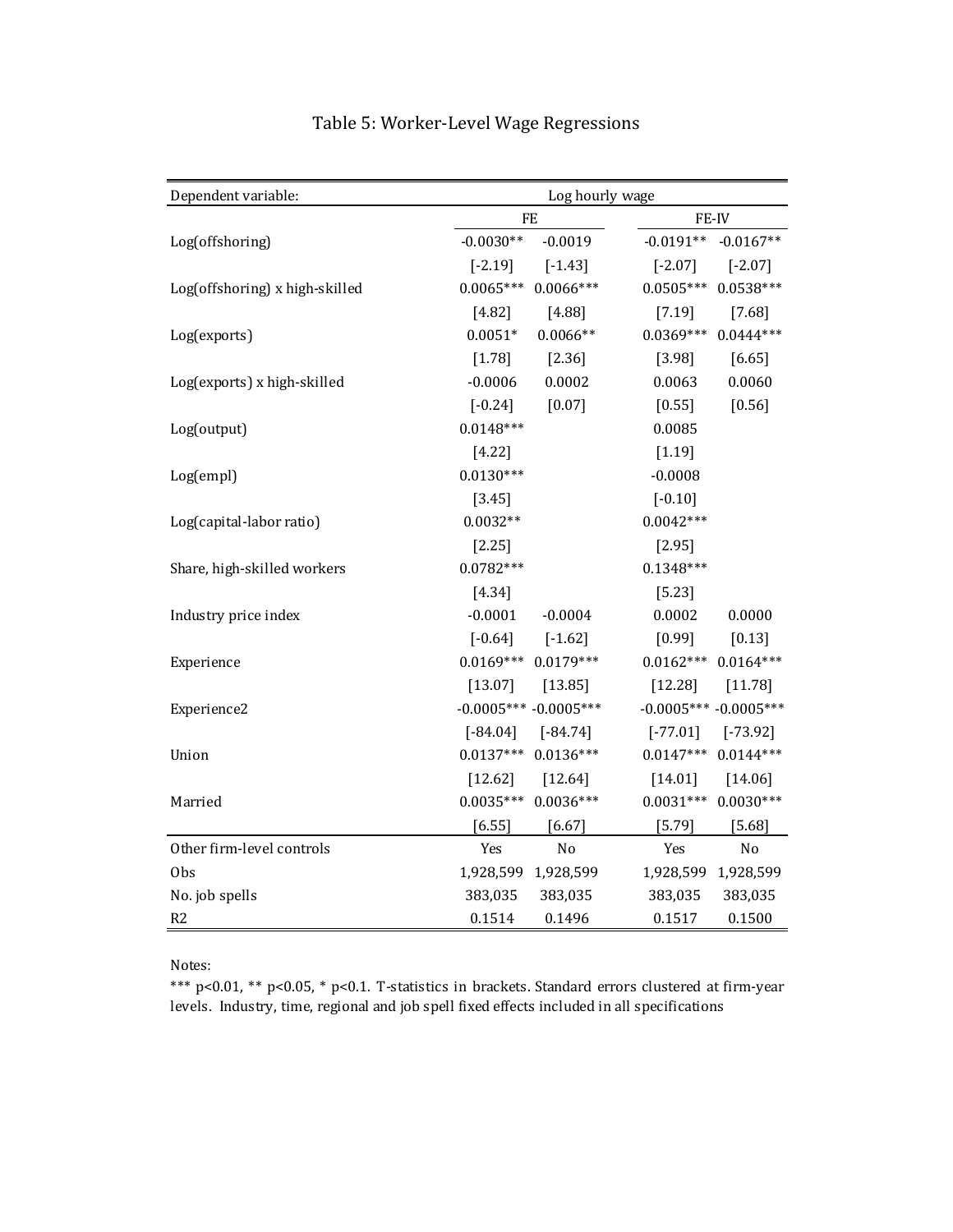# Table 5: Worker-Level Wage Regressions

| Dependent variable: | Log hourly wage | | | |
|---|---|---|---|---|
| | FE | | FE-IV | |
| Log(offshoring) | -0.0030** | -0.0019 | -0.0191** | -0.0167** |
| | [-2.19] | [-1.43] | [-2.07] | [-2.07] |
| Log(offshoring) x high-skilled | 0.0065*** | 0.0066*** | 0.0505*** | 0.0538*** |
| | [4.82] | [4.88] | [7.19] | [7.68] |
| Log(exports) | 0.0051* | 0.0066** | 0.0369*** | 0.0444*** |
| | [1.78] | [2.36] | [3.98] | [6.65] |
| Log(exports) x high-skilled | -0.0006 | 0.0002 | 0.0063 | 0.0060 |
| | [-0.24] | [0.07] | [0.55] | [0.56] |
| Log(output) | 0.0148*** | | 0.0085 | |
| | [4.22] | | [1.19] | |
| Log(empl) | 0.0130*** | | -0.0008 | |
| | [3.45] | | [-0.10] | |
| Log(capital-labor ratio) | 0.0032** | | 0.0042*** | |
| | [2.25] | | [2.95] | |
| Share, high-skilled workers | 0.0782*** | | 0.1348*** | |
| | [4.34] | | [5.23] | |
| Industry price index | -0.0001 | -0.0004 | 0.0002 | 0.0000 |
| | [-0.64] | [-1.62] | [0.99] | [0.13] |
| Experience | 0.0169*** | 0.0179*** | 0.0162*** | 0.0164*** |
| | [13.07] | [13.85] | [12.28] | [11.78] |
| Experience2 | -0.0005*** | -0.0005*** | -0.0005*** | -0.0005*** |
| | [-84.04] | [-84.74] | [-77.01] | [-73.92] |
| Union | 0.0137*** | 0.0136*** | 0.0147*** | 0.0144*** |
| | [12.62] | [12.64] | [14.01] | [14.06] |
| Married | 0.0035*** | 0.0036*** | 0.0031*** | 0.0030*** |
| | [6.55] | [6.67] | [5.79] | [5.68] |
| Other firm-level controls | Yes | No | Yes | No |
| Obs | 1,928,599 | 1,928,599 | 1,928,599 | 1,928,599 |
| No. job spells | 383,035 | 383,035 | 383,035 | 383,035 |
| R2 | 0.1514 | 0.1496 | 0.1517 | 0.1500 |

Notes:

*** p<0.01, ** p<0.05, * p<0.1. T-statistics in brackets. Standard errors clustered at firm-year levels. Industry, time, regional and job spell fixed effects included in all specifications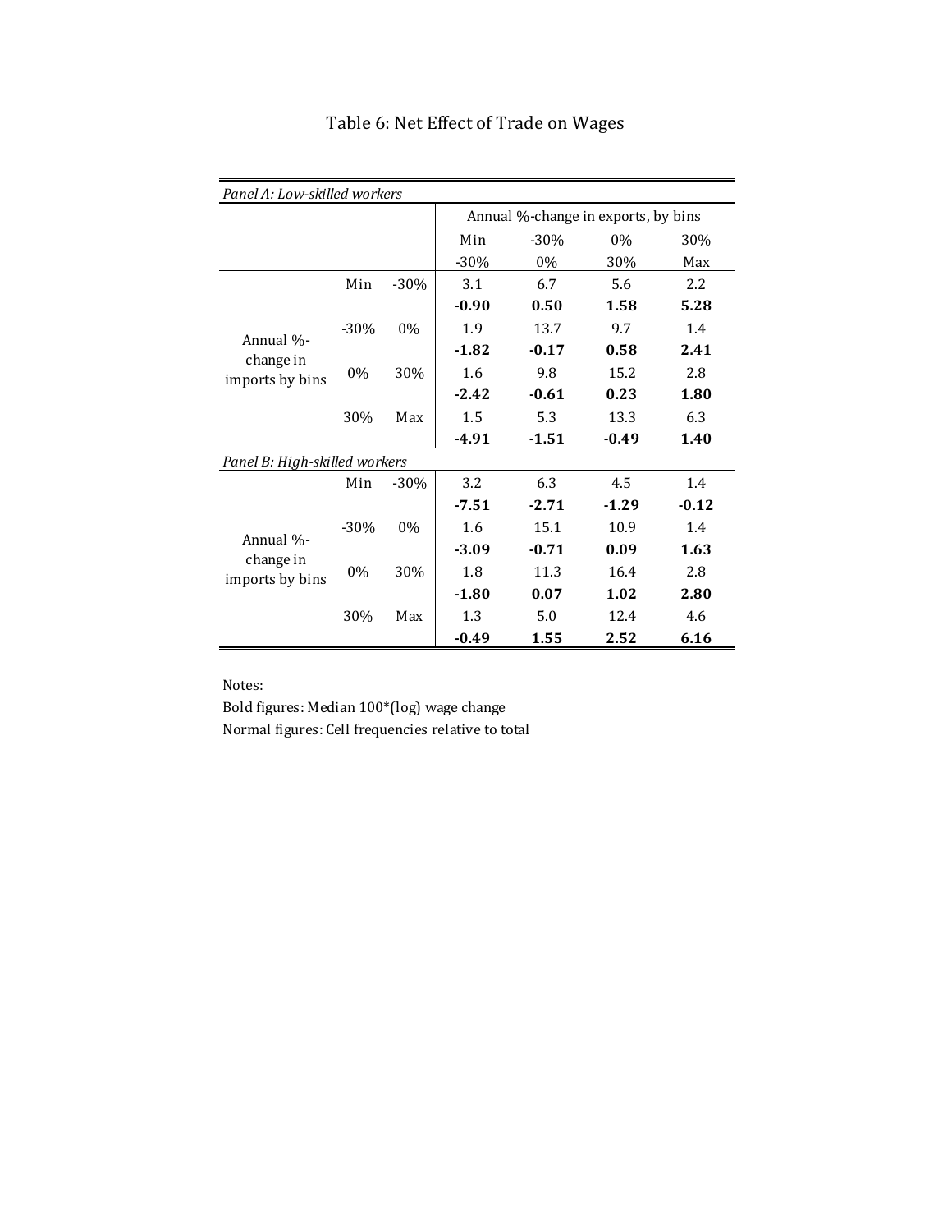# Table 6: Net Effect of Trade on Wages

| *Panel A: Low-skilled workers* | | | | | | |
|---|---|---|---|---|---|---|
| | | | Annual %-change in exports, by bins | | | |
| | | | Min | -30% | 0% | 30% |
| | | | -30% | 0% | 30% | Max |
| Annual %-change in imports by bins | Min | -30% | 3.1 | 6.7 | 5.6 | 2.2 |
| | | | **-0.90** | **0.50** | **1.58** | **5.28** |
| | -30% | 0% | 1.9 | 13.7 | 9.7 | 1.4 |
| | | | **-1.82** | **-0.17** | **0.58** | **2.41** |
| | 0% | 30% | 1.6 | 9.8 | 15.2 | 2.8 |
| | | | **-2.42** | **-0.61** | **0.23** | **1.80** |
| | 30% | Max | 1.5 | 5.3 | 13.3 | 6.3 |
| | | | **-4.91** | **-1.51** | **-0.49** | **1.40** |
| *Panel B: High-skilled workers* | | | | | | |
| Annual %-change in imports by bins | Min | -30% | 3.2 | 6.3 | 4.5 | 1.4 |
| | | | **-7.51** | **-2.71** | **-1.29** | **-0.12** |
| | -30% | 0% | 1.6 | 15.1 | 10.9 | 1.4 |
| | | | **-3.09** | **-0.71** | **0.09** | **1.63** |
| | 0% | 30% | 1.8 | 11.3 | 16.4 | 2.8 |
| | | | **-1.80** | **0.07** | **1.02** | **2.80** |
| | 30% | Max | 1.3 | 5.0 | 12.4 | 4.6 |
| | | | **-0.49** | **1.55** | **2.52** | **6.16** |

Notes:

Bold figures: Median 100*(log) wage change

Normal figures: Cell frequencies relative to total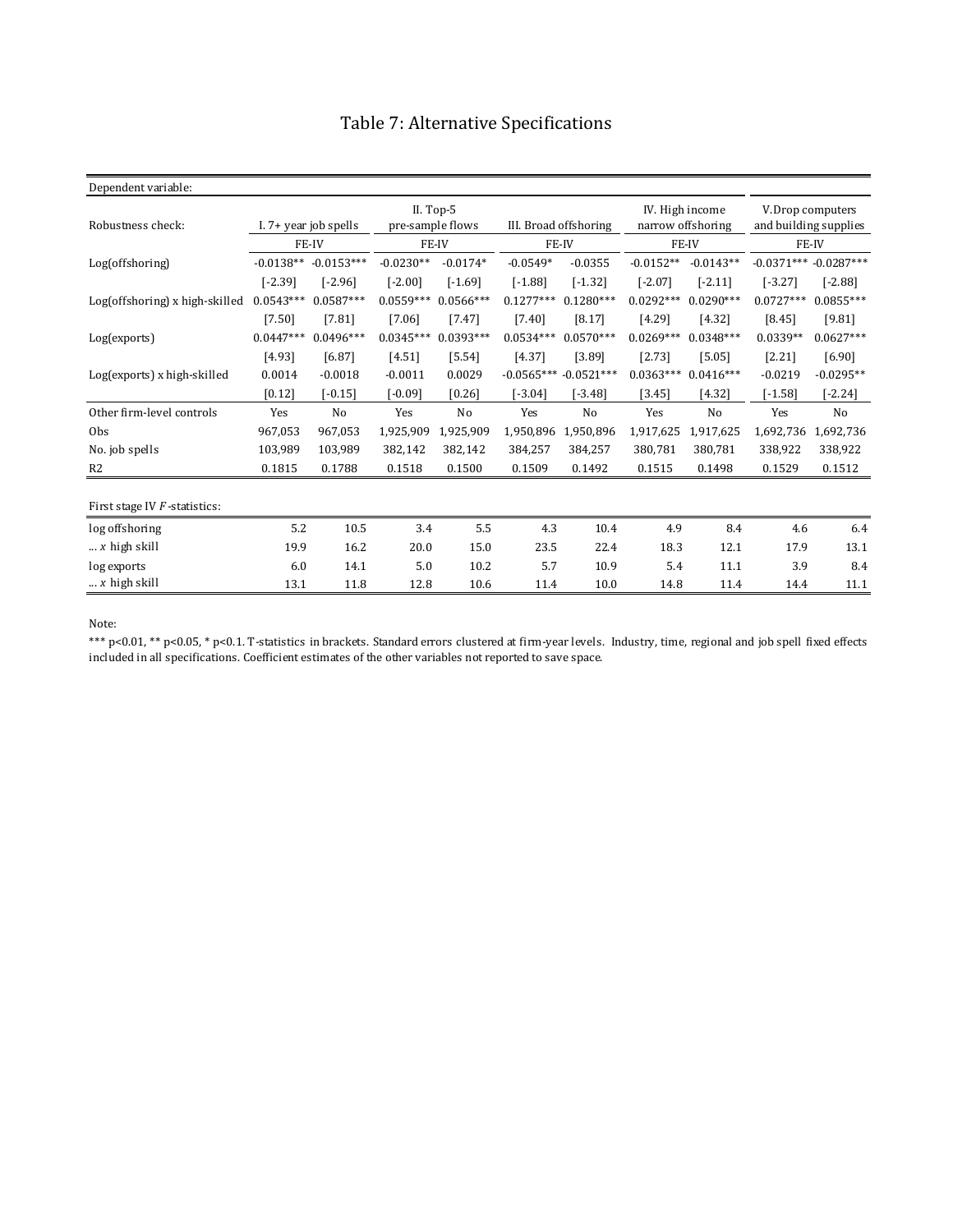# Table 7: Alternative Specifications

| Dependent variable: | | | | | | | | | | |
|---|---|---|---|---|---|---|---|---|---|---|
| Robustness check: | I. 7+ year job spells | | II. Top-5 pre-sample flows | | III. Broad offshoring | | IV. High income narrow offshoring | | V.Drop computers and building supplies | |
| | FE-IV | | FE-IV | | FE-IV | | FE-IV | | FE-IV | |
| Log(offshoring) | -0.0138** | -0.0153*** | -0.0230** | -0.0174* | -0.0549* | -0.0355 | -0.0152** | -0.0143** | -0.0371*** | -0.0287*** |
| | [-2.39] | [-2.96] | [-2.00] | [-1.69] | [-1.88] | [-1.32] | [-2.07] | [-2.11] | [-3.27] | [-2.88] |
| Log(offshoring) x high-skilled | 0.0543*** | 0.0587*** | 0.0559*** | 0.0566*** | 0.1277*** | 0.1280*** | 0.0292*** | 0.0290*** | 0.0727*** | 0.0855*** |
| | [7.50] | [7.81] | [7.06] | [7.47] | [7.40] | [8.17] | [4.29] | [4.32] | [8.45] | [9.81] |
| Log(exports) | 0.0447*** | 0.0496*** | 0.0345*** | 0.0393*** | 0.0534*** | 0.0570*** | 0.0269*** | 0.0348*** | 0.0339** | 0.0627*** |
| | [4.93] | [6.87] | [4.51] | [5.54] | [4.37] | [3.89] | [2.73] | [5.05] | [2.21] | [6.90] |
| Log(exports) x high-skilled | 0.0014 | -0.0018 | -0.0011 | 0.0029 | -0.0565*** | -0.0521*** | 0.0363*** | 0.0416*** | -0.0219 | -0.0295** |
| | [0.12] | [-0.15] | [-0.09] | [0.26] | [-3.04] | [-3.48] | [3.45] | [4.32] | [-1.58] | [-2.24] |
| Other firm-level controls | Yes | No | Yes | No | Yes | No | Yes | No | Yes | No |
| Obs | 967,053 | 967,053 | 1,925,909 | 1,925,909 | 1,950,896 | 1,950,896 | 1,917,625 | 1,917,625 | 1,692,736 | 1,692,736 |
| No. job spells | 103,989 | 103,989 | 382,142 | 382,142 | 384,257 | 384,257 | 380,781 | 380,781 | 338,922 | 338,922 |
| R2 | 0.1815 | 0.1788 | 0.1518 | 0.1500 | 0.1509 | 0.1492 | 0.1515 | 0.1498 | 0.1529 | 0.1512 |
| First stage IV *F*-statistics: | | | | | | | | | | |
| log offshoring | 5.2 | 10.5 | 3.4 | 5.5 | 4.3 | 10.4 | 4.9 | 8.4 | 4.6 | 6.4 |
| ... *x* high skill | 19.9 | 16.2 | 20.0 | 15.0 | 23.5 | 22.4 | 18.3 | 12.1 | 17.9 | 13.1 |
| log exports | 6.0 | 14.1 | 5.0 | 10.2 | 5.7 | 10.9 | 5.4 | 11.1 | 3.9 | 8.4 |
| ... *x* high skill | 13.1 | 11.8 | 12.8 | 10.6 | 11.4 | 10.0 | 14.8 | 11.4 | 14.4 | 11.1 |

Note:

*** p<0.01, ** p<0.05, * p<0.1. T-statistics in brackets. Standard errors clustered at firm-year levels. Industry, time, regional and job spell fixed effects included in all specifications. Coefficient estimates of the other variables not reported to save space.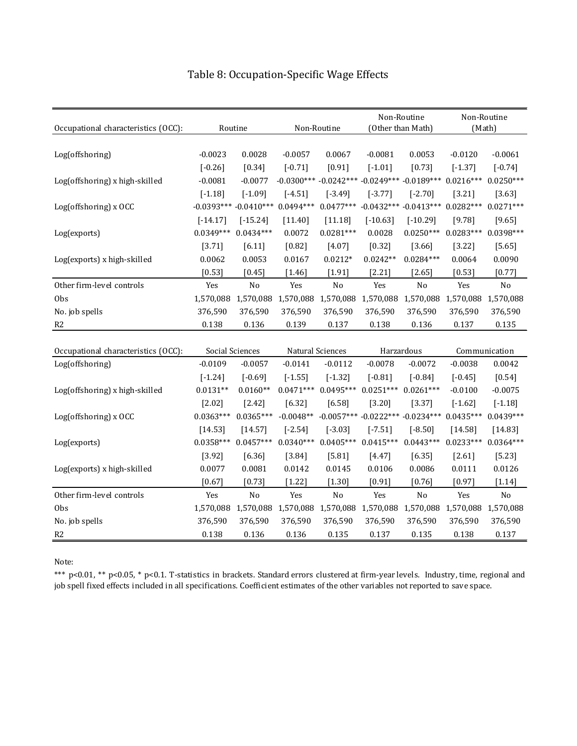# Table 8: Occupation-Specific Wage Effects

| Occupational characteristics (OCC): | Routine | | Non-Routine | | Non-Routine (Other than Math) | | Non-Routine (Math) | |
|---|---|---|---|---|---|---|---|---|
| Log(offshoring) | -0.0023 | 0.0028 | -0.0057 | 0.0067 | -0.0081 | 0.0053 | -0.0120 | -0.0061 |
| | [-0.26] | [0.34] | [-0.71] | [0.91] | [-1.01] | [0.73] | [-1.37] | [-0.74] |
| Log(offshoring) x high-skilled | -0.0081 | -0.0077 | -0.0300*** | -0.0242*** | -0.0249*** | -0.0189*** | 0.0216*** | 0.0250*** |
| | [-1.18] | [-1.09] | [-4.51] | [-3.49] | [-3.77] | [-2.70] | [3.21] | [3.63] |
| Log(offshoring) x OCC | -0.0393*** | -0.0410*** | 0.0494*** | 0.0477*** | -0.0432*** | -0.0413*** | 0.0282*** | 0.0271*** |
| | [-14.17] | [-15.24] | [11.40] | [11.18] | [-10.63] | [-10.29] | [9.78] | [9.65] |
| Log(exports) | 0.0349*** | 0.0434*** | 0.0072 | 0.0281*** | 0.0028 | 0.0250*** | 0.0283*** | 0.0398*** |
| | [3.71] | [6.11] | [0.82] | [4.07] | [0.32] | [3.66] | [3.22] | [5.65] |
| Log(exports) x high-skilled | 0.0062 | 0.0053 | 0.0167 | 0.0212* | 0.0242** | 0.0284*** | 0.0064 | 0.0090 |
| | [0.53] | [0.45] | [1.46] | [1.91] | [2.21] | [2.65] | [0.53] | [0.77] |
| Other firm-level controls | Yes | No | Yes | No | Yes | No | Yes | No |
| Obs | 1,570,088 | 1,570,088 | 1,570,088 | 1,570,088 | 1,570,088 | 1,570,088 | 1,570,088 | 1,570,088 |
| No. job spells | 376,590 | 376,590 | 376,590 | 376,590 | 376,590 | 376,590 | 376,590 | 376,590 |
| R2 | 0.138 | 0.136 | 0.139 | 0.137 | 0.138 | 0.136 | 0.137 | 0.135 |

| Occupational characteristics (OCC): | Social Sciences | | Natural Sciences | | Harzardous | | Communication | |
|---|---|---|---|---|---|---|---|---|
| Log(offshoring) | -0.0109 | -0.0057 | -0.0141 | -0.0112 | -0.0078 | -0.0072 | -0.0038 | 0.0042 |
| | [-1.24] | [-0.69] | [-1.55] | [-1.32] | [-0.81] | [-0.84] | [-0.45] | [0.54] |
| Log(offshoring) x high-skilled | 0.0131** | 0.0160** | 0.0471*** | 0.0495*** | 0.0251*** | 0.0261*** | -0.0100 | -0.0075 |
| | [2.02] | [2.42] | [6.32] | [6.58] | [3.20] | [3.37] | [-1.62] | [-1.18] |
| Log(offshoring) x OCC | 0.0363*** | 0.0365*** | -0.0048** | -0.0057*** | -0.0222*** | -0.0234*** | 0.0435*** | 0.0439*** |
| | [14.53] | [14.57] | [-2.54] | [-3.03] | [-7.51] | [-8.50] | [14.58] | [14.83] |
| Log(exports) | 0.0358*** | 0.0457*** | 0.0340*** | 0.0405*** | 0.0415*** | 0.0443*** | 0.0233*** | 0.0364*** |
| | [3.92] | [6.36] | [3.84] | [5.81] | [4.47] | [6.35] | [2.61] | [5.23] |
| Log(exports) x high-skilled | 0.0077 | 0.0081 | 0.0142 | 0.0145 | 0.0106 | 0.0086 | 0.0111 | 0.0126 |
| | [0.67] | [0.73] | [1.22] | [1.30] | [0.91] | [0.76] | [0.97] | [1.14] |
| Other firm-level controls | Yes | No | Yes | No | Yes | No | Yes | No |
| Obs | 1,570,088 | 1,570,088 | 1,570,088 | 1,570,088 | 1,570,088 | 1,570,088 | 1,570,088 | 1,570,088 |
| No. job spells | 376,590 | 376,590 | 376,590 | 376,590 | 376,590 | 376,590 | 376,590 | 376,590 |
| R2 | 0.138 | 0.136 | 0.136 | 0.135 | 0.137 | 0.135 | 0.138 | 0.137 |

Note:

*** p<0.01, ** p<0.05, * p<0.1. T-statistics in brackets. Standard errors clustered at firm-year levels. Industry, time, regional and job spell fixed effects included in all specifications. Coefficient estimates of the other variables not reported to save space.